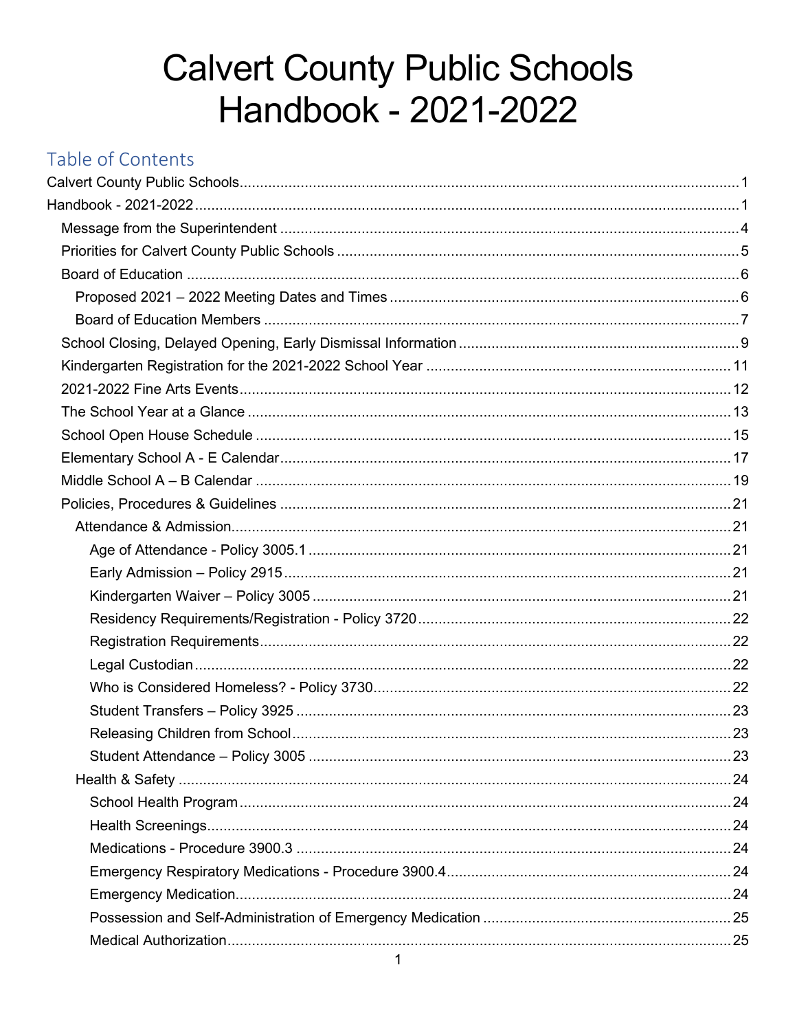# Calvert County Public Schools
# Handbook - 2021-2022

## Table of Contents

- Calvert County Public Schools....1
- Handbook - 2021-2022....1
  - Message from the Superintendent....4
  - Priorities for Calvert County Public Schools....5
  - Board of Education....6
    - Proposed 2021 – 2022 Meeting Dates and Times....6
    - Board of Education Members....7
  - School Closing, Delayed Opening, Early Dismissal Information....9
  - Kindergarten Registration for the 2021-2022 School Year....11
  - 2021-2022 Fine Arts Events....12
  - The School Year at a Glance....13
  - School Open House Schedule....15
  - Elementary School A - E Calendar....17
  - Middle School A – B Calendar....19
  - Policies, Procedures & Guidelines....21
    - Attendance & Admission....21
      - Age of Attendance - Policy 3005.1....21
      - Early Admission – Policy 2915....21
      - Kindergarten Waiver – Policy 3005....21
      - Residency Requirements/Registration - Policy 3720....22
      - Registration Requirements....22
      - Legal Custodian....22
      - Who is Considered Homeless? - Policy 3730....22
      - Student Transfers – Policy 3925....23
      - Releasing Children from School....23
      - Student Attendance – Policy 3005....23
    - Health & Safety....24
      - School Health Program....24
      - Health Screenings....24
      - Medications - Procedure 3900.3....24
      - Emergency Respiratory Medications - Procedure 3900.4....24
      - Emergency Medication....24
      - Possession and Self-Administration of Emergency Medication....25
      - Medical Authorization....25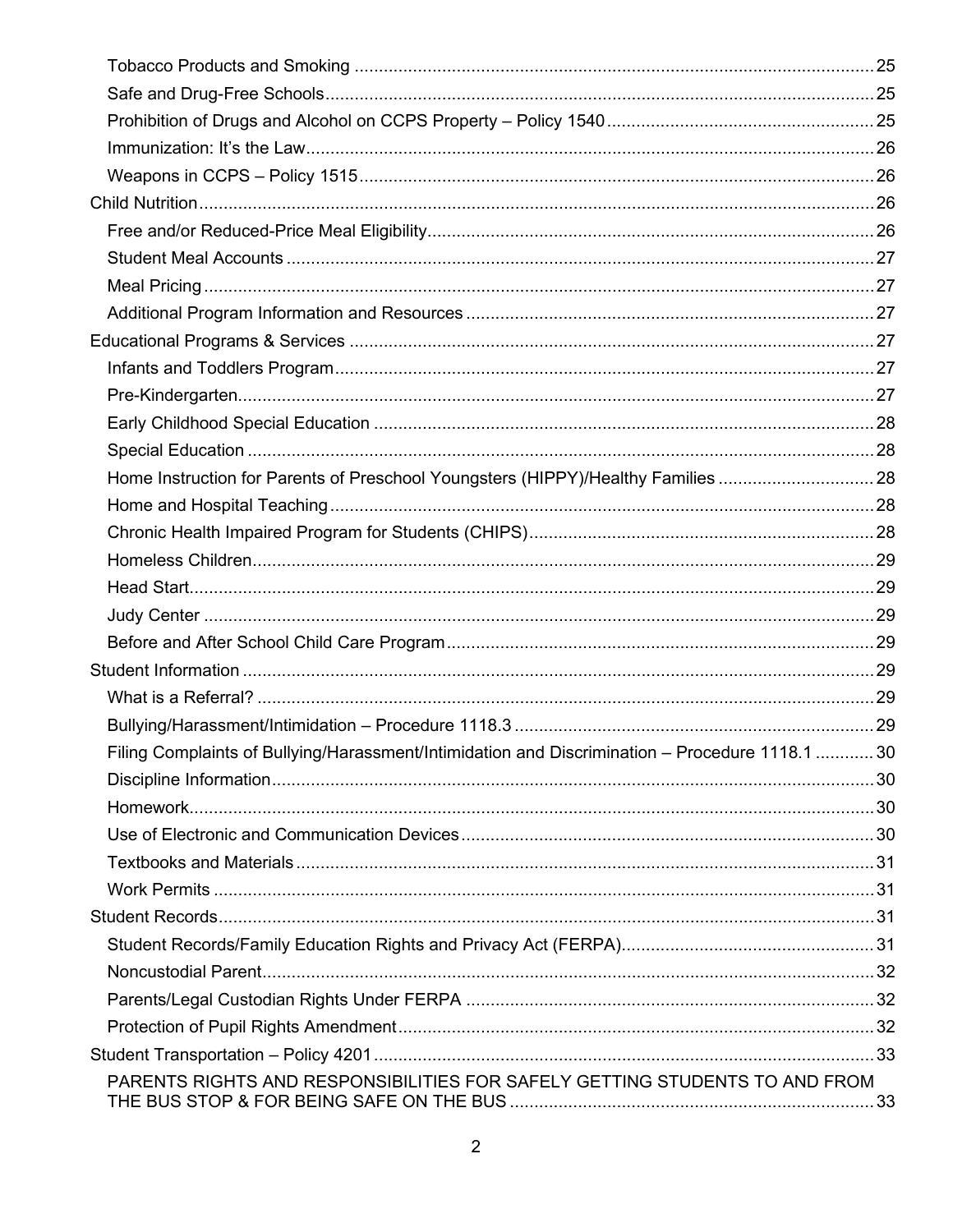- Tobacco Products and Smoking ..... 25
- Safe and Drug-Free Schools ..... 25
- Prohibition of Drugs and Alcohol on CCPS Property – Policy 1540 ..... 25
- Immunization: It's the Law ..... 26
- Weapons in CCPS – Policy 1515 ..... 26

Child Nutrition ..... 26
- Free and/or Reduced-Price Meal Eligibility ..... 26
- Student Meal Accounts ..... 27
- Meal Pricing ..... 27
- Additional Program Information and Resources ..... 27

Educational Programs & Services ..... 27
- Infants and Toddlers Program ..... 27
- Pre-Kindergarten ..... 27
- Early Childhood Special Education ..... 28
- Special Education ..... 28
- Home Instruction for Parents of Preschool Youngsters (HIPPY)/Healthy Families ..... 28
- Home and Hospital Teaching ..... 28
- Chronic Health Impaired Program for Students (CHIPS) ..... 28
- Homeless Children ..... 29
- Head Start ..... 29
- Judy Center ..... 29
- Before and After School Child Care Program ..... 29

Student Information ..... 29
- What is a Referral? ..... 29
- Bullying/Harassment/Intimidation – Procedure 1118.3 ..... 29
- Filing Complaints of Bullying/Harassment/Intimidation and Discrimination – Procedure 1118.1 ..... 30
- Discipline Information ..... 30
- Homework ..... 30
- Use of Electronic and Communication Devices ..... 30
- Textbooks and Materials ..... 31
- Work Permits ..... 31

Student Records ..... 31
- Student Records/Family Education Rights and Privacy Act (FERPA) ..... 31
- Noncustodial Parent ..... 32
- Parents/Legal Custodian Rights Under FERPA ..... 32
- Protection of Pupil Rights Amendment ..... 32

Student Transportation – Policy 4201 ..... 33
- PARENTS RIGHTS AND RESPONSIBILITIES FOR SAFELY GETTING STUDENTS TO AND FROM THE BUS STOP & FOR BEING SAFE ON THE BUS ..... 33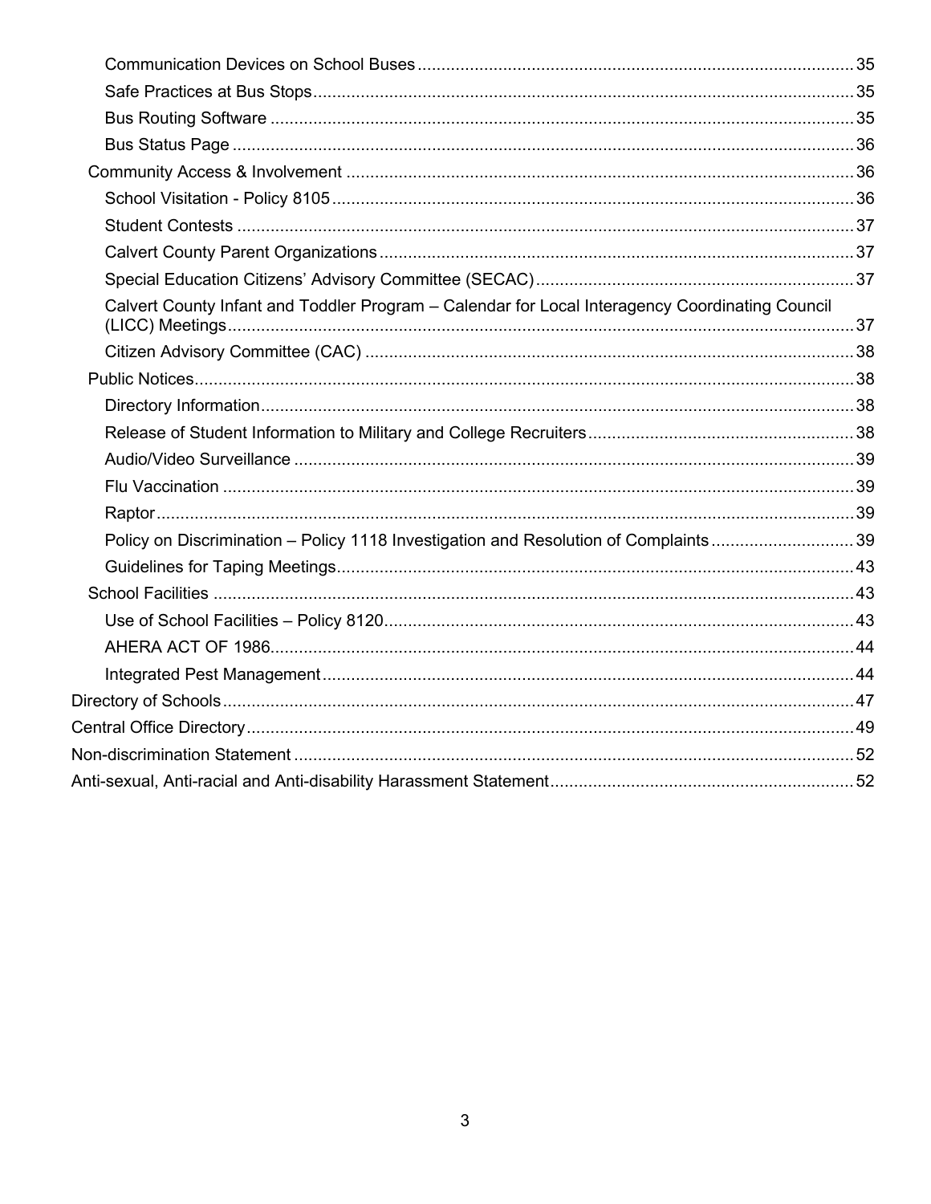- Communication Devices on School Buses ... 35
- Safe Practices at Bus Stops ... 35
- Bus Routing Software ... 35
- Bus Status Page ... 36

Community Access & Involvement ... 36

- School Visitation - Policy 8105 ... 36
- Student Contests ... 37
- Calvert County Parent Organizations ... 37
- Special Education Citizens' Advisory Committee (SECAC) ... 37
- Calvert County Infant and Toddler Program – Calendar for Local Interagency Coordinating Council (LICC) Meetings ... 37
- Citizen Advisory Committee (CAC) ... 38

Public Notices ... 38

- Directory Information ... 38
- Release of Student Information to Military and College Recruiters ... 38
- Audio/Video Surveillance ... 39
- Flu Vaccination ... 39
- Raptor ... 39
- Policy on Discrimination – Policy 1118 Investigation and Resolution of Complaints ... 39
- Guidelines for Taping Meetings ... 43

School Facilities ... 43

- Use of School Facilities – Policy 8120 ... 43
- AHERA ACT OF 1986 ... 44
- Integrated Pest Management ... 44

Directory of Schools ... 47

Central Office Directory ... 49

Non-discrimination Statement ... 52

Anti-sexual, Anti-racial and Anti-disability Harassment Statement ... 52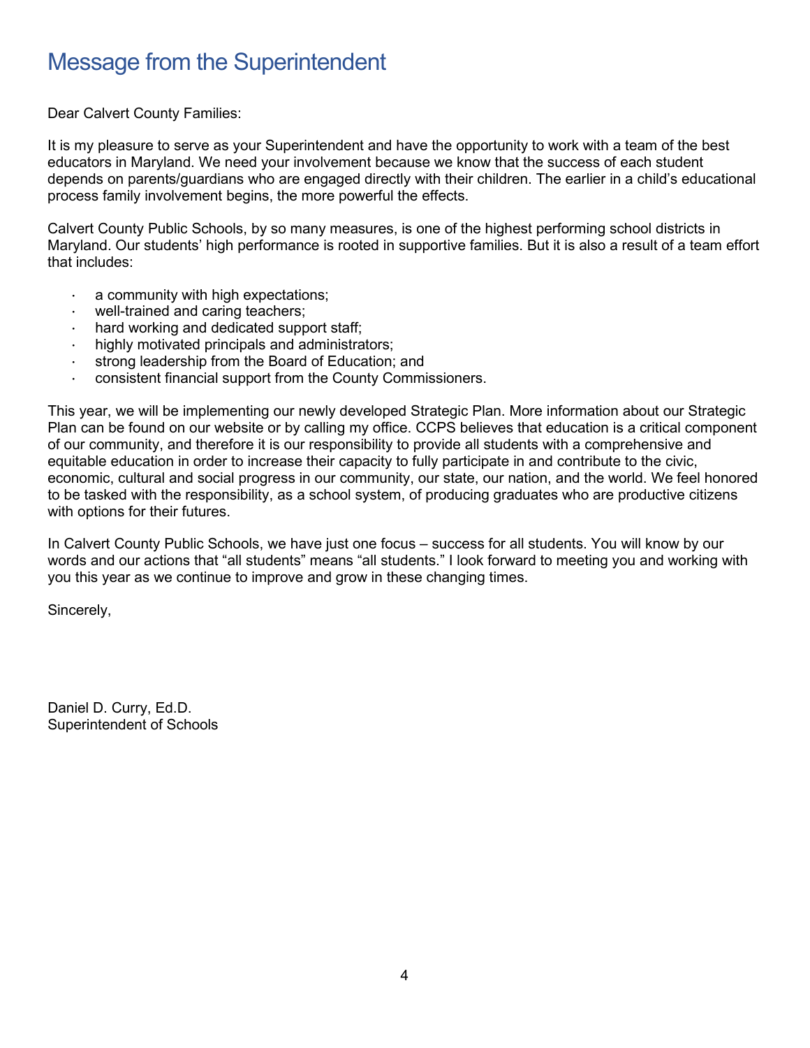# Message from the Superintendent

Dear Calvert County Families:

It is my pleasure to serve as your Superintendent and have the opportunity to work with a team of the best educators in Maryland. We need your involvement because we know that the success of each student depends on parents/guardians who are engaged directly with their children. The earlier in a child's educational process family involvement begins, the more powerful the effects.

Calvert County Public Schools, by so many measures, is one of the highest performing school districts in Maryland. Our students' high performance is rooted in supportive families. But it is also a result of a team effort that includes:

- a community with high expectations;
- well-trained and caring teachers;
- hard working and dedicated support staff;
- highly motivated principals and administrators;
- strong leadership from the Board of Education; and
- consistent financial support from the County Commissioners.

This year, we will be implementing our newly developed Strategic Plan. More information about our Strategic Plan can be found on our website or by calling my office. CCPS believes that education is a critical component of our community, and therefore it is our responsibility to provide all students with a comprehensive and equitable education in order to increase their capacity to fully participate in and contribute to the civic, economic, cultural and social progress in our community, our state, our nation, and the world. We feel honored to be tasked with the responsibility, as a school system, of producing graduates who are productive citizens with options for their futures.

In Calvert County Public Schools, we have just one focus – success for all students. You will know by our words and our actions that "all students" means "all students." I look forward to meeting you and working with you this year as we continue to improve and grow in these changing times.

Sincerely,

Daniel D. Curry, Ed.D.
Superintendent of Schools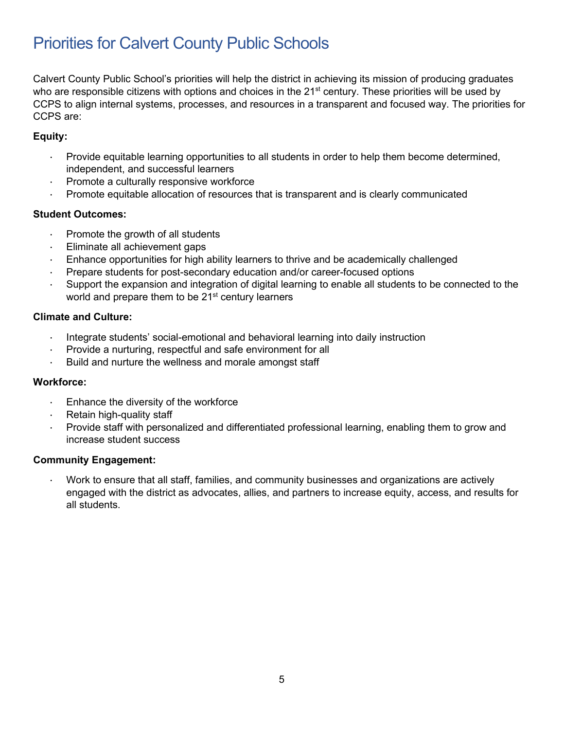# Priorities for Calvert County Public Schools

Calvert County Public School's priorities will help the district in achieving its mission of producing graduates who are responsible citizens with options and choices in the 21st century. These priorities will be used by CCPS to align internal systems, processes, and resources in a transparent and focused way. The priorities for CCPS are:

**Equity:**

- Provide equitable learning opportunities to all students in order to help them become determined, independent, and successful learners
- Promote a culturally responsive workforce
- Promote equitable allocation of resources that is transparent and is clearly communicated

**Student Outcomes:**

- Promote the growth of all students
- Eliminate all achievement gaps
- Enhance opportunities for high ability learners to thrive and be academically challenged
- Prepare students for post-secondary education and/or career-focused options
- Support the expansion and integration of digital learning to enable all students to be connected to the world and prepare them to be 21st century learners

**Climate and Culture:**

- Integrate students' social-emotional and behavioral learning into daily instruction
- Provide a nurturing, respectful and safe environment for all
- Build and nurture the wellness and morale amongst staff

**Workforce:**

- Enhance the diversity of the workforce
- Retain high-quality staff
- Provide staff with personalized and differentiated professional learning, enabling them to grow and increase student success

**Community Engagement:**

- Work to ensure that all staff, families, and community businesses and organizations are actively engaged with the district as advocates, allies, and partners to increase equity, access, and results for all students.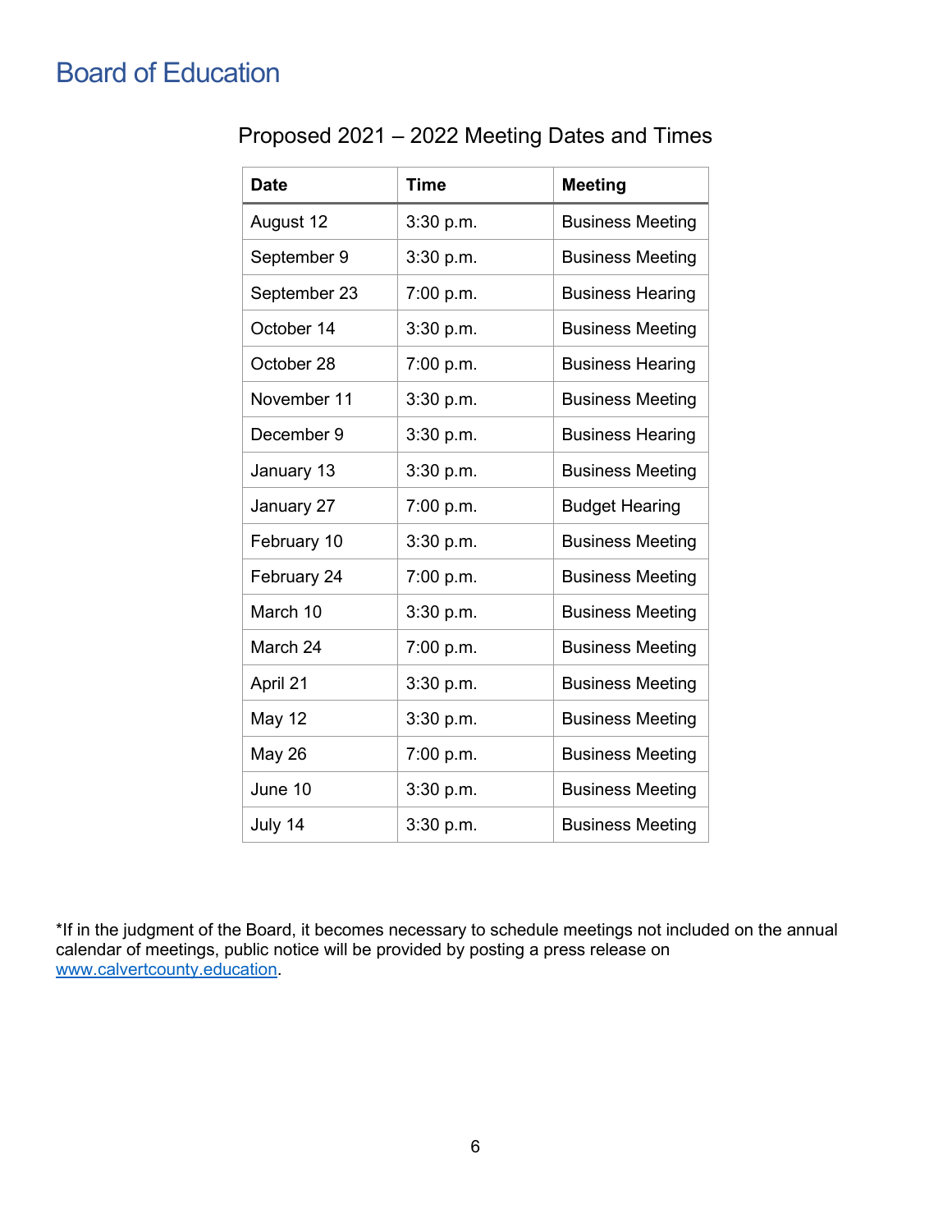# Board of Education

## Proposed 2021 – 2022 Meeting Dates and Times

| Date | Time | Meeting |
|---|---|---|
| August 12 | 3:30 p.m. | Business Meeting |
| September 9 | 3:30 p.m. | Business Meeting |
| September 23 | 7:00 p.m. | Business Hearing |
| October 14 | 3:30 p.m. | Business Meeting |
| October 28 | 7:00 p.m. | Business Hearing |
| November 11 | 3:30 p.m. | Business Meeting |
| December 9 | 3:30 p.m. | Business Hearing |
| January 13 | 3:30 p.m. | Business Meeting |
| January 27 | 7:00 p.m. | Budget Hearing |
| February 10 | 3:30 p.m. | Business Meeting |
| February 24 | 7:00 p.m. | Business Meeting |
| March 10 | 3:30 p.m. | Business Meeting |
| March 24 | 7:00 p.m. | Business Meeting |
| April 21 | 3:30 p.m. | Business Meeting |
| May 12 | 3:30 p.m. | Business Meeting |
| May 26 | 7:00 p.m. | Business Meeting |
| June 10 | 3:30 p.m. | Business Meeting |
| July 14 | 3:30 p.m. | Business Meeting |

*If in the judgment of the Board, it becomes necessary to schedule meetings not included on the annual calendar of meetings, public notice will be provided by posting a press release on www.calvertcounty.education.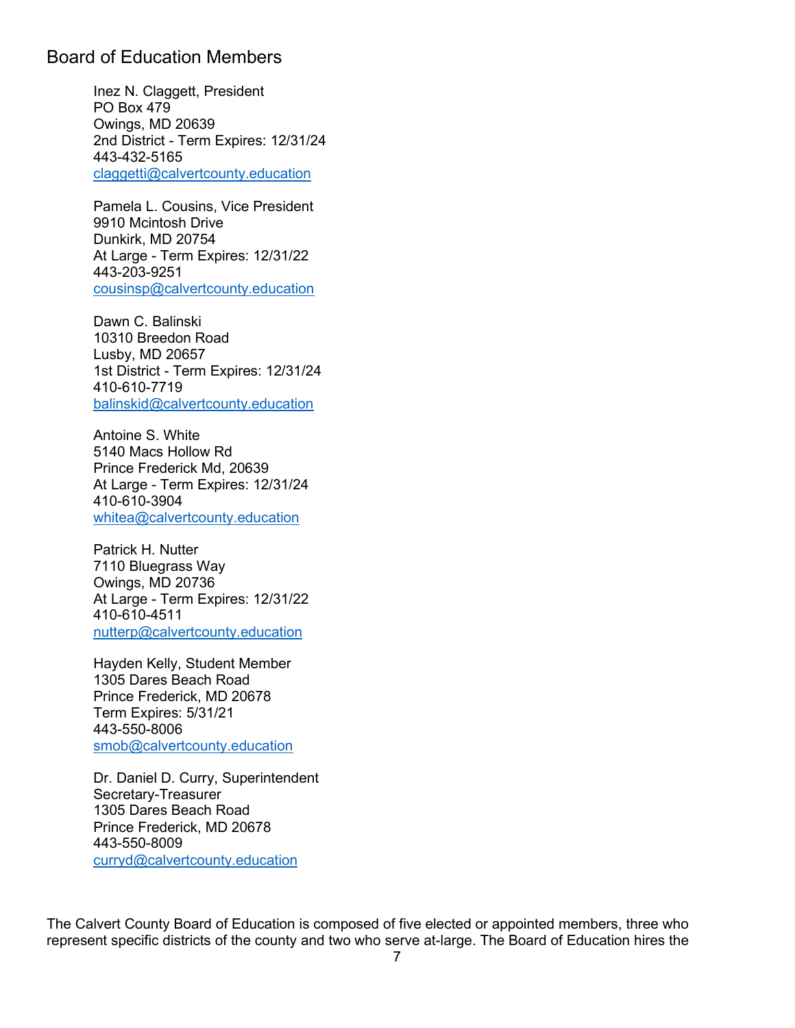## Board of Education Members

Inez N. Claggett, President
PO Box 479
Owings, MD 20639
2nd District - Term Expires: 12/31/24
443-432-5165
claggetti@calvertcounty.education

Pamela L. Cousins, Vice President
9910 Mcintosh Drive
Dunkirk, MD 20754
At Large - Term Expires: 12/31/22
443-203-9251
cousinsp@calvertcounty.education

Dawn C. Balinski
10310 Breedon Road
Lusby, MD 20657
1st District - Term Expires: 12/31/24
410-610-7719
balinskid@calvertcounty.education

Antoine S. White
5140 Macs Hollow Rd
Prince Frederick Md, 20639
At Large - Term Expires: 12/31/24
410-610-3904
whitea@calvertcounty.education

Patrick H. Nutter
7110 Bluegrass Way
Owings, MD 20736
At Large - Term Expires: 12/31/22
410-610-4511
nutterp@calvertcounty.education

Hayden Kelly, Student Member
1305 Dares Beach Road
Prince Frederick, MD 20678
Term Expires: 5/31/21
443-550-8006
smob@calvertcounty.education

Dr. Daniel D. Curry, Superintendent
Secretary-Treasurer
1305 Dares Beach Road
Prince Frederick, MD 20678
443-550-8009
curryd@calvertcounty.education

The Calvert County Board of Education is composed of five elected or appointed members, three who represent specific districts of the county and two who serve at-large. The Board of Education hires the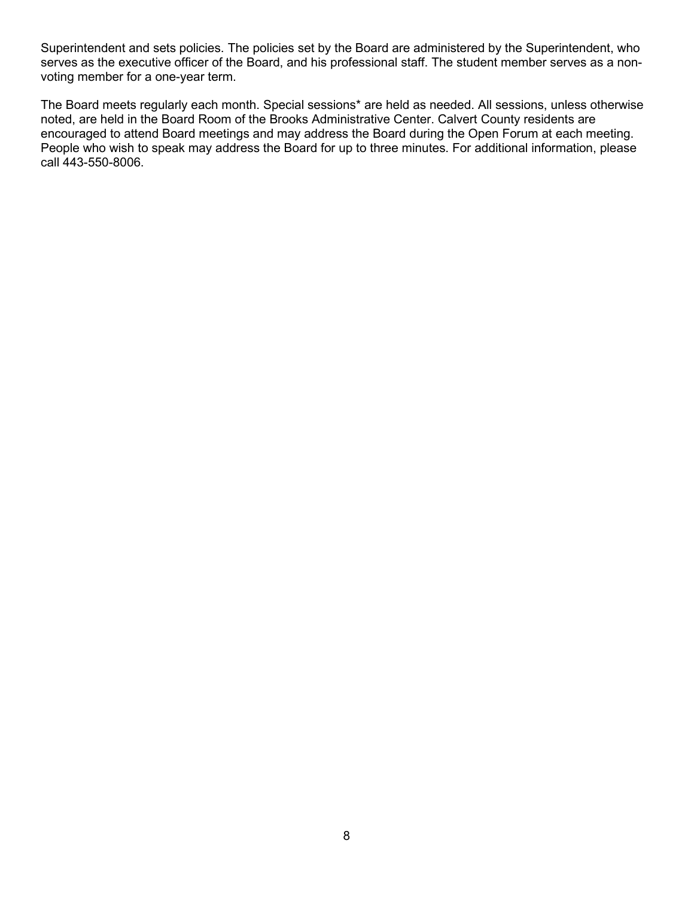Superintendent and sets policies. The policies set by the Board are administered by the Superintendent, who serves as the executive officer of the Board, and his professional staff. The student member serves as a non-voting member for a one-year term.

The Board meets regularly each month. Special sessions* are held as needed. All sessions, unless otherwise noted, are held in the Board Room of the Brooks Administrative Center. Calvert County residents are encouraged to attend Board meetings and may address the Board during the Open Forum at each meeting. People who wish to speak may address the Board for up to three minutes. For additional information, please call 443-550-8006.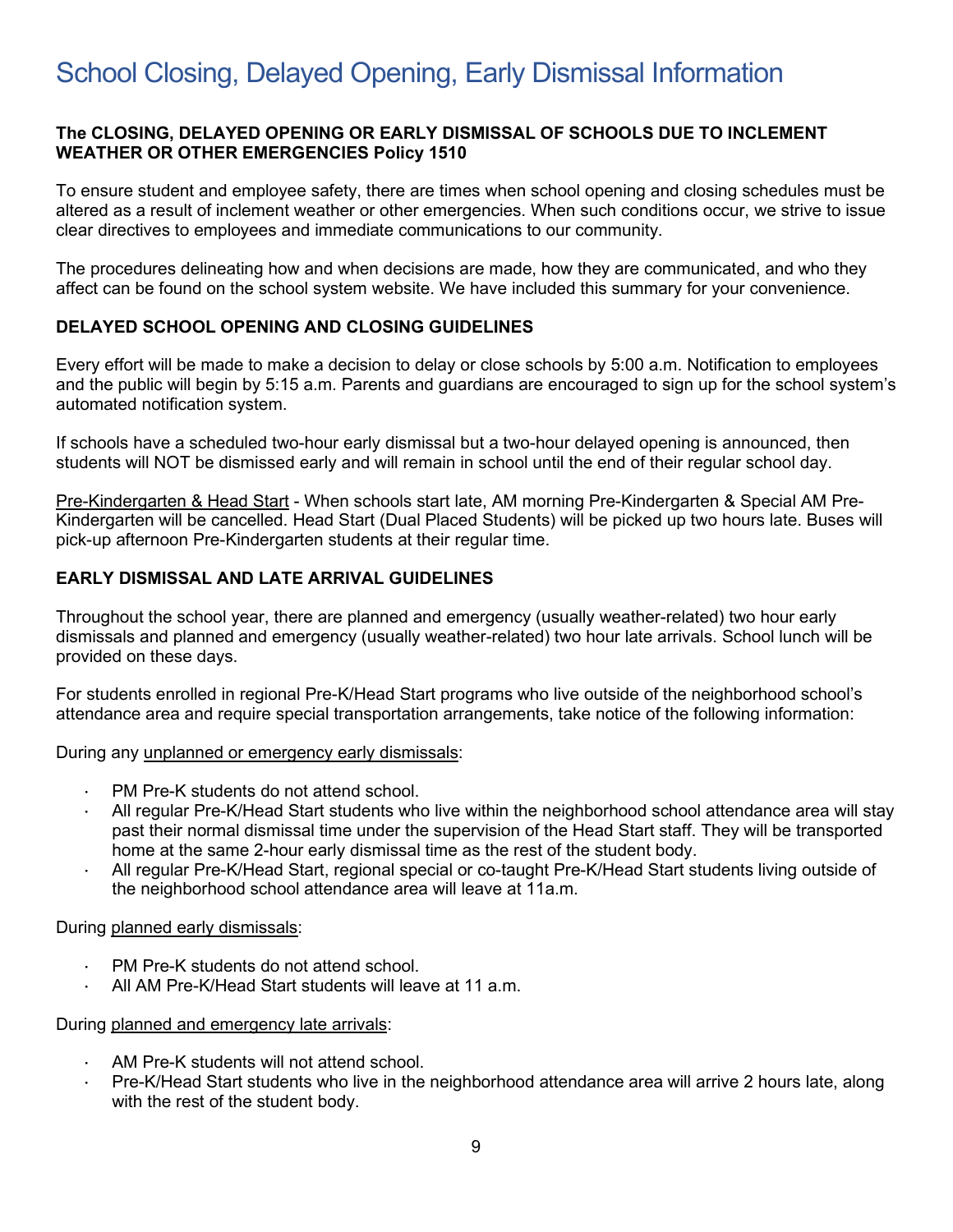# School Closing, Delayed Opening, Early Dismissal Information

**The CLOSING, DELAYED OPENING OR EARLY DISMISSAL OF SCHOOLS DUE TO INCLEMENT WEATHER OR OTHER EMERGENCIES Policy 1510**

To ensure student and employee safety, there are times when school opening and closing schedules must be altered as a result of inclement weather or other emergencies. When such conditions occur, we strive to issue clear directives to employees and immediate communications to our community.

The procedures delineating how and when decisions are made, how they are communicated, and who they affect can be found on the school system website. We have included this summary for your convenience.

**DELAYED SCHOOL OPENING AND CLOSING GUIDELINES**

Every effort will be made to make a decision to delay or close schools by 5:00 a.m. Notification to employees and the public will begin by 5:15 a.m. Parents and guardians are encouraged to sign up for the school system's automated notification system.

If schools have a scheduled two-hour early dismissal but a two-hour delayed opening is announced, then students will NOT be dismissed early and will remain in school until the end of their regular school day.

Pre-Kindergarten & Head Start - When schools start late, AM morning Pre-Kindergarten & Special AM Pre-Kindergarten will be cancelled. Head Start (Dual Placed Students) will be picked up two hours late. Buses will pick-up afternoon Pre-Kindergarten students at their regular time.

**EARLY DISMISSAL AND LATE ARRIVAL GUIDELINES**

Throughout the school year, there are planned and emergency (usually weather-related) two hour early dismissals and planned and emergency (usually weather-related) two hour late arrivals. School lunch will be provided on these days.

For students enrolled in regional Pre-K/Head Start programs who live outside of the neighborhood school's attendance area and require special transportation arrangements, take notice of the following information:

During any unplanned or emergency early dismissals:

- PM Pre-K students do not attend school.
- All regular Pre-K/Head Start students who live within the neighborhood school attendance area will stay past their normal dismissal time under the supervision of the Head Start staff. They will be transported home at the same 2-hour early dismissal time as the rest of the student body.
- All regular Pre-K/Head Start, regional special or co-taught Pre-K/Head Start students living outside of the neighborhood school attendance area will leave at 11a.m.

During planned early dismissals:

- PM Pre-K students do not attend school.
- All AM Pre-K/Head Start students will leave at 11 a.m.

During planned and emergency late arrivals:

- AM Pre-K students will not attend school.
- Pre-K/Head Start students who live in the neighborhood attendance area will arrive 2 hours late, along with the rest of the student body.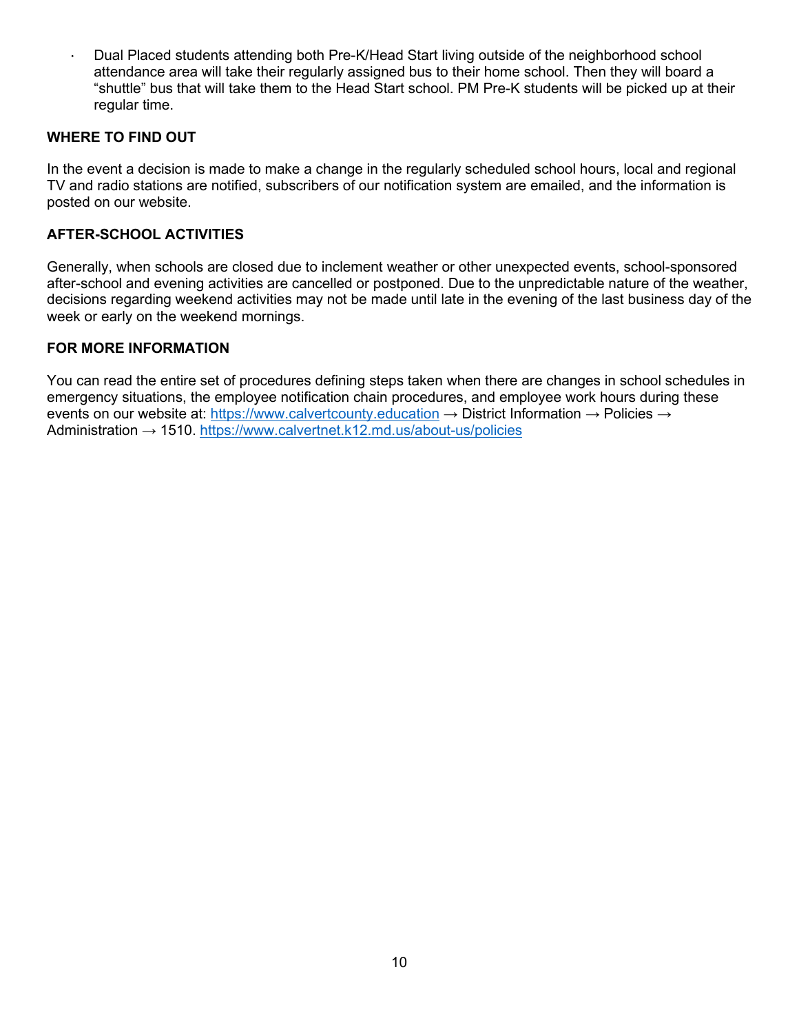- Dual Placed students attending both Pre-K/Head Start living outside of the neighborhood school attendance area will take their regularly assigned bus to their home school. Then they will board a "shuttle" bus that will take them to the Head Start school. PM Pre-K students will be picked up at their regular time.

**WHERE TO FIND OUT**

In the event a decision is made to make a change in the regularly scheduled school hours, local and regional TV and radio stations are notified, subscribers of our notification system are emailed, and the information is posted on our website.

**AFTER-SCHOOL ACTIVITIES**

Generally, when schools are closed due to inclement weather or other unexpected events, school-sponsored after-school and evening activities are cancelled or postponed. Due to the unpredictable nature of the weather, decisions regarding weekend activities may not be made until late in the evening of the last business day of the week or early on the weekend mornings.

**FOR MORE INFORMATION**

You can read the entire set of procedures defining steps taken when there are changes in school schedules in emergency situations, the employee notification chain procedures, and employee work hours during these events on our website at: [https://www.calvertcounty.education](https://www.calvertcounty.education) → District Information → Policies → Administration → 1510. [https://www.calvertnet.k12.md.us/about-us/policies](https://www.calvertnet.k12.md.us/about-us/policies)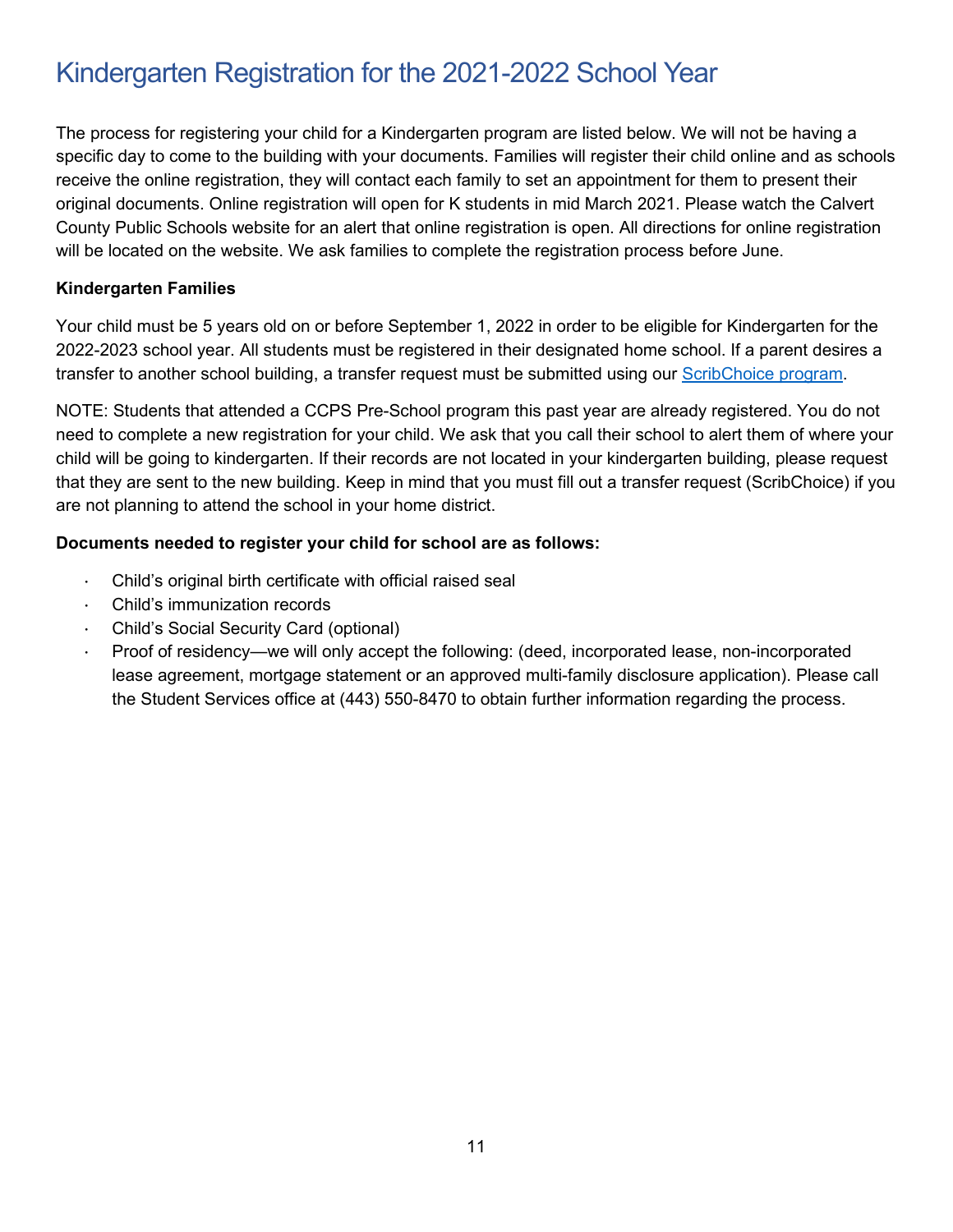# Kindergarten Registration for the 2021-2022 School Year

The process for registering your child for a Kindergarten program are listed below. We will not be having a specific day to come to the building with your documents. Families will register their child online and as schools receive the online registration, they will contact each family to set an appointment for them to present their original documents. Online registration will open for K students in mid March 2021. Please watch the Calvert County Public Schools website for an alert that online registration is open. All directions for online registration will be located on the website. We ask families to complete the registration process before June.

**Kindergarten Families**

Your child must be 5 years old on or before September 1, 2022 in order to be eligible for Kindergarten for the 2022-2023 school year. All students must be registered in their designated home school. If a parent desires a transfer to another school building, a transfer request must be submitted using our ScribChoice program.

NOTE: Students that attended a CCPS Pre-School program this past year are already registered. You do not need to complete a new registration for your child. We ask that you call their school to alert them of where your child will be going to kindergarten. If their records are not located in your kindergarten building, please request that they are sent to the new building. Keep in mind that you must fill out a transfer request (ScribChoice) if you are not planning to attend the school in your home district.

**Documents needed to register your child for school are as follows:**

- Child's original birth certificate with official raised seal
- Child's immunization records
- Child's Social Security Card (optional)
- Proof of residency—we will only accept the following: (deed, incorporated lease, non-incorporated lease agreement, mortgage statement or an approved multi-family disclosure application). Please call the Student Services office at (443) 550-8470 to obtain further information regarding the process.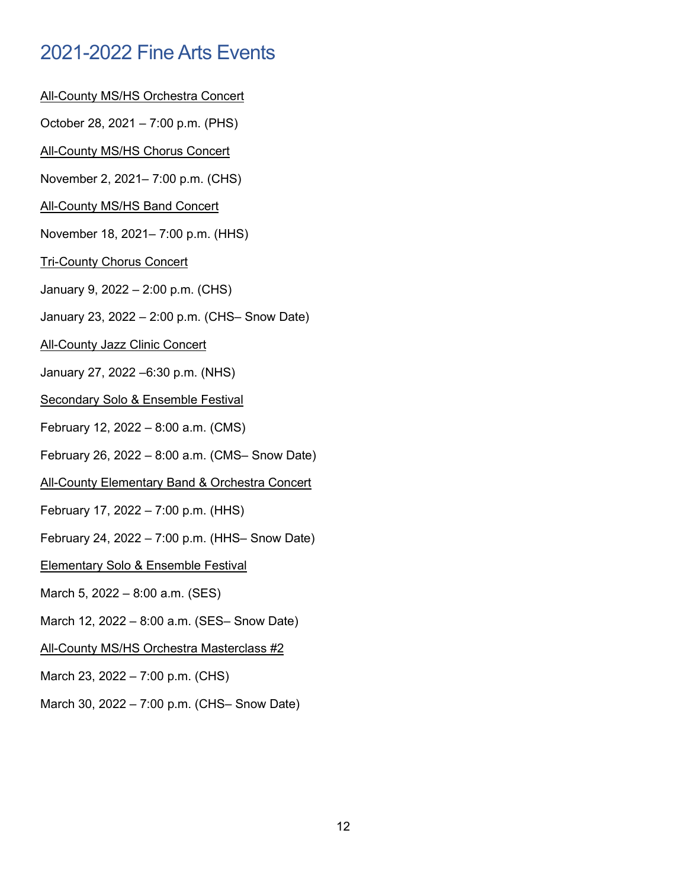# 2021-2022 Fine Arts Events

<u>All-County MS/HS Orchestra Concert</u>

October 28, 2021 – 7:00 p.m. (PHS)

<u>All-County MS/HS Chorus Concert</u>

November 2, 2021– 7:00 p.m. (CHS)

<u>All-County MS/HS Band Concert</u>

November 18, 2021– 7:00 p.m. (HHS)

<u>Tri-County Chorus Concert</u>

January 9, 2022 – 2:00 p.m. (CHS)

January 23, 2022 – 2:00 p.m. (CHS– Snow Date)

<u>All-County Jazz Clinic Concert</u>

January 27, 2022 –6:30 p.m. (NHS)

<u>Secondary Solo & Ensemble Festival</u>

February 12, 2022 – 8:00 a.m. (CMS)

February 26, 2022 – 8:00 a.m. (CMS– Snow Date)

<u>All-County Elementary Band & Orchestra Concert</u>

February 17, 2022 – 7:00 p.m. (HHS)

February 24, 2022 – 7:00 p.m. (HHS– Snow Date)

<u>Elementary Solo & Ensemble Festival</u>

March 5, 2022 – 8:00 a.m. (SES)

March 12, 2022 – 8:00 a.m. (SES– Snow Date)

<u>All-County MS/HS Orchestra Masterclass #2</u>

March 23, 2022 – 7:00 p.m. (CHS)

March 30, 2022 – 7:00 p.m. (CHS– Snow Date)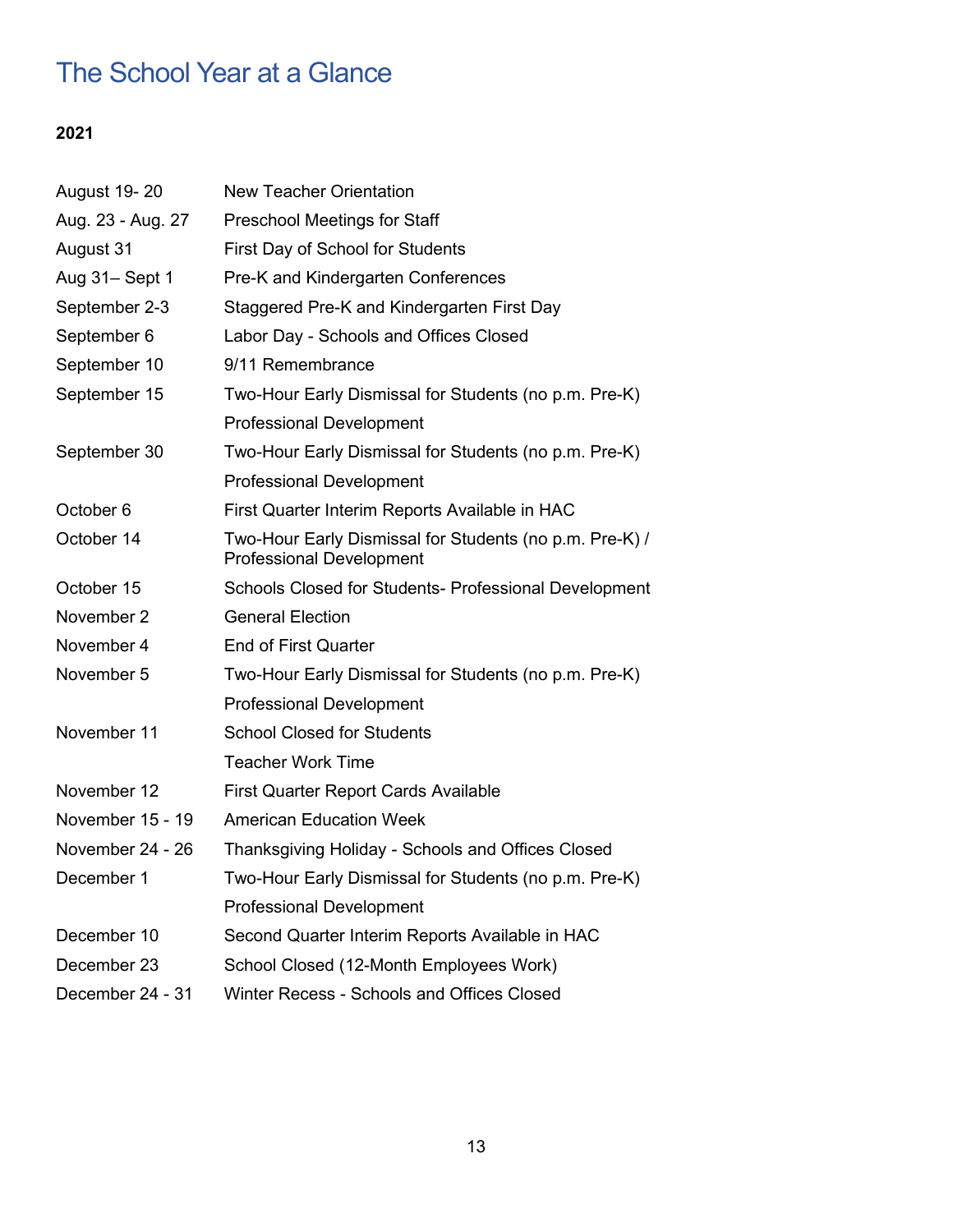# The School Year at a Glance

**2021**

| | |
|---|---|
| August 19- 20 | New Teacher Orientation |
| Aug. 23 - Aug. 27 | Preschool Meetings for Staff |
| August 31 | First Day of School for Students |
| Aug 31– Sept 1 | Pre-K and Kindergarten Conferences |
| September 2-3 | Staggered Pre-K and Kindergarten First Day |
| September 6 | Labor Day - Schools and Offices Closed |
| September 10 | 9/11 Remembrance |
| September 15 | Two-Hour Early Dismissal for Students (no p.m. Pre-K)<br>Professional Development |
| September 30 | Two-Hour Early Dismissal for Students (no p.m. Pre-K)<br>Professional Development |
| October 6 | First Quarter Interim Reports Available in HAC |
| October 14 | Two-Hour Early Dismissal for Students (no p.m. Pre-K) / Professional Development |
| October 15 | Schools Closed for Students- Professional Development |
| November 2 | General Election |
| November 4 | End of First Quarter |
| November 5 | Two-Hour Early Dismissal for Students (no p.m. Pre-K)<br>Professional Development |
| November 11 | School Closed for Students<br>Teacher Work Time |
| November 12 | First Quarter Report Cards Available |
| November 15 - 19 | American Education Week |
| November 24 - 26 | Thanksgiving Holiday - Schools and Offices Closed |
| December 1 | Two-Hour Early Dismissal for Students (no p.m. Pre-K)<br>Professional Development |
| December 10 | Second Quarter Interim Reports Available in HAC |
| December 23 | School Closed (12-Month Employees Work) |
| December 24 - 31 | Winter Recess - Schools and Offices Closed |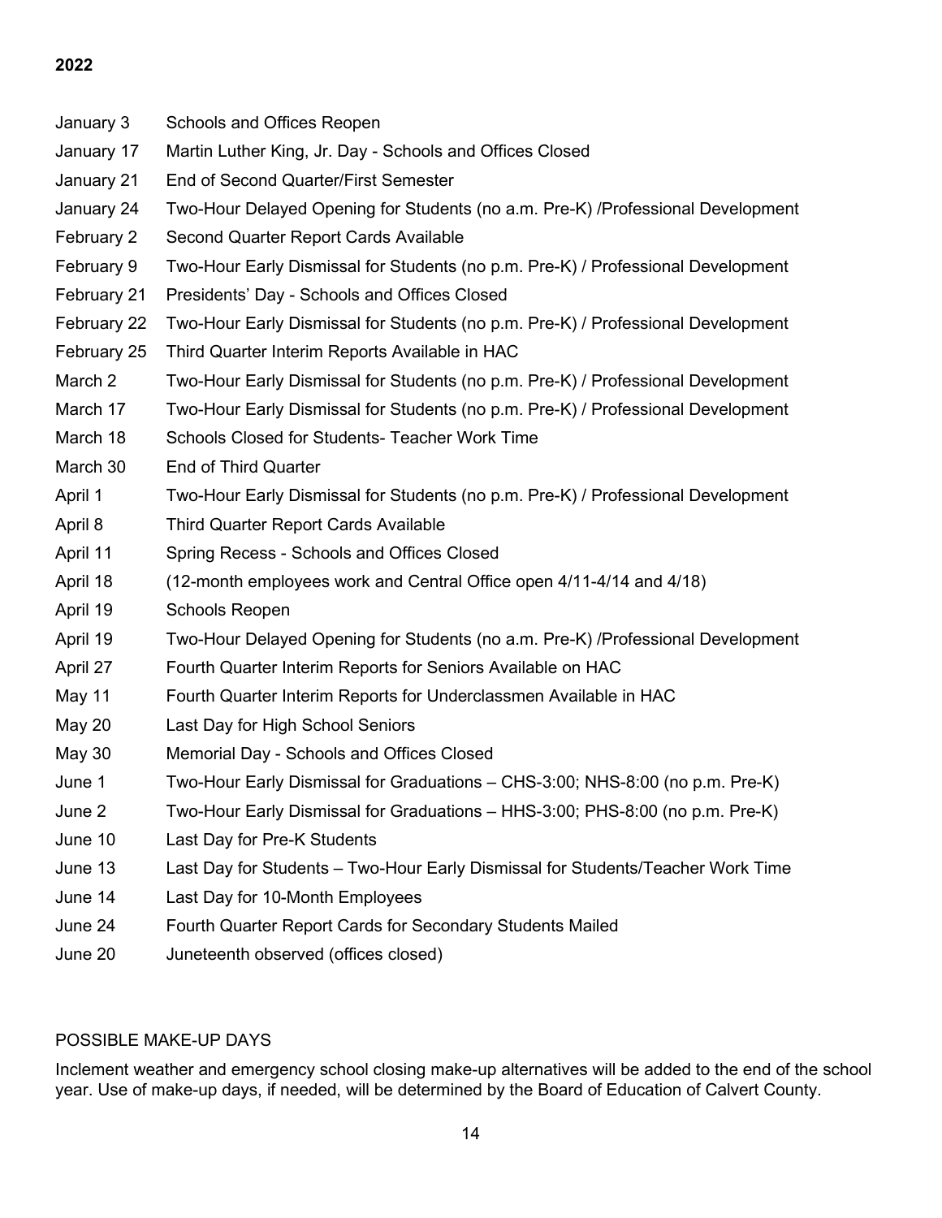**2022**

| | |
|---|---|
| January 3 | Schools and Offices Reopen |
| January 17 | Martin Luther King, Jr. Day - Schools and Offices Closed |
| January 21 | End of Second Quarter/First Semester |
| January 24 | Two-Hour Delayed Opening for Students (no a.m. Pre-K) /Professional Development |
| February 2 | Second Quarter Report Cards Available |
| February 9 | Two-Hour Early Dismissal for Students (no p.m. Pre-K) / Professional Development |
| February 21 | Presidents' Day - Schools and Offices Closed |
| February 22 | Two-Hour Early Dismissal for Students (no p.m. Pre-K) / Professional Development |
| February 25 | Third Quarter Interim Reports Available in HAC |
| March 2 | Two-Hour Early Dismissal for Students (no p.m. Pre-K) / Professional Development |
| March 17 | Two-Hour Early Dismissal for Students (no p.m. Pre-K) / Professional Development |
| March 18 | Schools Closed for Students- Teacher Work Time |
| March 30 | End of Third Quarter |
| April 1 | Two-Hour Early Dismissal for Students (no p.m. Pre-K) / Professional Development |
| April 8 | Third Quarter Report Cards Available |
| April 11 | Spring Recess - Schools and Offices Closed |
| April 18 | (12-month employees work and Central Office open 4/11-4/14 and 4/18) |
| April 19 | Schools Reopen |
| April 19 | Two-Hour Delayed Opening for Students (no a.m. Pre-K) /Professional Development |
| April 27 | Fourth Quarter Interim Reports for Seniors Available on HAC |
| May 11 | Fourth Quarter Interim Reports for Underclassmen Available in HAC |
| May 20 | Last Day for High School Seniors |
| May 30 | Memorial Day - Schools and Offices Closed |
| June 1 | Two-Hour Early Dismissal for Graduations – CHS-3:00; NHS-8:00 (no p.m. Pre-K) |
| June 2 | Two-Hour Early Dismissal for Graduations – HHS-3:00; PHS-8:00 (no p.m. Pre-K) |
| June 10 | Last Day for Pre-K Students |
| June 13 | Last Day for Students – Two-Hour Early Dismissal for Students/Teacher Work Time |
| June 14 | Last Day for 10-Month Employees |
| June 24 | Fourth Quarter Report Cards for Secondary Students Mailed |
| June 20 | Juneteenth observed (offices closed) |

POSSIBLE MAKE-UP DAYS

Inclement weather and emergency school closing make-up alternatives will be added to the end of the school year. Use of make-up days, if needed, will be determined by the Board of Education of Calvert County.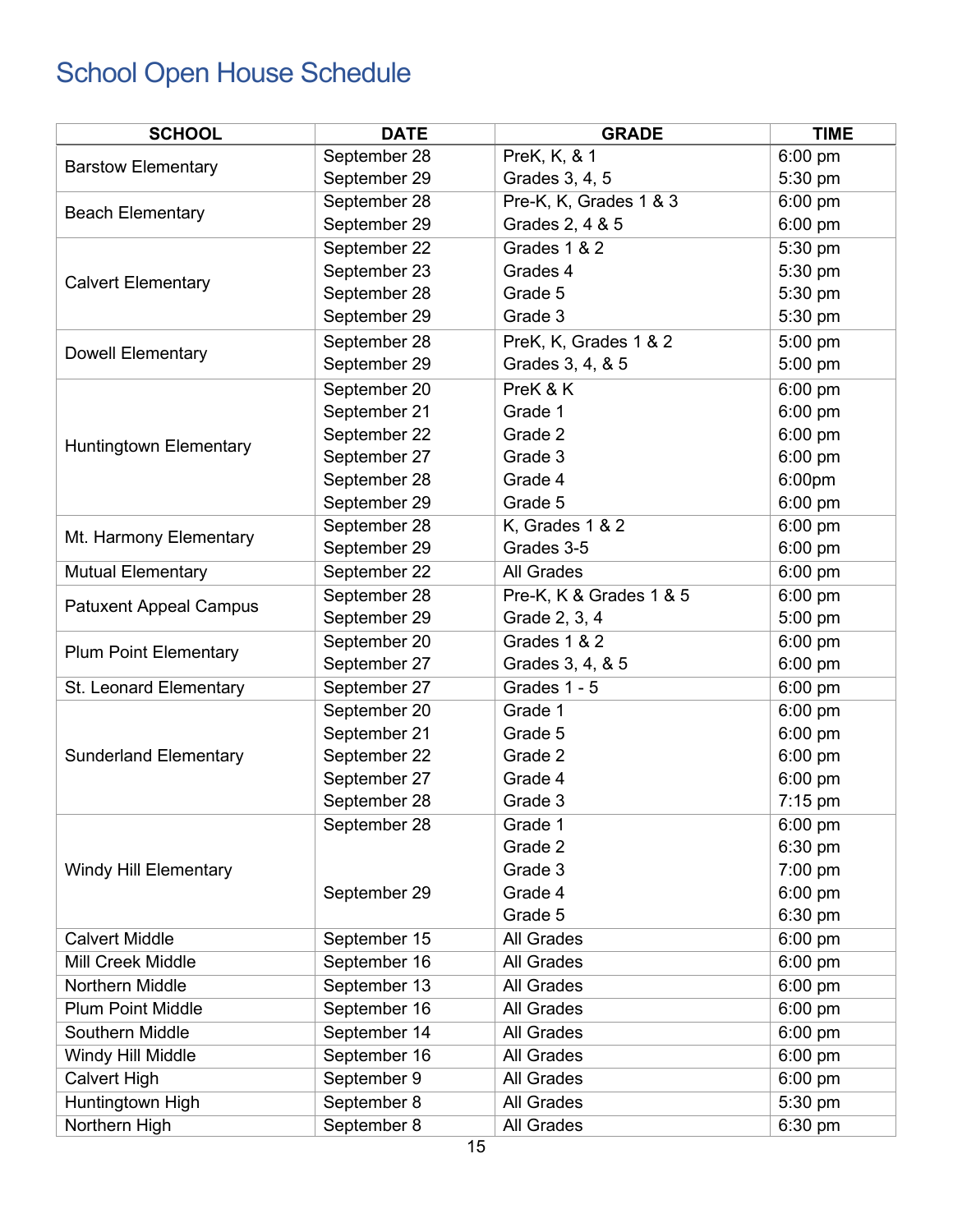## School Open House Schedule

| SCHOOL | DATE | GRADE | TIME |
|---|---|---|---|
| Barstow Elementary | September 28 | PreK, K, & 1 | 6:00 pm |
| | September 29 | Grades 3, 4, 5 | 5:30 pm |
| Beach Elementary | September 28 | Pre-K, K, Grades 1 & 3 | 6:00 pm |
| | September 29 | Grades 2, 4 & 5 | 6:00 pm |
| Calvert Elementary | September 22 | Grades 1 & 2 | 5:30 pm |
| | September 23 | Grades 4 | 5:30 pm |
| | September 28 | Grade 5 | 5:30 pm |
| | September 29 | Grade 3 | 5:30 pm |
| Dowell Elementary | September 28 | PreK, K, Grades 1 & 2 | 5:00 pm |
| | September 29 | Grades 3, 4, & 5 | 5:00 pm |
| Huntingtown Elementary | September 20 | PreK & K | 6:00 pm |
| | September 21 | Grade 1 | 6:00 pm |
| | September 22 | Grade 2 | 6:00 pm |
| | September 27 | Grade 3 | 6:00 pm |
| | September 28 | Grade 4 | 6:00pm |
| | September 29 | Grade 5 | 6:00 pm |
| Mt. Harmony Elementary | September 28 | K, Grades 1 & 2 | 6:00 pm |
| | September 29 | Grades 3-5 | 6:00 pm |
| Mutual Elementary | September 22 | All Grades | 6:00 pm |
| Patuxent Appeal Campus | September 28 | Pre-K, K & Grades 1 & 5 | 6:00 pm |
| | September 29 | Grade 2, 3, 4 | 5:00 pm |
| Plum Point Elementary | September 20 | Grades 1 & 2 | 6:00 pm |
| | September 27 | Grades 3, 4, & 5 | 6:00 pm |
| St. Leonard Elementary | September 27 | Grades 1 - 5 | 6:00 pm |
| Sunderland Elementary | September 20 | Grade 1 | 6:00 pm |
| | September 21 | Grade 5 | 6:00 pm |
| | September 22 | Grade 2 | 6:00 pm |
| | September 27 | Grade 4 | 6:00 pm |
| | September 28 | Grade 3 | 7:15 pm |
| Windy Hill Elementary | September 28 | Grade 1 | 6:00 pm |
| | | Grade 2 | 6:30 pm |
| | | Grade 3 | 7:00 pm |
| | September 29 | Grade 4 | 6:00 pm |
| | | Grade 5 | 6:30 pm |
| Calvert Middle | September 15 | All Grades | 6:00 pm |
| Mill Creek Middle | September 16 | All Grades | 6:00 pm |
| Northern Middle | September 13 | All Grades | 6:00 pm |
| Plum Point Middle | September 16 | All Grades | 6:00 pm |
| Southern Middle | September 14 | All Grades | 6:00 pm |
| Windy Hill Middle | September 16 | All Grades | 6:00 pm |
| Calvert High | September 9 | All Grades | 6:00 pm |
| Huntingtown High | September 8 | All Grades | 5:30 pm |
| Northern High | September 8 | All Grades | 6:30 pm |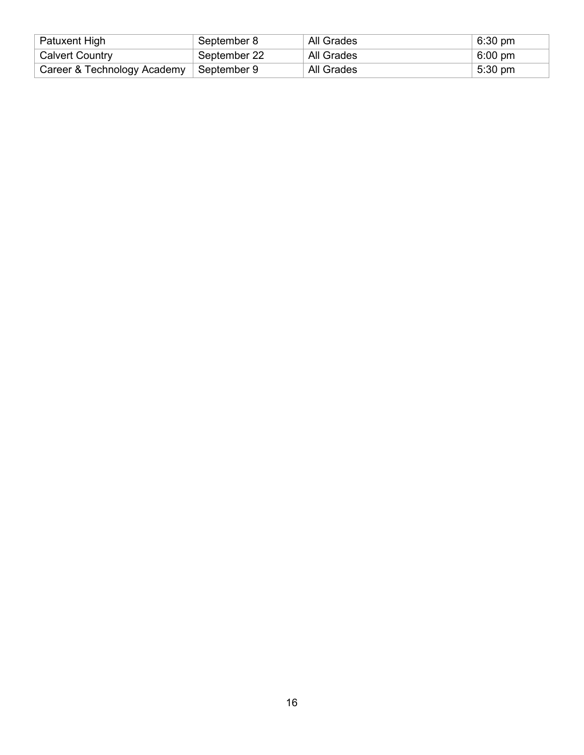| Patuxent High | September 8 | All Grades | 6:30 pm |
|---|---|---|---|
| Calvert Country | September 22 | All Grades | 6:00 pm |
| Career & Technology Academy | September 9 | All Grades | 5:30 pm |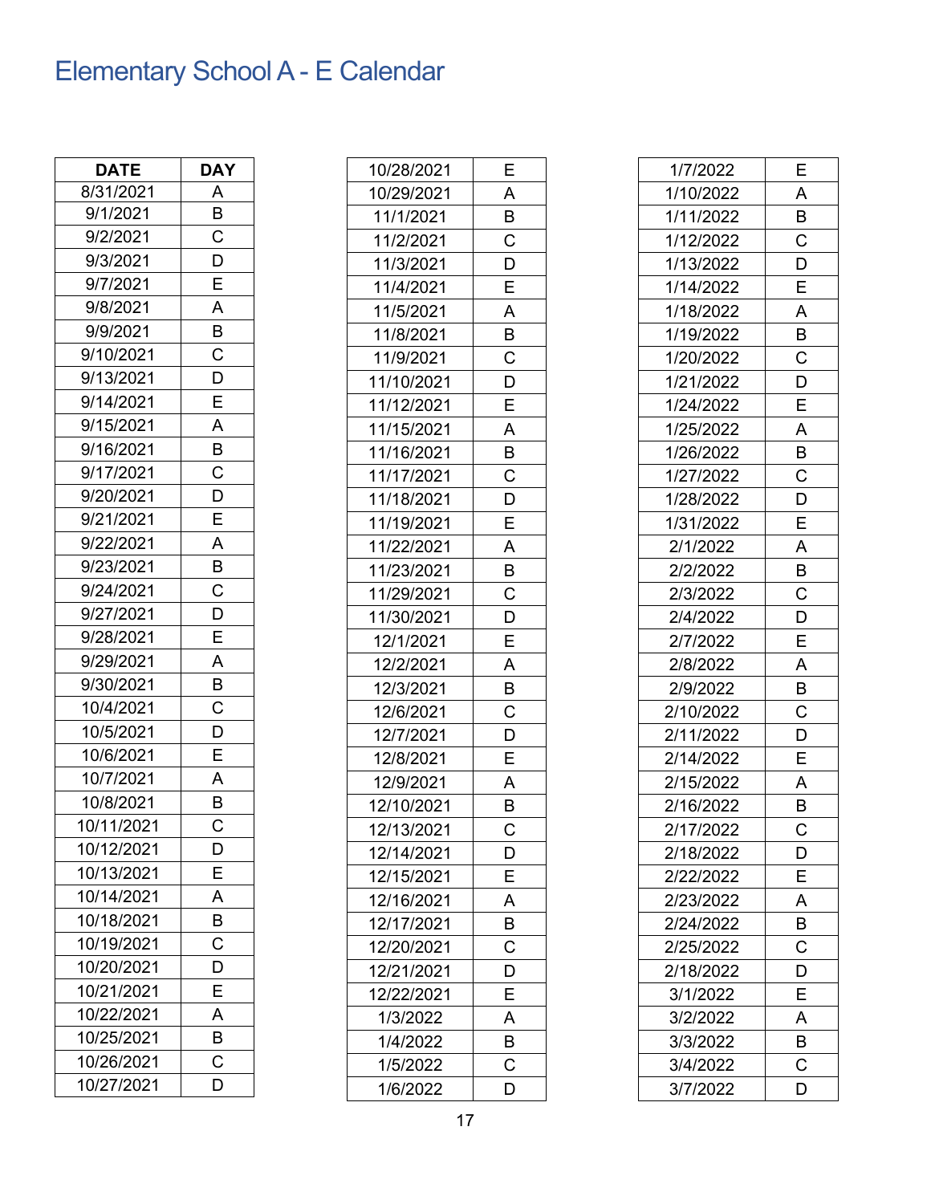# Elementary School A - E Calendar

| DATE | DAY |
|---|---|
| 8/31/2021 | A |
| 9/1/2021 | B |
| 9/2/2021 | C |
| 9/3/2021 | D |
| 9/7/2021 | E |
| 9/8/2021 | A |
| 9/9/2021 | B |
| 9/10/2021 | C |
| 9/13/2021 | D |
| 9/14/2021 | E |
| 9/15/2021 | A |
| 9/16/2021 | B |
| 9/17/2021 | C |
| 9/20/2021 | D |
| 9/21/2021 | E |
| 9/22/2021 | A |
| 9/23/2021 | B |
| 9/24/2021 | C |
| 9/27/2021 | D |
| 9/28/2021 | E |
| 9/29/2021 | A |
| 9/30/2021 | B |
| 10/4/2021 | C |
| 10/5/2021 | D |
| 10/6/2021 | E |
| 10/7/2021 | A |
| 10/8/2021 | B |
| 10/11/2021 | C |
| 10/12/2021 | D |
| 10/13/2021 | E |
| 10/14/2021 | A |
| 10/18/2021 | B |
| 10/19/2021 | C |
| 10/20/2021 | D |
| 10/21/2021 | E |
| 10/22/2021 | A |
| 10/25/2021 | B |
| 10/26/2021 | C |
| 10/27/2021 | D |
| 10/28/2021 | E |
| 10/29/2021 | A |
| 11/1/2021 | B |
| 11/2/2021 | C |
| 11/3/2021 | D |
| 11/4/2021 | E |
| 11/5/2021 | A |
| 11/8/2021 | B |
| 11/9/2021 | C |
| 11/10/2021 | D |
| 11/12/2021 | E |
| 11/15/2021 | A |
| 11/16/2021 | B |
| 11/17/2021 | C |
| 11/18/2021 | D |
| 11/19/2021 | E |
| 11/22/2021 | A |
| 11/23/2021 | B |
| 11/29/2021 | C |
| 11/30/2021 | D |
| 12/1/2021 | E |
| 12/2/2021 | A |
| 12/3/2021 | B |
| 12/6/2021 | C |
| 12/7/2021 | D |
| 12/8/2021 | E |
| 12/9/2021 | A |
| 12/10/2021 | B |
| 12/13/2021 | C |
| 12/14/2021 | D |
| 12/15/2021 | E |
| 12/16/2021 | A |
| 12/17/2021 | B |
| 12/20/2021 | C |
| 12/21/2021 | D |
| 12/22/2021 | E |
| 1/3/2022 | A |
| 1/4/2022 | B |
| 1/5/2022 | C |
| 1/6/2022 | D |
| 1/7/2022 | E |
| 1/10/2022 | A |
| 1/11/2022 | B |
| 1/12/2022 | C |
| 1/13/2022 | D |
| 1/14/2022 | E |
| 1/18/2022 | A |
| 1/19/2022 | B |
| 1/20/2022 | C |
| 1/21/2022 | D |
| 1/24/2022 | E |
| 1/25/2022 | A |
| 1/26/2022 | B |
| 1/27/2022 | C |
| 1/28/2022 | D |
| 1/31/2022 | E |
| 2/1/2022 | A |
| 2/2/2022 | B |
| 2/3/2022 | C |
| 2/4/2022 | D |
| 2/7/2022 | E |
| 2/8/2022 | A |
| 2/9/2022 | B |
| 2/10/2022 | C |
| 2/11/2022 | D |
| 2/14/2022 | E |
| 2/15/2022 | A |
| 2/16/2022 | B |
| 2/17/2022 | C |
| 2/18/2022 | D |
| 2/22/2022 | E |
| 2/23/2022 | A |
| 2/24/2022 | B |
| 2/25/2022 | C |
| 2/18/2022 | D |
| 3/1/2022 | E |
| 3/2/2022 | A |
| 3/3/2022 | B |
| 3/4/2022 | C |
| 3/7/2022 | D |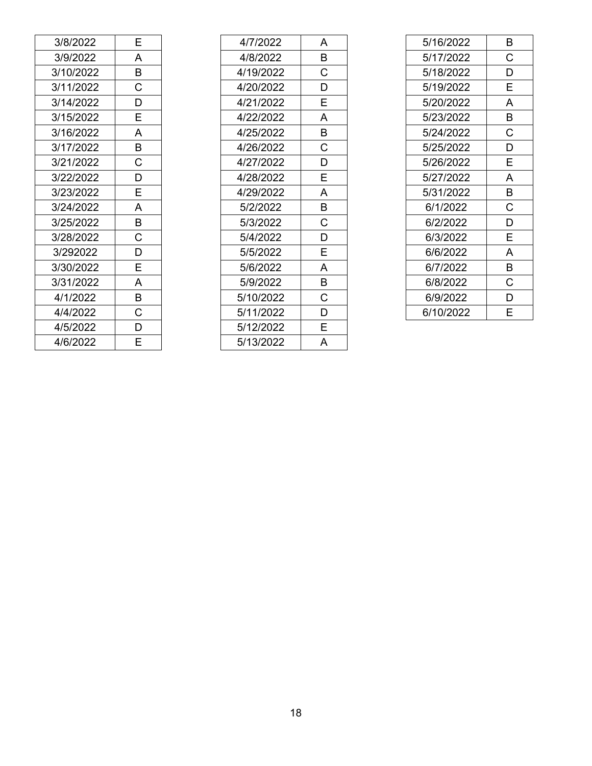| | |
|---|---|
| 3/8/2022 | E |
| 3/9/2022 | A |
| 3/10/2022 | B |
| 3/11/2022 | C |
| 3/14/2022 | D |
| 3/15/2022 | E |
| 3/16/2022 | A |
| 3/17/2022 | B |
| 3/21/2022 | C |
| 3/22/2022 | D |
| 3/23/2022 | E |
| 3/24/2022 | A |
| 3/25/2022 | B |
| 3/28/2022 | C |
| 3/292022 | D |
| 3/30/2022 | E |
| 3/31/2022 | A |
| 4/1/2022 | B |
| 4/4/2022 | C |
| 4/5/2022 | D |
| 4/6/2022 | E |

| | |
|---|---|
| 4/7/2022 | A |
| 4/8/2022 | B |
| 4/19/2022 | C |
| 4/20/2022 | D |
| 4/21/2022 | E |
| 4/22/2022 | A |
| 4/25/2022 | B |
| 4/26/2022 | C |
| 4/27/2022 | D |
| 4/28/2022 | E |
| 4/29/2022 | A |
| 5/2/2022 | B |
| 5/3/2022 | C |
| 5/4/2022 | D |
| 5/5/2022 | E |
| 5/6/2022 | A |
| 5/9/2022 | B |
| 5/10/2022 | C |
| 5/11/2022 | D |
| 5/12/2022 | E |
| 5/13/2022 | A |

| | |
|---|---|
| 5/16/2022 | B |
| 5/17/2022 | C |
| 5/18/2022 | D |
| 5/19/2022 | E |
| 5/20/2022 | A |
| 5/23/2022 | B |
| 5/24/2022 | C |
| 5/25/2022 | D |
| 5/26/2022 | E |
| 5/27/2022 | A |
| 5/31/2022 | B |
| 6/1/2022 | C |
| 6/2/2022 | D |
| 6/3/2022 | E |
| 6/6/2022 | A |
| 6/7/2022 | B |
| 6/8/2022 | C |
| 6/9/2022 | D |
| 6/10/2022 | E |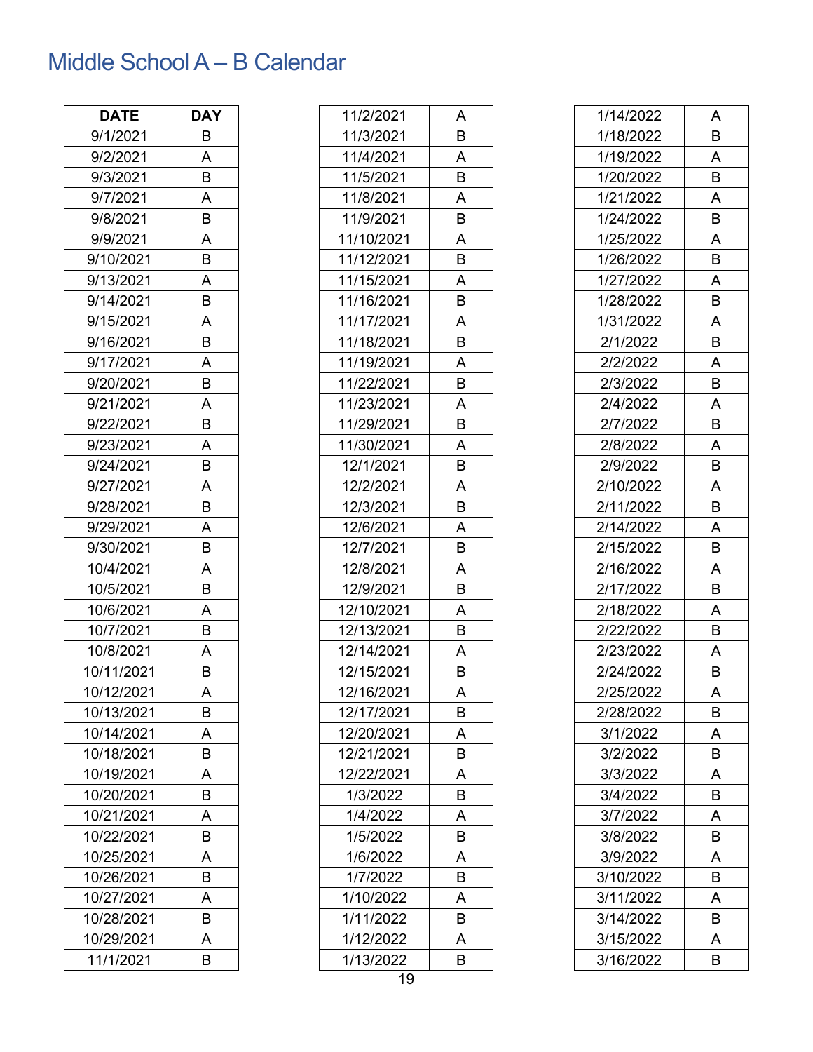# Middle School A – B Calendar

| DATE | DAY |
|---|---|
| 9/1/2021 | B |
| 9/2/2021 | A |
| 9/3/2021 | B |
| 9/7/2021 | A |
| 9/8/2021 | B |
| 9/9/2021 | A |
| 9/10/2021 | B |
| 9/13/2021 | A |
| 9/14/2021 | B |
| 9/15/2021 | A |
| 9/16/2021 | B |
| 9/17/2021 | A |
| 9/20/2021 | B |
| 9/21/2021 | A |
| 9/22/2021 | B |
| 9/23/2021 | A |
| 9/24/2021 | B |
| 9/27/2021 | A |
| 9/28/2021 | B |
| 9/29/2021 | A |
| 9/30/2021 | B |
| 10/4/2021 | A |
| 10/5/2021 | B |
| 10/6/2021 | A |
| 10/7/2021 | B |
| 10/8/2021 | A |
| 10/11/2021 | B |
| 10/12/2021 | A |
| 10/13/2021 | B |
| 10/14/2021 | A |
| 10/18/2021 | B |
| 10/19/2021 | A |
| 10/20/2021 | B |
| 10/21/2021 | A |
| 10/22/2021 | B |
| 10/25/2021 | A |
| 10/26/2021 | B |
| 10/27/2021 | A |
| 10/28/2021 | B |
| 10/29/2021 | A |
| 11/1/2021 | B |
| 11/2/2021 | A |
| 11/3/2021 | B |
| 11/4/2021 | A |
| 11/5/2021 | B |
| 11/8/2021 | A |
| 11/9/2021 | B |
| 11/10/2021 | A |
| 11/12/2021 | B |
| 11/15/2021 | A |
| 11/16/2021 | B |
| 11/17/2021 | A |
| 11/18/2021 | B |
| 11/19/2021 | A |
| 11/22/2021 | B |
| 11/23/2021 | A |
| 11/29/2021 | B |
| 11/30/2021 | A |
| 12/1/2021 | B |
| 12/2/2021 | A |
| 12/3/2021 | B |
| 12/6/2021 | A |
| 12/7/2021 | B |
| 12/8/2021 | A |
| 12/9/2021 | B |
| 12/10/2021 | A |
| 12/13/2021 | B |
| 12/14/2021 | A |
| 12/15/2021 | B |
| 12/16/2021 | A |
| 12/17/2021 | B |
| 12/20/2021 | A |
| 12/21/2021 | B |
| 12/22/2021 | A |
| 1/3/2022 | B |
| 1/4/2022 | A |
| 1/5/2022 | B |
| 1/6/2022 | A |
| 1/7/2022 | B |
| 1/10/2022 | A |
| 1/11/2022 | B |
| 1/12/2022 | A |
| 1/13/2022 | B |
| 1/14/2022 | A |
| 1/18/2022 | B |
| 1/19/2022 | A |
| 1/20/2022 | B |
| 1/21/2022 | A |
| 1/24/2022 | B |
| 1/25/2022 | A |
| 1/26/2022 | B |
| 1/27/2022 | A |
| 1/28/2022 | B |
| 1/31/2022 | A |
| 2/1/2022 | B |
| 2/2/2022 | A |
| 2/3/2022 | B |
| 2/4/2022 | A |
| 2/7/2022 | B |
| 2/8/2022 | A |
| 2/9/2022 | B |
| 2/10/2022 | A |
| 2/11/2022 | B |
| 2/14/2022 | A |
| 2/15/2022 | B |
| 2/16/2022 | A |
| 2/17/2022 | B |
| 2/18/2022 | A |
| 2/22/2022 | B |
| 2/23/2022 | A |
| 2/24/2022 | B |
| 2/25/2022 | A |
| 2/28/2022 | B |
| 3/1/2022 | A |
| 3/2/2022 | B |
| 3/3/2022 | A |
| 3/4/2022 | B |
| 3/7/2022 | A |
| 3/8/2022 | B |
| 3/9/2022 | A |
| 3/10/2022 | B |
| 3/11/2022 | A |
| 3/14/2022 | B |
| 3/15/2022 | A |
| 3/16/2022 | B |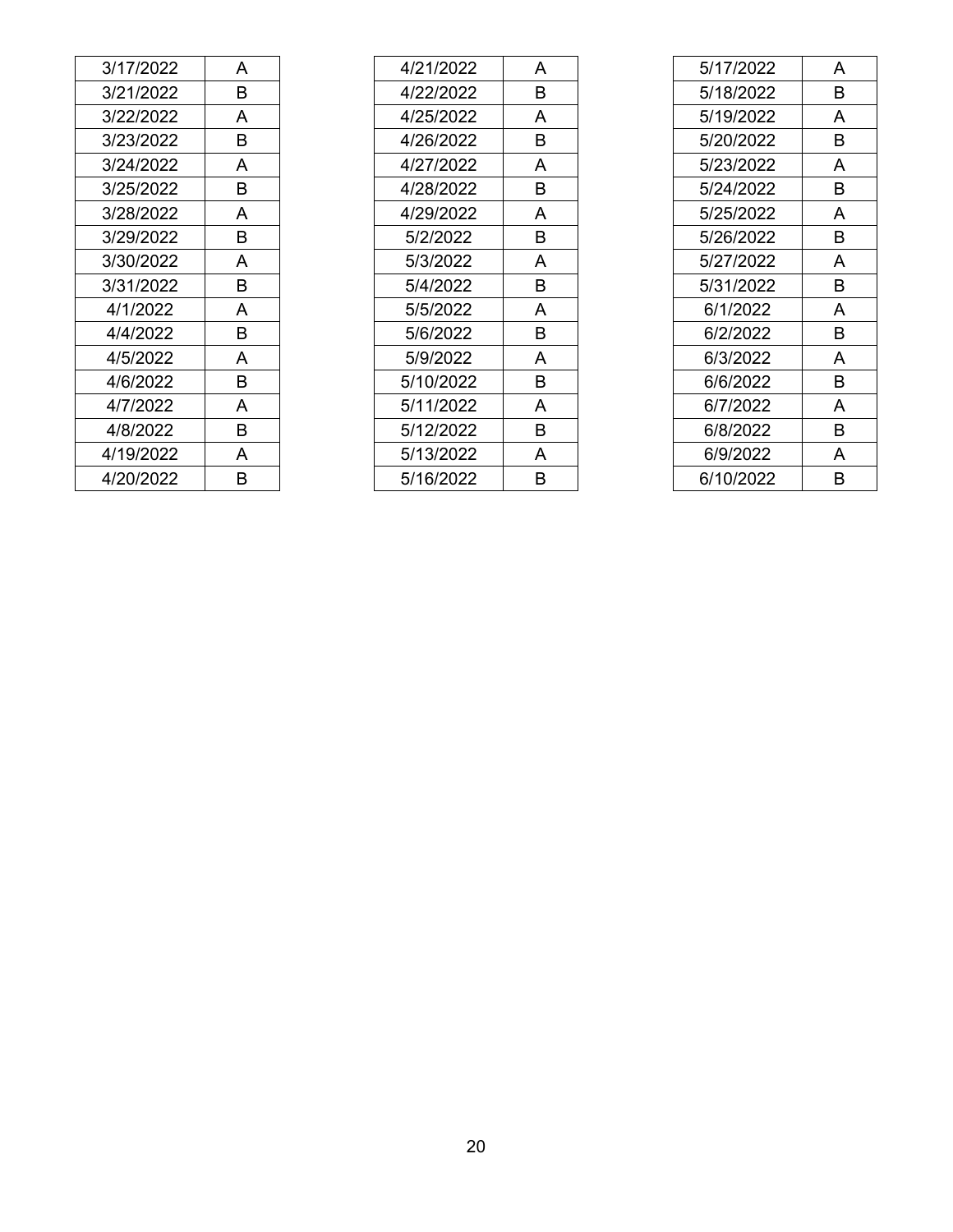| 3/17/2022 | A |
|---|---|
| 3/21/2022 | B |
| 3/22/2022 | A |
| 3/23/2022 | B |
| 3/24/2022 | A |
| 3/25/2022 | B |
| 3/28/2022 | A |
| 3/29/2022 | B |
| 3/30/2022 | A |
| 3/31/2022 | B |
| 4/1/2022 | A |
| 4/4/2022 | B |
| 4/5/2022 | A |
| 4/6/2022 | B |
| 4/7/2022 | A |
| 4/8/2022 | B |
| 4/19/2022 | A |
| 4/20/2022 | B |

| 4/21/2022 | A |
|---|---|
| 4/22/2022 | B |
| 4/25/2022 | A |
| 4/26/2022 | B |
| 4/27/2022 | A |
| 4/28/2022 | B |
| 4/29/2022 | A |
| 5/2/2022 | B |
| 5/3/2022 | A |
| 5/4/2022 | B |
| 5/5/2022 | A |
| 5/6/2022 | B |
| 5/9/2022 | A |
| 5/10/2022 | B |
| 5/11/2022 | A |
| 5/12/2022 | B |
| 5/13/2022 | A |
| 5/16/2022 | B |

| 5/17/2022 | A |
|---|---|
| 5/18/2022 | B |
| 5/19/2022 | A |
| 5/20/2022 | B |
| 5/23/2022 | A |
| 5/24/2022 | B |
| 5/25/2022 | A |
| 5/26/2022 | B |
| 5/27/2022 | A |
| 5/31/2022 | B |
| 6/1/2022 | A |
| 6/2/2022 | B |
| 6/3/2022 | A |
| 6/6/2022 | B |
| 6/7/2022 | A |
| 6/8/2022 | B |
| 6/9/2022 | A |
| 6/10/2022 | B |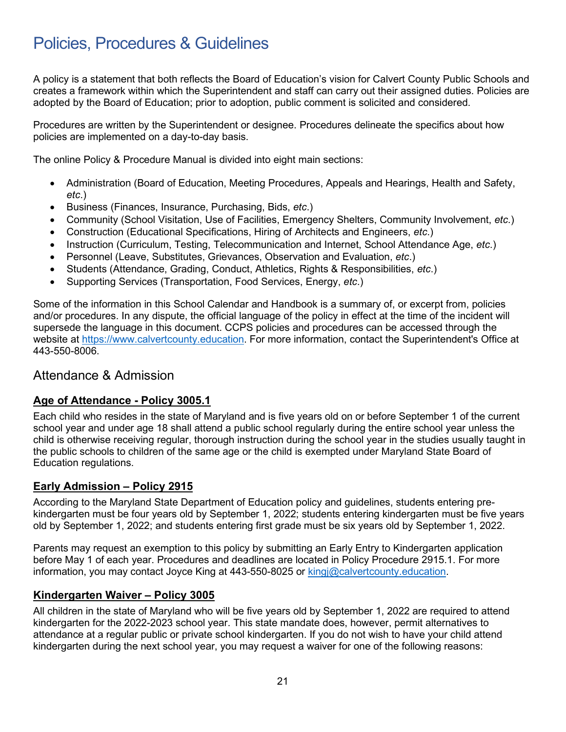# Policies, Procedures & Guidelines

A policy is a statement that both reflects the Board of Education's vision for Calvert County Public Schools and creates a framework within which the Superintendent and staff can carry out their assigned duties. Policies are adopted by the Board of Education; prior to adoption, public comment is solicited and considered.

Procedures are written by the Superintendent or designee. Procedures delineate the specifics about how policies are implemented on a day-to-day basis.

The online Policy & Procedure Manual is divided into eight main sections:

- Administration (Board of Education, Meeting Procedures, Appeals and Hearings, Health and Safety, *etc.*)
- Business (Finances, Insurance, Purchasing, Bids, *etc.*)
- Community (School Visitation, Use of Facilities, Emergency Shelters, Community Involvement, *etc.*)
- Construction (Educational Specifications, Hiring of Architects and Engineers, *etc.*)
- Instruction (Curriculum, Testing, Telecommunication and Internet, School Attendance Age, *etc.*)
- Personnel (Leave, Substitutes, Grievances, Observation and Evaluation, *etc.*)
- Students (Attendance, Grading, Conduct, Athletics, Rights & Responsibilities, *etc.*)
- Supporting Services (Transportation, Food Services, Energy, *etc.*)

Some of the information in this School Calendar and Handbook is a summary of, or excerpt from, policies and/or procedures. In any dispute, the official language of the policy in effect at the time of the incident will supersede the language in this document. CCPS policies and procedures can be accessed through the website at https://www.calvertcounty.education. For more information, contact the Superintendent's Office at 443-550-8006.

## Attendance & Admission

### Age of Attendance - Policy 3005.1

Each child who resides in the state of Maryland and is five years old on or before September 1 of the current school year and under age 18 shall attend a public school regularly during the entire school year unless the child is otherwise receiving regular, thorough instruction during the school year in the studies usually taught in the public schools to children of the same age or the child is exempted under Maryland State Board of Education regulations.

### Early Admission – Policy 2915

According to the Maryland State Department of Education policy and guidelines, students entering pre-kindergarten must be four years old by September 1, 2022; students entering kindergarten must be five years old by September 1, 2022; and students entering first grade must be six years old by September 1, 2022.

Parents may request an exemption to this policy by submitting an Early Entry to Kindergarten application before May 1 of each year. Procedures and deadlines are located in Policy Procedure 2915.1. For more information, you may contact Joyce King at 443-550-8025 or kingj@calvertcounty.education.

### Kindergarten Waiver – Policy 3005

All children in the state of Maryland who will be five years old by September 1, 2022 are required to attend kindergarten for the 2022-2023 school year. This state mandate does, however, permit alternatives to attendance at a regular public or private school kindergarten. If you do not wish to have your child attend kindergarten during the next school year, you may request a waiver for one of the following reasons: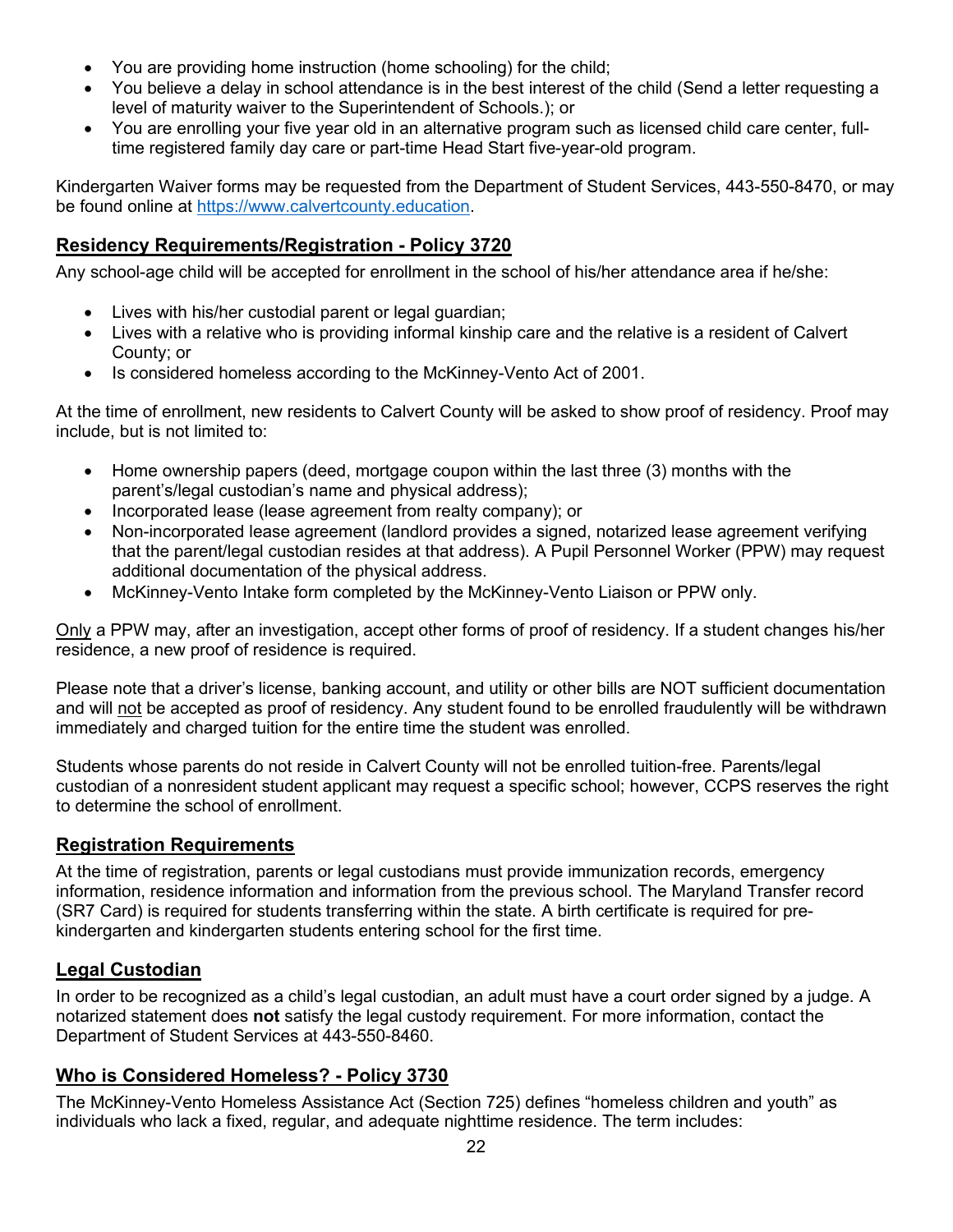- You are providing home instruction (home schooling) for the child;
- You believe a delay in school attendance is in the best interest of the child (Send a letter requesting a level of maturity waiver to the Superintendent of Schools.); or
- You are enrolling your five year old in an alternative program such as licensed child care center, full-time registered family day care or part-time Head Start five-year-old program.

Kindergarten Waiver forms may be requested from the Department of Student Services, 443-550-8470, or may be found online at https://www.calvertcounty.education.

## Residency Requirements/Registration - Policy 3720

Any school-age child will be accepted for enrollment in the school of his/her attendance area if he/she:

- Lives with his/her custodial parent or legal guardian;
- Lives with a relative who is providing informal kinship care and the relative is a resident of Calvert County; or
- Is considered homeless according to the McKinney-Vento Act of 2001.

At the time of enrollment, new residents to Calvert County will be asked to show proof of residency. Proof may include, but is not limited to:

- Home ownership papers (deed, mortgage coupon within the last three (3) months with the parent's/legal custodian's name and physical address);
- Incorporated lease (lease agreement from realty company); or
- Non-incorporated lease agreement (landlord provides a signed, notarized lease agreement verifying that the parent/legal custodian resides at that address). A Pupil Personnel Worker (PPW) may request additional documentation of the physical address.
- McKinney-Vento Intake form completed by the McKinney-Vento Liaison or PPW only.

Only a PPW may, after an investigation, accept other forms of proof of residency. If a student changes his/her residence, a new proof of residence is required.

Please note that a driver's license, banking account, and utility or other bills are NOT sufficient documentation and will not be accepted as proof of residency. Any student found to be enrolled fraudulently will be withdrawn immediately and charged tuition for the entire time the student was enrolled.

Students whose parents do not reside in Calvert County will not be enrolled tuition-free. Parents/legal custodian of a nonresident student applicant may request a specific school; however, CCPS reserves the right to determine the school of enrollment.

## Registration Requirements

At the time of registration, parents or legal custodians must provide immunization records, emergency information, residence information and information from the previous school. The Maryland Transfer record (SR7 Card) is required for students transferring within the state. A birth certificate is required for pre-kindergarten and kindergarten students entering school for the first time.

## Legal Custodian

In order to be recognized as a child's legal custodian, an adult must have a court order signed by a judge. A notarized statement does **not** satisfy the legal custody requirement. For more information, contact the Department of Student Services at 443-550-8460.

## Who is Considered Homeless? - Policy 3730

The McKinney-Vento Homeless Assistance Act (Section 725) defines "homeless children and youth" as individuals who lack a fixed, regular, and adequate nighttime residence. The term includes: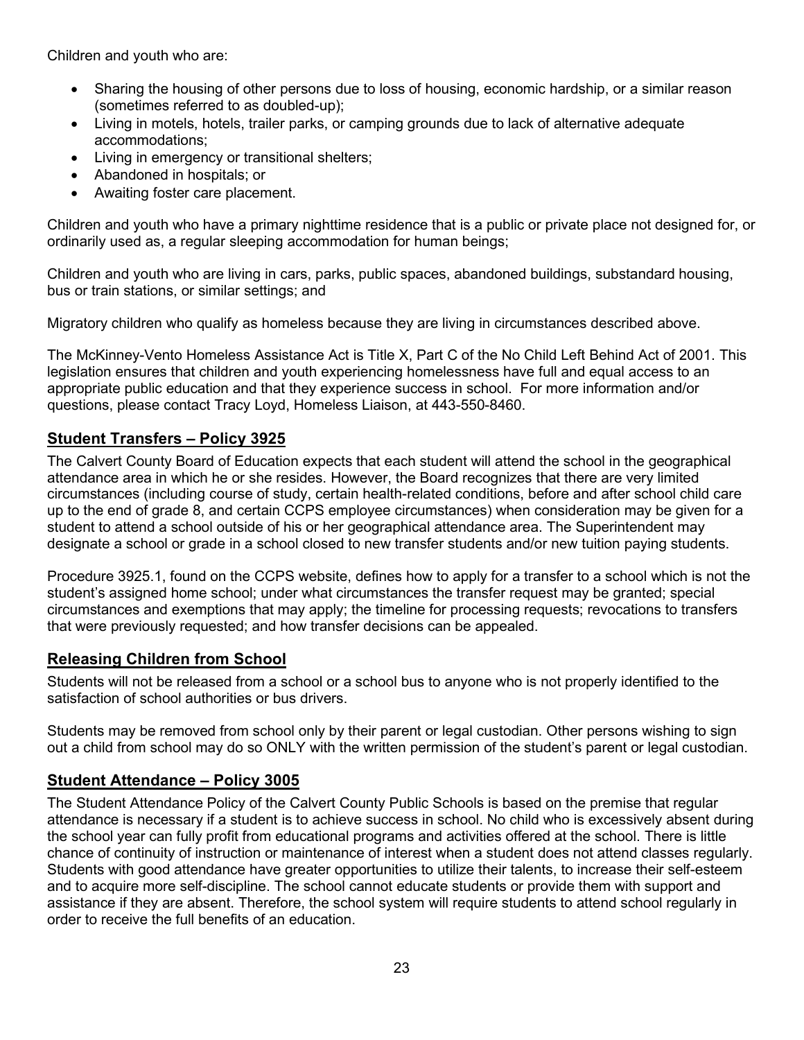Children and youth who are:

- Sharing the housing of other persons due to loss of housing, economic hardship, or a similar reason (sometimes referred to as doubled-up);
- Living in motels, hotels, trailer parks, or camping grounds due to lack of alternative adequate accommodations;
- Living in emergency or transitional shelters;
- Abandoned in hospitals; or
- Awaiting foster care placement.

Children and youth who have a primary nighttime residence that is a public or private place not designed for, or ordinarily used as, a regular sleeping accommodation for human beings;

Children and youth who are living in cars, parks, public spaces, abandoned buildings, substandard housing, bus or train stations, or similar settings; and

Migratory children who qualify as homeless because they are living in circumstances described above.

The McKinney-Vento Homeless Assistance Act is Title X, Part C of the No Child Left Behind Act of 2001. This legislation ensures that children and youth experiencing homelessness have full and equal access to an appropriate public education and that they experience success in school. For more information and/or questions, please contact Tracy Loyd, Homeless Liaison, at 443-550-8460.

## Student Transfers – Policy 3925

The Calvert County Board of Education expects that each student will attend the school in the geographical attendance area in which he or she resides. However, the Board recognizes that there are very limited circumstances (including course of study, certain health-related conditions, before and after school child care up to the end of grade 8, and certain CCPS employee circumstances) when consideration may be given for a student to attend a school outside of his or her geographical attendance area. The Superintendent may designate a school or grade in a school closed to new transfer students and/or new tuition paying students.

Procedure 3925.1, found on the CCPS website, defines how to apply for a transfer to a school which is not the student's assigned home school; under what circumstances the transfer request may be granted; special circumstances and exemptions that may apply; the timeline for processing requests; revocations to transfers that were previously requested; and how transfer decisions can be appealed.

## Releasing Children from School

Students will not be released from a school or a school bus to anyone who is not properly identified to the satisfaction of school authorities or bus drivers.

Students may be removed from school only by their parent or legal custodian. Other persons wishing to sign out a child from school may do so ONLY with the written permission of the student's parent or legal custodian.

## Student Attendance – Policy 3005

The Student Attendance Policy of the Calvert County Public Schools is based on the premise that regular attendance is necessary if a student is to achieve success in school. No child who is excessively absent during the school year can fully profit from educational programs and activities offered at the school. There is little chance of continuity of instruction or maintenance of interest when a student does not attend classes regularly. Students with good attendance have greater opportunities to utilize their talents, to increase their self-esteem and to acquire more self-discipline. The school cannot educate students or provide them with support and assistance if they are absent. Therefore, the school system will require students to attend school regularly in order to receive the full benefits of an education.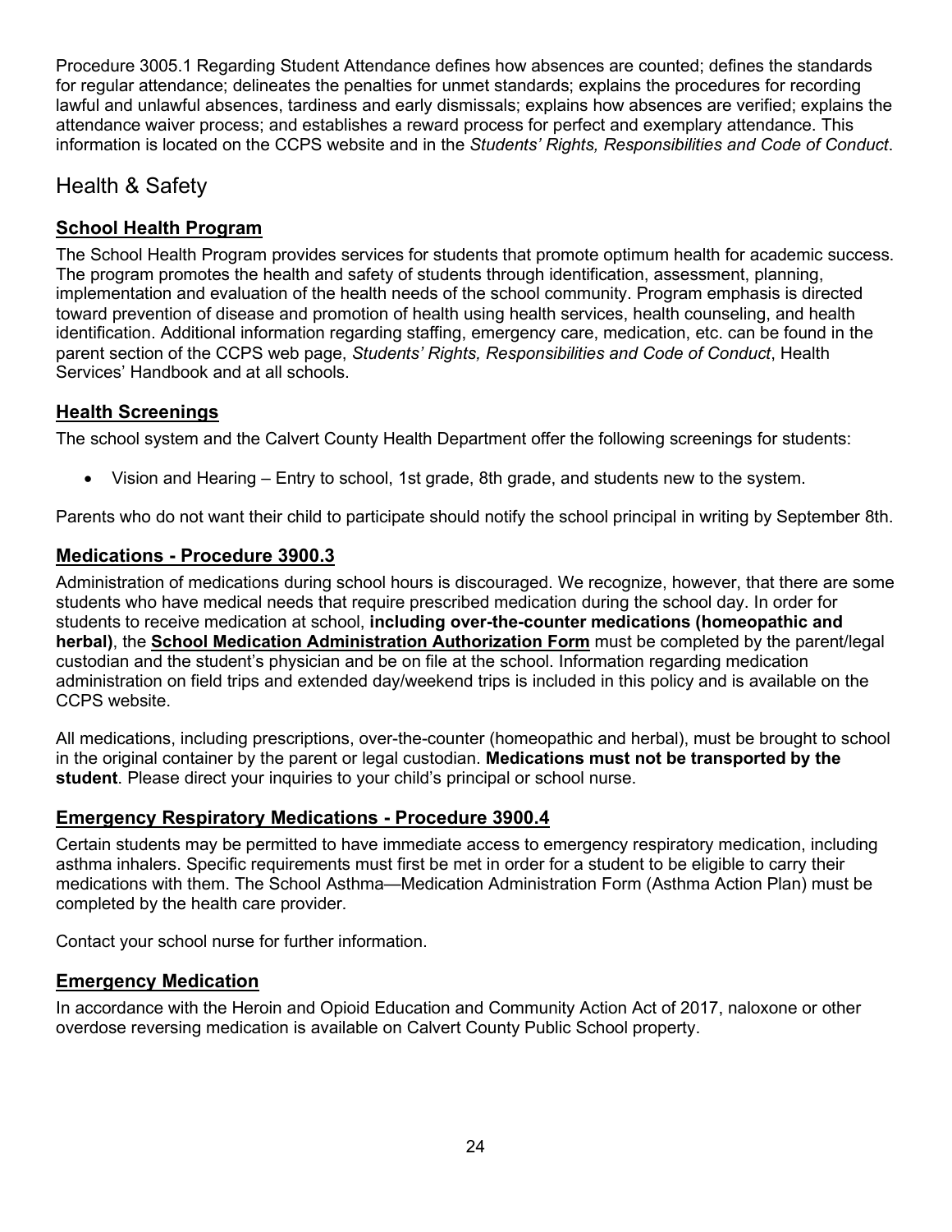Procedure 3005.1 Regarding Student Attendance defines how absences are counted; defines the standards for regular attendance; delineates the penalties for unmet standards; explains the procedures for recording lawful and unlawful absences, tardiness and early dismissals; explains how absences are verified; explains the attendance waiver process; and establishes a reward process for perfect and exemplary attendance. This information is located on the CCPS website and in the *Students' Rights, Responsibilities and Code of Conduct*.

## Health & Safety

### School Health Program

The School Health Program provides services for students that promote optimum health for academic success. The program promotes the health and safety of students through identification, assessment, planning, implementation and evaluation of the health needs of the school community. Program emphasis is directed toward prevention of disease and promotion of health using health services, health counseling, and health identification. Additional information regarding staffing, emergency care, medication, etc. can be found in the parent section of the CCPS web page, *Students' Rights, Responsibilities and Code of Conduct*, Health Services' Handbook and at all schools.

### Health Screenings

The school system and the Calvert County Health Department offer the following screenings for students:

- Vision and Hearing – Entry to school, 1st grade, 8th grade, and students new to the system.

Parents who do not want their child to participate should notify the school principal in writing by September 8th.

### Medications - Procedure 3900.3

Administration of medications during school hours is discouraged. We recognize, however, that there are some students who have medical needs that require prescribed medication during the school day. In order for students to receive medication at school, **including over-the-counter medications (homeopathic and herbal)**, the **School Medication Administration Authorization Form** must be completed by the parent/legal custodian and the student's physician and be on file at the school. Information regarding medication administration on field trips and extended day/weekend trips is included in this policy and is available on the CCPS website.

All medications, including prescriptions, over-the-counter (homeopathic and herbal), must be brought to school in the original container by the parent or legal custodian. **Medications must not be transported by the student**. Please direct your inquiries to your child's principal or school nurse.

### Emergency Respiratory Medications - Procedure 3900.4

Certain students may be permitted to have immediate access to emergency respiratory medication, including asthma inhalers. Specific requirements must first be met in order for a student to be eligible to carry their medications with them. The School Asthma—Medication Administration Form (Asthma Action Plan) must be completed by the health care provider.

Contact your school nurse for further information.

### Emergency Medication

In accordance with the Heroin and Opioid Education and Community Action Act of 2017, naloxone or other overdose reversing medication is available on Calvert County Public School property.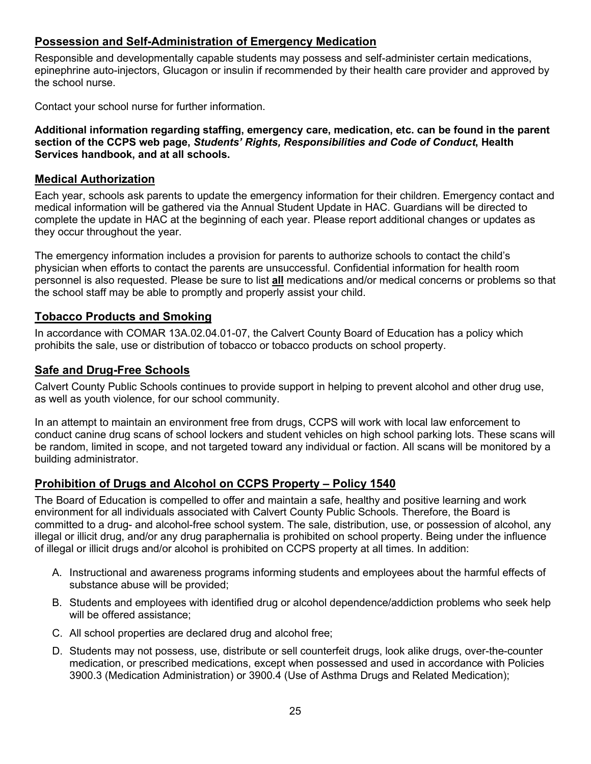## Possession and Self-Administration of Emergency Medication

Responsible and developmentally capable students may possess and self-administer certain medications, epinephrine auto-injectors, Glucagon or insulin if recommended by their health care provider and approved by the school nurse.

Contact your school nurse for further information.

**Additional information regarding staffing, emergency care, medication, etc. can be found in the parent section of the CCPS web page, *Students' Rights, Responsibilities and Code of Conduct*, Health Services handbook, and at all schools.**

## Medical Authorization

Each year, schools ask parents to update the emergency information for their children. Emergency contact and medical information will be gathered via the Annual Student Update in HAC. Guardians will be directed to complete the update in HAC at the beginning of each year. Please report additional changes or updates as they occur throughout the year.

The emergency information includes a provision for parents to authorize schools to contact the child's physician when efforts to contact the parents are unsuccessful. Confidential information for health room personnel is also requested. Please be sure to list **all** medications and/or medical concerns or problems so that the school staff may be able to promptly and properly assist your child.

## Tobacco Products and Smoking

In accordance with COMAR 13A.02.04.01-07, the Calvert County Board of Education has a policy which prohibits the sale, use or distribution of tobacco or tobacco products on school property.

## Safe and Drug-Free Schools

Calvert County Public Schools continues to provide support in helping to prevent alcohol and other drug use, as well as youth violence, for our school community.

In an attempt to maintain an environment free from drugs, CCPS will work with local law enforcement to conduct canine drug scans of school lockers and student vehicles on high school parking lots. These scans will be random, limited in scope, and not targeted toward any individual or faction. All scans will be monitored by a building administrator.

## Prohibition of Drugs and Alcohol on CCPS Property – Policy 1540

The Board of Education is compelled to offer and maintain a safe, healthy and positive learning and work environment for all individuals associated with Calvert County Public Schools. Therefore, the Board is committed to a drug- and alcohol-free school system. The sale, distribution, use, or possession of alcohol, any illegal or illicit drug, and/or any drug paraphernalia is prohibited on school property. Being under the influence of illegal or illicit drugs and/or alcohol is prohibited on CCPS property at all times. In addition:

A. Instructional and awareness programs informing students and employees about the harmful effects of substance abuse will be provided;

B. Students and employees with identified drug or alcohol dependence/addiction problems who seek help will be offered assistance;

C. All school properties are declared drug and alcohol free;

D. Students may not possess, use, distribute or sell counterfeit drugs, look alike drugs, over-the-counter medication, or prescribed medications, except when possessed and used in accordance with Policies 3900.3 (Medication Administration) or 3900.4 (Use of Asthma Drugs and Related Medication);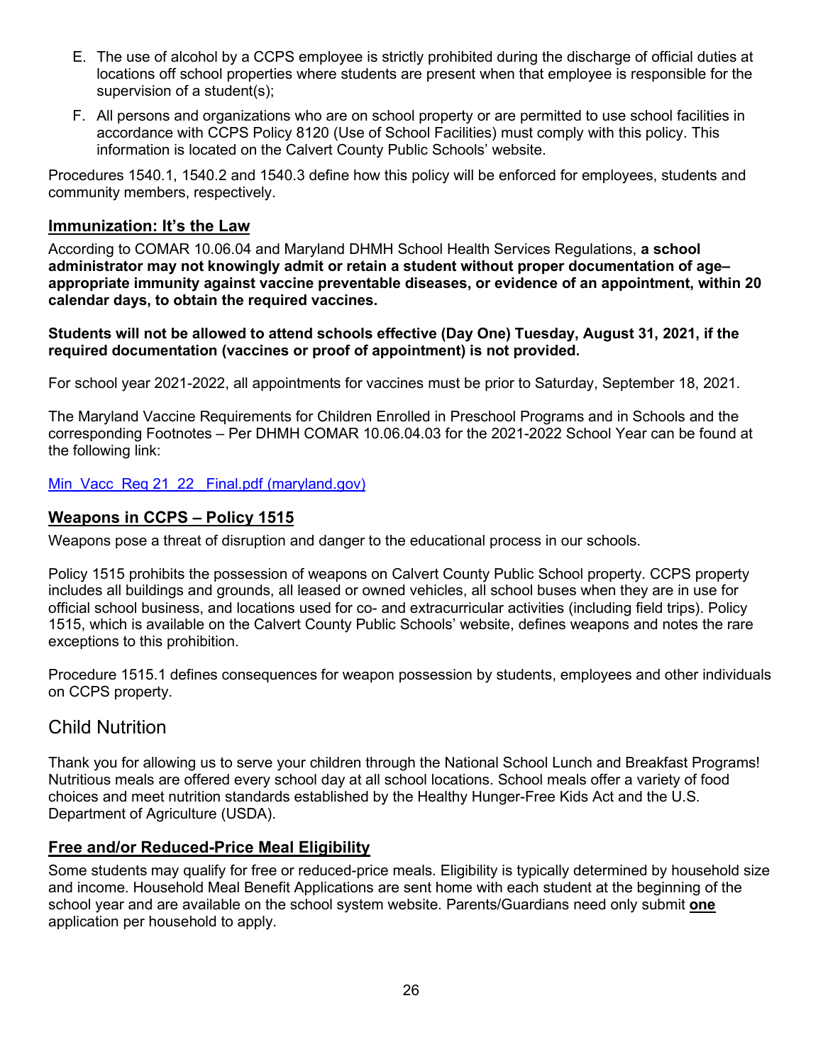E. The use of alcohol by a CCPS employee is strictly prohibited during the discharge of official duties at locations off school properties where students are present when that employee is responsible for the supervision of a student(s);

F. All persons and organizations who are on school property or are permitted to use school facilities in accordance with CCPS Policy 8120 (Use of School Facilities) must comply with this policy. This information is located on the Calvert County Public Schools' website.

Procedures 1540.1, 1540.2 and 1540.3 define how this policy will be enforced for employees, students and community members, respectively.

### Immunization: It's the Law

According to COMAR 10.06.04 and Maryland DHMH School Health Services Regulations, **a school administrator may not knowingly admit or retain a student without proper documentation of age–appropriate immunity against vaccine preventable diseases, or evidence of an appointment, within 20 calendar days, to obtain the required vaccines.**

**Students will not be allowed to attend schools effective (Day One) Tuesday, August 31, 2021, if the required documentation (vaccines or proof of appointment) is not provided.**

For school year 2021-2022, all appointments for vaccines must be prior to Saturday, September 18, 2021.

The Maryland Vaccine Requirements for Children Enrolled in Preschool Programs and in Schools and the corresponding Footnotes – Per DHMH COMAR 10.06.04.03 for the 2021-2022 School Year can be found at the following link:

Min_Vacc_Req 21_22_ Final.pdf (maryland.gov)

### Weapons in CCPS – Policy 1515

Weapons pose a threat of disruption and danger to the educational process in our schools.

Policy 1515 prohibits the possession of weapons on Calvert County Public School property. CCPS property includes all buildings and grounds, all leased or owned vehicles, all school buses when they are in use for official school business, and locations used for co- and extracurricular activities (including field trips). Policy 1515, which is available on the Calvert County Public Schools' website, defines weapons and notes the rare exceptions to this prohibition.

Procedure 1515.1 defines consequences for weapon possession by students, employees and other individuals on CCPS property.

## Child Nutrition

Thank you for allowing us to serve your children through the National School Lunch and Breakfast Programs! Nutritious meals are offered every school day at all school locations. School meals offer a variety of food choices and meet nutrition standards established by the Healthy Hunger-Free Kids Act and the U.S. Department of Agriculture (USDA).

### Free and/or Reduced-Price Meal Eligibility

Some students may qualify for free or reduced-price meals. Eligibility is typically determined by household size and income. Household Meal Benefit Applications are sent home with each student at the beginning of the school year and are available on the school system website. Parents/Guardians need only submit **one** application per household to apply.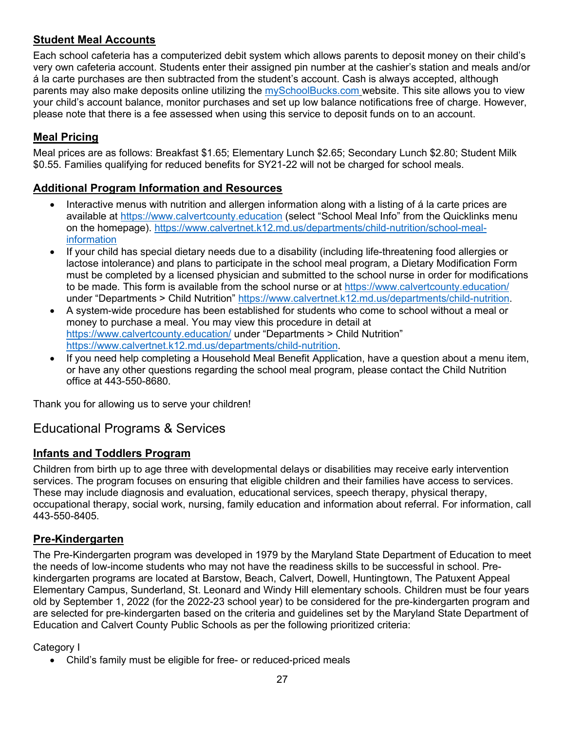### Student Meal Accounts

Each school cafeteria has a computerized debit system which allows parents to deposit money on their child's very own cafeteria account. Students enter their assigned pin number at the cashier's station and meals and/or á la carte purchases are then subtracted from the student's account. Cash is always accepted, although parents may also make deposits online utilizing the [mySchoolBucks.com](mySchoolBucks.com) website. This site allows you to view your child's account balance, monitor purchases and set up low balance notifications free of charge. However, please note that there is a fee assessed when using this service to deposit funds on to an account.

### Meal Pricing

Meal prices are as follows: Breakfast $1.65; Elementary Lunch $2.65; Secondary Lunch $2.80; Student Milk $0.55. Families qualifying for reduced benefits for SY21-22 will not be charged for school meals.

### Additional Program Information and Resources

- Interactive menus with nutrition and allergen information along with a listing of á la carte prices are available at https://www.calvertcounty.education (select "School Meal Info" from the Quicklinks menu on the homepage). https://www.calvertnet.k12.md.us/departments/child-nutrition/school-meal-information
- If your child has special dietary needs due to a disability (including life-threatening food allergies or lactose intolerance) and plans to participate in the school meal program, a Dietary Modification Form must be completed by a licensed physician and submitted to the school nurse in order for modifications to be made. This form is available from the school nurse or at https://www.calvertcounty.education/ under "Departments > Child Nutrition" https://www.calvertnet.k12.md.us/departments/child-nutrition.
- A system-wide procedure has been established for students who come to school without a meal or money to purchase a meal. You may view this procedure in detail at https://www.calvertcounty.education/ under "Departments > Child Nutrition" https://www.calvertnet.k12.md.us/departments/child-nutrition.
- If you need help completing a Household Meal Benefit Application, have a question about a menu item, or have any other questions regarding the school meal program, please contact the Child Nutrition office at 443-550-8680.

Thank you for allowing us to serve your children!

## Educational Programs & Services

### Infants and Toddlers Program

Children from birth up to age three with developmental delays or disabilities may receive early intervention services. The program focuses on ensuring that eligible children and their families have access to services. These may include diagnosis and evaluation, educational services, speech therapy, physical therapy, occupational therapy, social work, nursing, family education and information about referral. For information, call 443-550-8405.

### Pre-Kindergarten

The Pre-Kindergarten program was developed in 1979 by the Maryland State Department of Education to meet the needs of low-income students who may not have the readiness skills to be successful in school. Pre-kindergarten programs are located at Barstow, Beach, Calvert, Dowell, Huntingtown, The Patuxent Appeal Elementary Campus, Sunderland, St. Leonard and Windy Hill elementary schools. Children must be four years old by September 1, 2022 (for the 2022-23 school year) to be considered for the pre-kindergarten program and are selected for pre-kindergarten based on the criteria and guidelines set by the Maryland State Department of Education and Calvert County Public Schools as per the following prioritized criteria:

Category I

- Child's family must be eligible for free- or reduced-priced meals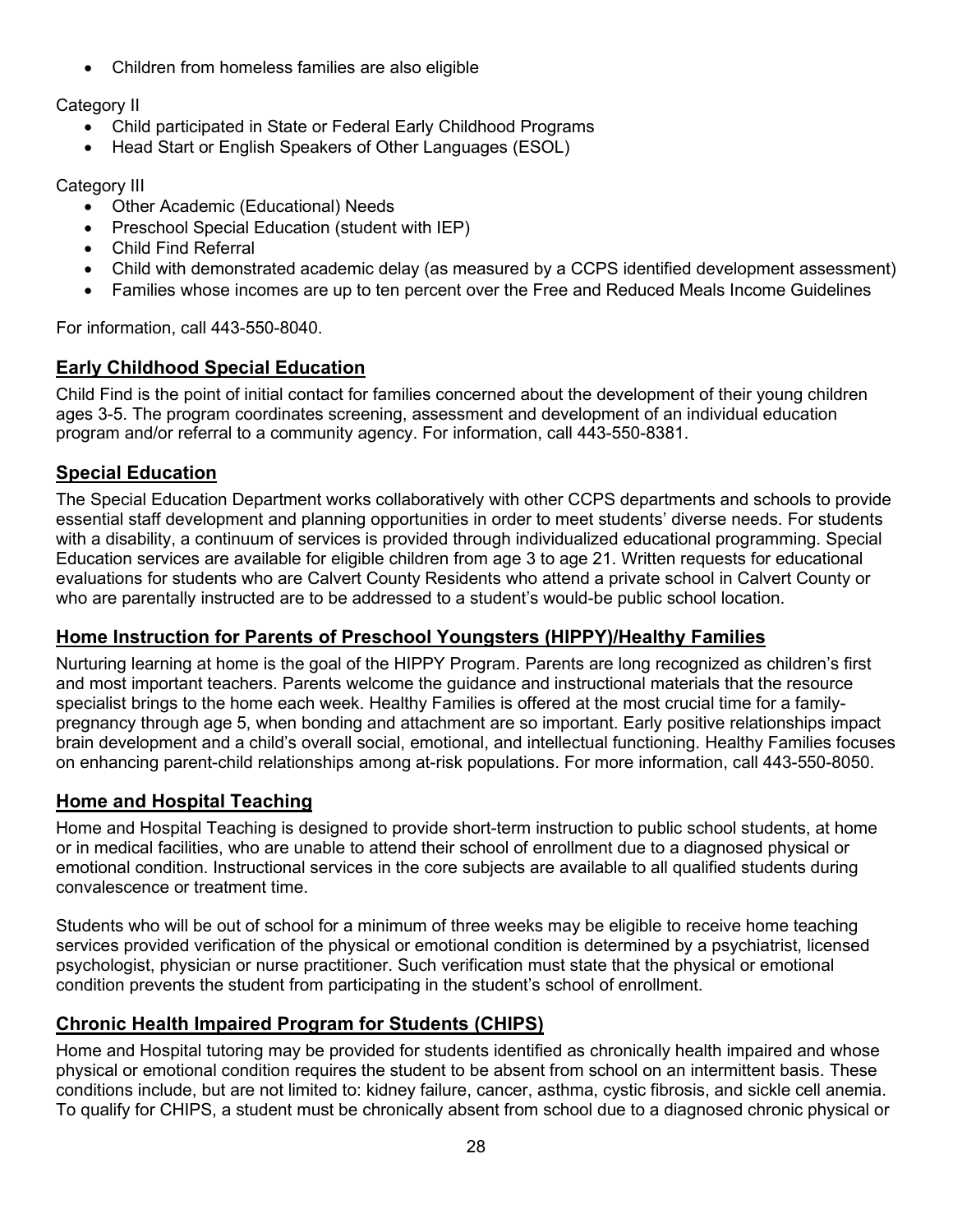- Children from homeless families are also eligible

Category II

- Child participated in State or Federal Early Childhood Programs
- Head Start or English Speakers of Other Languages (ESOL)

Category III

- Other Academic (Educational) Needs
- Preschool Special Education (student with IEP)
- Child Find Referral
- Child with demonstrated academic delay (as measured by a CCPS identified development assessment)
- Families whose incomes are up to ten percent over the Free and Reduced Meals Income Guidelines

For information, call 443-550-8040.

## Early Childhood Special Education

Child Find is the point of initial contact for families concerned about the development of their young children ages 3-5. The program coordinates screening, assessment and development of an individual education program and/or referral to a community agency. For information, call 443-550-8381.

## Special Education

The Special Education Department works collaboratively with other CCPS departments and schools to provide essential staff development and planning opportunities in order to meet students' diverse needs. For students with a disability, a continuum of services is provided through individualized educational programming. Special Education services are available for eligible children from age 3 to age 21. Written requests for educational evaluations for students who are Calvert County Residents who attend a private school in Calvert County or who are parentally instructed are to be addressed to a student's would-be public school location.

## Home Instruction for Parents of Preschool Youngsters (HIPPY)/Healthy Families

Nurturing learning at home is the goal of the HIPPY Program. Parents are long recognized as children's first and most important teachers. Parents welcome the guidance and instructional materials that the resource specialist brings to the home each week. Healthy Families is offered at the most crucial time for a family-pregnancy through age 5, when bonding and attachment are so important. Early positive relationships impact brain development and a child's overall social, emotional, and intellectual functioning. Healthy Families focuses on enhancing parent-child relationships among at-risk populations. For more information, call 443-550-8050.

## Home and Hospital Teaching

Home and Hospital Teaching is designed to provide short-term instruction to public school students, at home or in medical facilities, who are unable to attend their school of enrollment due to a diagnosed physical or emotional condition. Instructional services in the core subjects are available to all qualified students during convalescence or treatment time.

Students who will be out of school for a minimum of three weeks may be eligible to receive home teaching services provided verification of the physical or emotional condition is determined by a psychiatrist, licensed psychologist, physician or nurse practitioner. Such verification must state that the physical or emotional condition prevents the student from participating in the student's school of enrollment.

## Chronic Health Impaired Program for Students (CHIPS)

Home and Hospital tutoring may be provided for students identified as chronically health impaired and whose physical or emotional condition requires the student to be absent from school on an intermittent basis. These conditions include, but are not limited to: kidney failure, cancer, asthma, cystic fibrosis, and sickle cell anemia. To qualify for CHIPS, a student must be chronically absent from school due to a diagnosed chronic physical or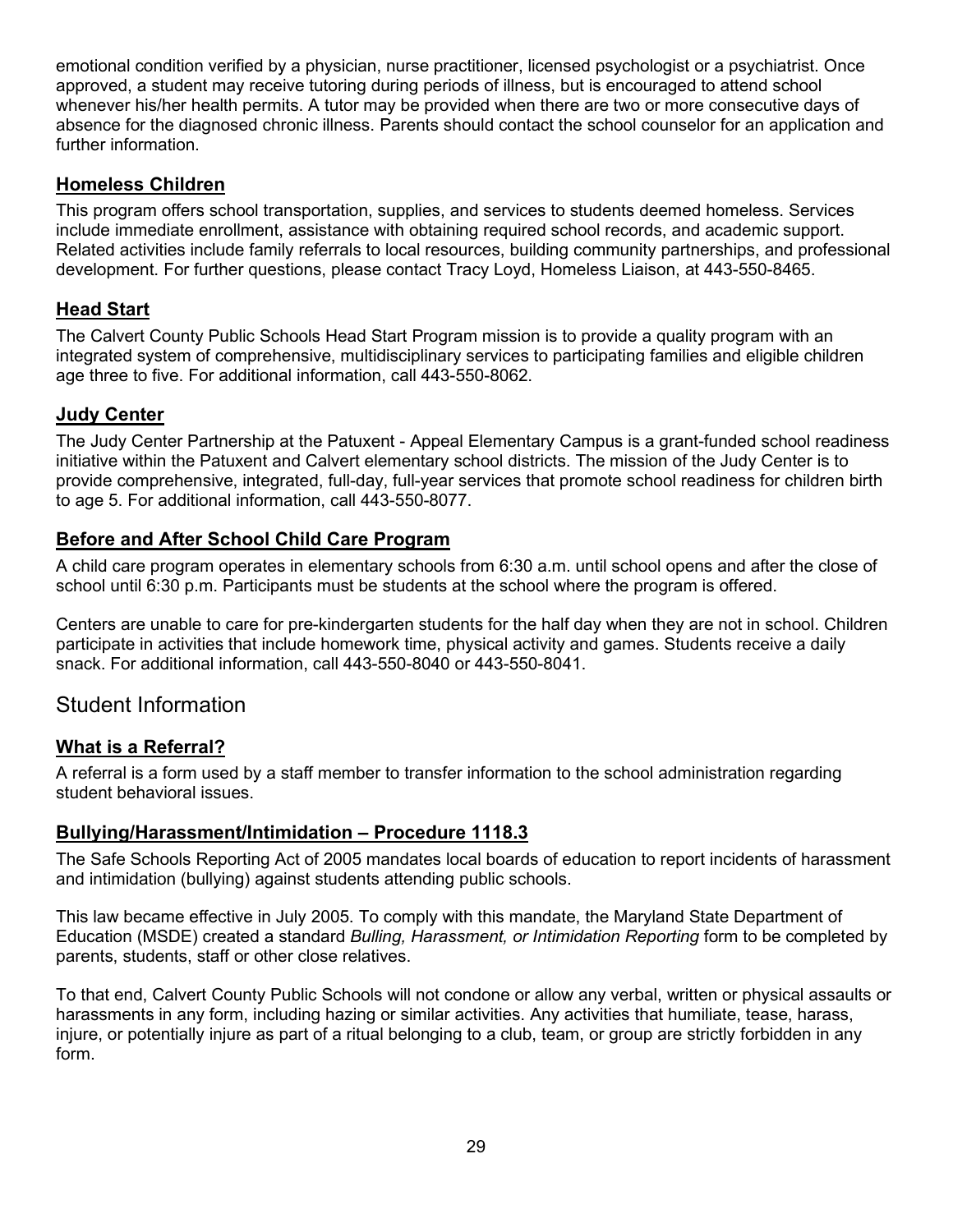emotional condition verified by a physician, nurse practitioner, licensed psychologist or a psychiatrist. Once approved, a student may receive tutoring during periods of illness, but is encouraged to attend school whenever his/her health permits. A tutor may be provided when there are two or more consecutive days of absence for the diagnosed chronic illness. Parents should contact the school counselor for an application and further information.

### Homeless Children

This program offers school transportation, supplies, and services to students deemed homeless. Services include immediate enrollment, assistance with obtaining required school records, and academic support. Related activities include family referrals to local resources, building community partnerships, and professional development. For further questions, please contact Tracy Loyd, Homeless Liaison, at 443-550-8465.

### Head Start

The Calvert County Public Schools Head Start Program mission is to provide a quality program with an integrated system of comprehensive, multidisciplinary services to participating families and eligible children age three to five. For additional information, call 443-550-8062.

### Judy Center

The Judy Center Partnership at the Patuxent - Appeal Elementary Campus is a grant-funded school readiness initiative within the Patuxent and Calvert elementary school districts. The mission of the Judy Center is to provide comprehensive, integrated, full-day, full-year services that promote school readiness for children birth to age 5. For additional information, call 443-550-8077.

### Before and After School Child Care Program

A child care program operates in elementary schools from 6:30 a.m. until school opens and after the close of school until 6:30 p.m. Participants must be students at the school where the program is offered.

Centers are unable to care for pre-kindergarten students for the half day when they are not in school. Children participate in activities that include homework time, physical activity and games. Students receive a daily snack. For additional information, call 443-550-8040 or 443-550-8041.

## Student Information

### What is a Referral?

A referral is a form used by a staff member to transfer information to the school administration regarding student behavioral issues.

### Bullying/Harassment/Intimidation – Procedure 1118.3

The Safe Schools Reporting Act of 2005 mandates local boards of education to report incidents of harassment and intimidation (bullying) against students attending public schools.

This law became effective in July 2005. To comply with this mandate, the Maryland State Department of Education (MSDE) created a standard *Bulling, Harassment, or Intimidation Reporting* form to be completed by parents, students, staff or other close relatives.

To that end, Calvert County Public Schools will not condone or allow any verbal, written or physical assaults or harassments in any form, including hazing or similar activities. Any activities that humiliate, tease, harass, injure, or potentially injure as part of a ritual belonging to a club, team, or group are strictly forbidden in any form.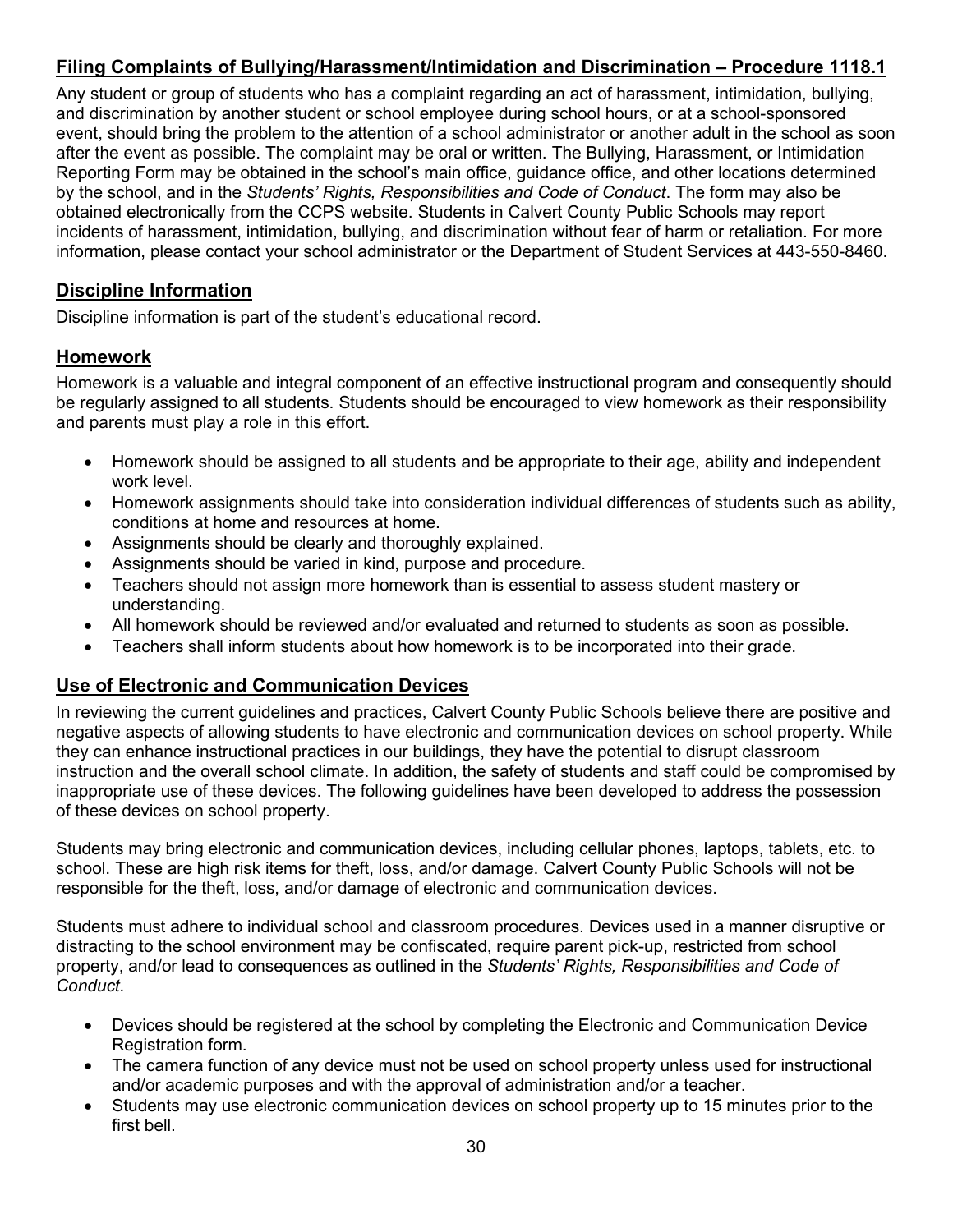## Filing Complaints of Bullying/Harassment/Intimidation and Discrimination – Procedure 1118.1

Any student or group of students who has a complaint regarding an act of harassment, intimidation, bullying, and discrimination by another student or school employee during school hours, or at a school-sponsored event, should bring the problem to the attention of a school administrator or another adult in the school as soon after the event as possible. The complaint may be oral or written. The Bullying, Harassment, or Intimidation Reporting Form may be obtained in the school's main office, guidance office, and other locations determined by the school, and in the *Students' Rights, Responsibilities and Code of Conduct*. The form may also be obtained electronically from the CCPS website. Students in Calvert County Public Schools may report incidents of harassment, intimidation, bullying, and discrimination without fear of harm or retaliation. For more information, please contact your school administrator or the Department of Student Services at 443-550-8460.

## Discipline Information

Discipline information is part of the student's educational record.

## Homework

Homework is a valuable and integral component of an effective instructional program and consequently should be regularly assigned to all students. Students should be encouraged to view homework as their responsibility and parents must play a role in this effort.

- Homework should be assigned to all students and be appropriate to their age, ability and independent work level.
- Homework assignments should take into consideration individual differences of students such as ability, conditions at home and resources at home.
- Assignments should be clearly and thoroughly explained.
- Assignments should be varied in kind, purpose and procedure.
- Teachers should not assign more homework than is essential to assess student mastery or understanding.
- All homework should be reviewed and/or evaluated and returned to students as soon as possible.
- Teachers shall inform students about how homework is to be incorporated into their grade.

## Use of Electronic and Communication Devices

In reviewing the current guidelines and practices, Calvert County Public Schools believe there are positive and negative aspects of allowing students to have electronic and communication devices on school property. While they can enhance instructional practices in our buildings, they have the potential to disrupt classroom instruction and the overall school climate. In addition, the safety of students and staff could be compromised by inappropriate use of these devices. The following guidelines have been developed to address the possession of these devices on school property.

Students may bring electronic and communication devices, including cellular phones, laptops, tablets, etc. to school. These are high risk items for theft, loss, and/or damage. Calvert County Public Schools will not be responsible for the theft, loss, and/or damage of electronic and communication devices.

Students must adhere to individual school and classroom procedures. Devices used in a manner disruptive or distracting to the school environment may be confiscated, require parent pick-up, restricted from school property, and/or lead to consequences as outlined in the *Students' Rights, Responsibilities and Code of Conduct.*

- Devices should be registered at the school by completing the Electronic and Communication Device Registration form.
- The camera function of any device must not be used on school property unless used for instructional and/or academic purposes and with the approval of administration and/or a teacher.
- Students may use electronic communication devices on school property up to 15 minutes prior to the first bell.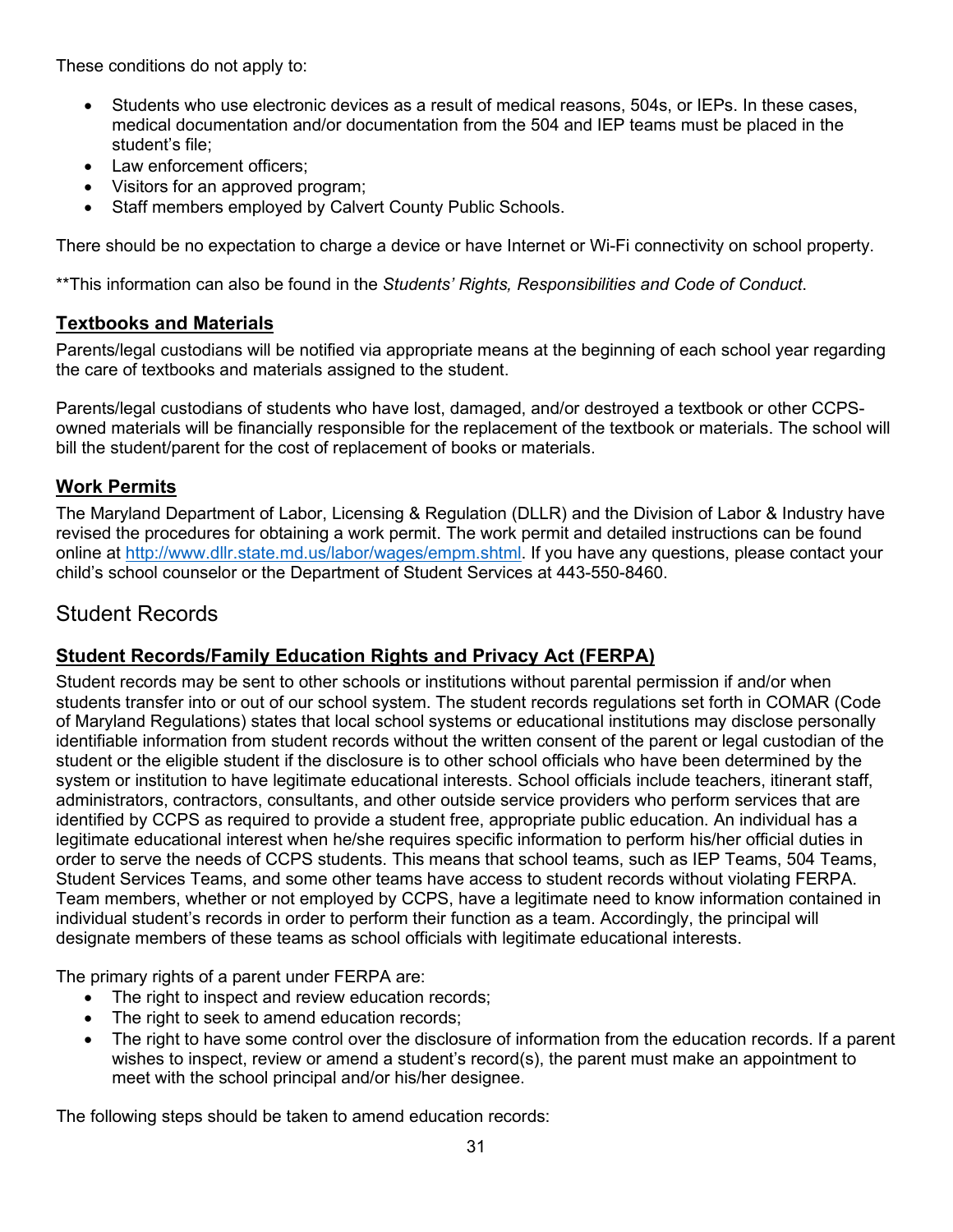These conditions do not apply to:

- Students who use electronic devices as a result of medical reasons, 504s, or IEPs. In these cases, medical documentation and/or documentation from the 504 and IEP teams must be placed in the student's file;
- Law enforcement officers;
- Visitors for an approved program;
- Staff members employed by Calvert County Public Schools.

There should be no expectation to charge a device or have Internet or Wi-Fi connectivity on school property.

**This information can also be found in the *Students' Rights, Responsibilities and Code of Conduct*.

### Textbooks and Materials

Parents/legal custodians will be notified via appropriate means at the beginning of each school year regarding the care of textbooks and materials assigned to the student.

Parents/legal custodians of students who have lost, damaged, and/or destroyed a textbook or other CCPS-owned materials will be financially responsible for the replacement of the textbook or materials. The school will bill the student/parent for the cost of replacement of books or materials.

### Work Permits

The Maryland Department of Labor, Licensing & Regulation (DLLR) and the Division of Labor & Industry have revised the procedures for obtaining a work permit. The work permit and detailed instructions can be found online at [http://www.dllr.state.md.us/labor/wages/empm.shtml](http://www.dllr.state.md.us/labor/wages/empm.shtml). If you have any questions, please contact your child's school counselor or the Department of Student Services at 443-550-8460.

## Student Records

### Student Records/Family Education Rights and Privacy Act (FERPA)

Student records may be sent to other schools or institutions without parental permission if and/or when students transfer into or out of our school system. The student records regulations set forth in COMAR (Code of Maryland Regulations) states that local school systems or educational institutions may disclose personally identifiable information from student records without the written consent of the parent or legal custodian of the student or the eligible student if the disclosure is to other school officials who have been determined by the system or institution to have legitimate educational interests. School officials include teachers, itinerant staff, administrators, contractors, consultants, and other outside service providers who perform services that are identified by CCPS as required to provide a student free, appropriate public education. An individual has a legitimate educational interest when he/she requires specific information to perform his/her official duties in order to serve the needs of CCPS students. This means that school teams, such as IEP Teams, 504 Teams, Student Services Teams, and some other teams have access to student records without violating FERPA. Team members, whether or not employed by CCPS, have a legitimate need to know information contained in individual student's records in order to perform their function as a team. Accordingly, the principal will designate members of these teams as school officials with legitimate educational interests.

The primary rights of a parent under FERPA are:

- The right to inspect and review education records;
- The right to seek to amend education records;
- The right to have some control over the disclosure of information from the education records. If a parent wishes to inspect, review or amend a student's record(s), the parent must make an appointment to meet with the school principal and/or his/her designee.

The following steps should be taken to amend education records: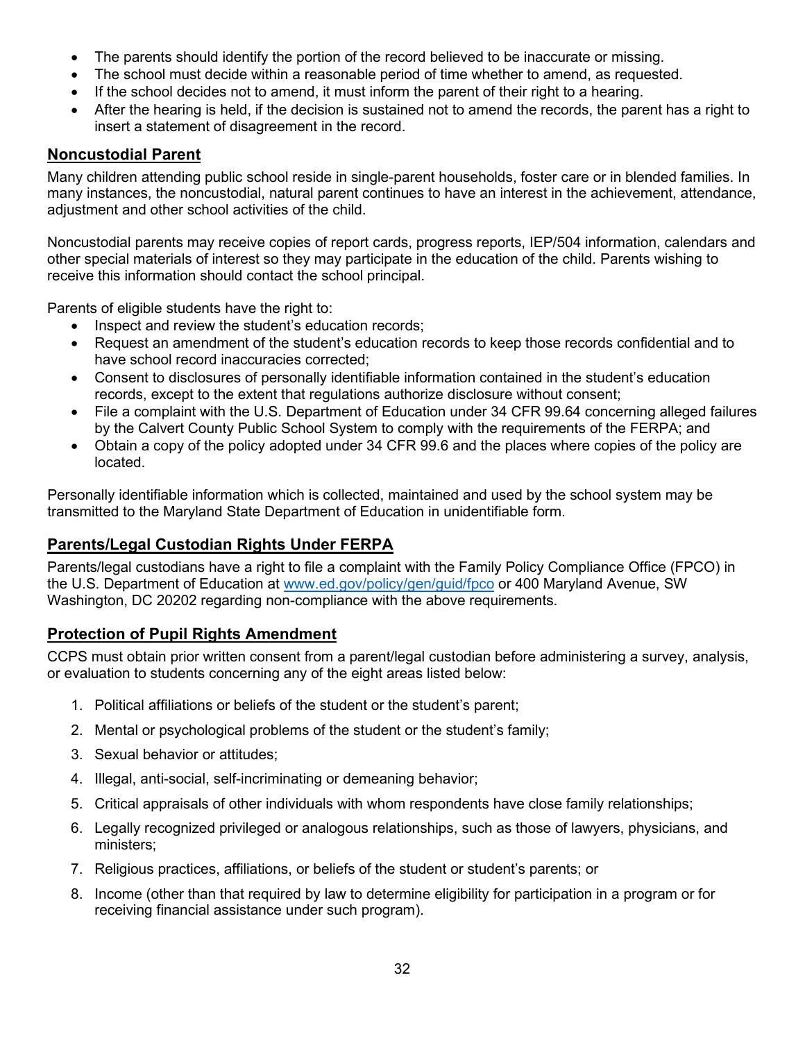- The parents should identify the portion of the record believed to be inaccurate or missing.
- The school must decide within a reasonable period of time whether to amend, as requested.
- If the school decides not to amend, it must inform the parent of their right to a hearing.
- After the hearing is held, if the decision is sustained not to amend the records, the parent has a right to insert a statement of disagreement in the record.

## Noncustodial Parent

Many children attending public school reside in single-parent households, foster care or in blended families. In many instances, the noncustodial, natural parent continues to have an interest in the achievement, attendance, adjustment and other school activities of the child.

Noncustodial parents may receive copies of report cards, progress reports, IEP/504 information, calendars and other special materials of interest so they may participate in the education of the child. Parents wishing to receive this information should contact the school principal.

Parents of eligible students have the right to:

- Inspect and review the student's education records;
- Request an amendment of the student's education records to keep those records confidential and to have school record inaccuracies corrected;
- Consent to disclosures of personally identifiable information contained in the student's education records, except to the extent that regulations authorize disclosure without consent;
- File a complaint with the U.S. Department of Education under 34 CFR 99.64 concerning alleged failures by the Calvert County Public School System to comply with the requirements of the FERPA; and
- Obtain a copy of the policy adopted under 34 CFR 99.6 and the places where copies of the policy are located.

Personally identifiable information which is collected, maintained and used by the school system may be transmitted to the Maryland State Department of Education in unidentifiable form.

## Parents/Legal Custodian Rights Under FERPA

Parents/legal custodians have a right to file a complaint with the Family Policy Compliance Office (FPCO) in the U.S. Department of Education at www.ed.gov/policy/gen/guid/fpco or 400 Maryland Avenue, SW Washington, DC 20202 regarding non-compliance with the above requirements.

## Protection of Pupil Rights Amendment

CCPS must obtain prior written consent from a parent/legal custodian before administering a survey, analysis, or evaluation to students concerning any of the eight areas listed below:

1. Political affiliations or beliefs of the student or the student's parent;
2. Mental or psychological problems of the student or the student's family;
3. Sexual behavior or attitudes;
4. Illegal, anti-social, self-incriminating or demeaning behavior;
5. Critical appraisals of other individuals with whom respondents have close family relationships;
6. Legally recognized privileged or analogous relationships, such as those of lawyers, physicians, and ministers;
7. Religious practices, affiliations, or beliefs of the student or student's parents; or
8. Income (other than that required by law to determine eligibility for participation in a program or for receiving financial assistance under such program).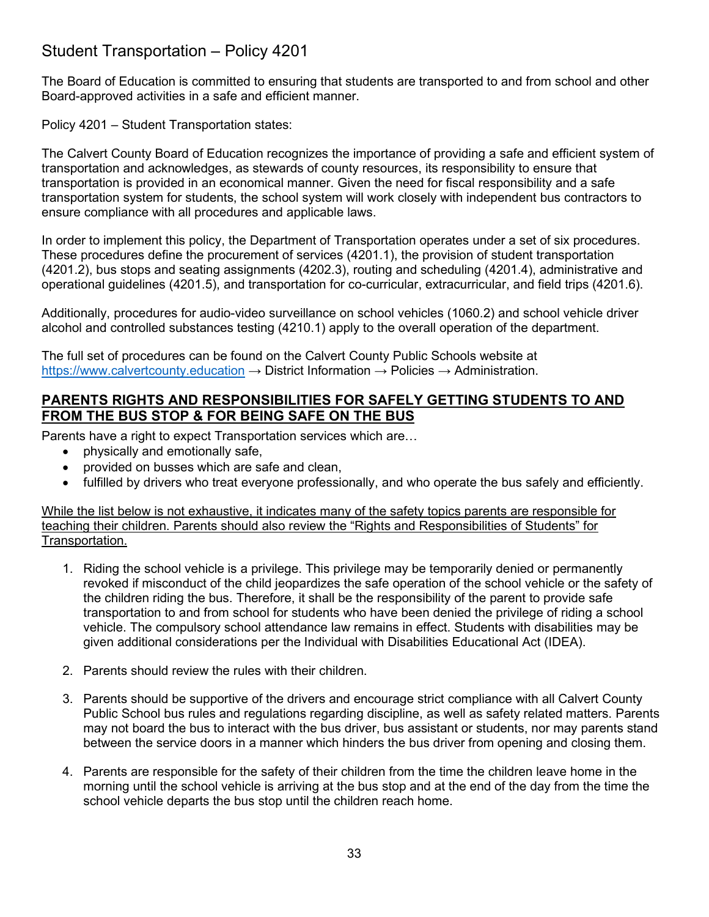# Student Transportation – Policy 4201

The Board of Education is committed to ensuring that students are transported to and from school and other Board-approved activities in a safe and efficient manner.

Policy 4201 – Student Transportation states:

The Calvert County Board of Education recognizes the importance of providing a safe and efficient system of transportation and acknowledges, as stewards of county resources, its responsibility to ensure that transportation is provided in an economical manner. Given the need for fiscal responsibility and a safe transportation system for students, the school system will work closely with independent bus contractors to ensure compliance with all procedures and applicable laws.

In order to implement this policy, the Department of Transportation operates under a set of six procedures. These procedures define the procurement of services (4201.1), the provision of student transportation (4201.2), bus stops and seating assignments (4202.3), routing and scheduling (4201.4), administrative and operational guidelines (4201.5), and transportation for co-curricular, extracurricular, and field trips (4201.6).

Additionally, procedures for audio-video surveillance on school vehicles (1060.2) and school vehicle driver alcohol and controlled substances testing (4210.1) apply to the overall operation of the department.

The full set of procedures can be found on the Calvert County Public Schools website at [https://www.calvertcounty.education](https://www.calvertcounty.education) → District Information → Policies → Administration.

## PARENTS RIGHTS AND RESPONSIBILITIES FOR SAFELY GETTING STUDENTS TO AND FROM THE BUS STOP & FOR BEING SAFE ON THE BUS

Parents have a right to expect Transportation services which are…

- physically and emotionally safe,
- provided on busses which are safe and clean,
- fulfilled by drivers who treat everyone professionally, and who operate the bus safely and efficiently.

While the list below is not exhaustive, it indicates many of the safety topics parents are responsible for teaching their children. Parents should also review the "Rights and Responsibilities of Students" for Transportation.

1. Riding the school vehicle is a privilege. This privilege may be temporarily denied or permanently revoked if misconduct of the child jeopardizes the safe operation of the school vehicle or the safety of the children riding the bus. Therefore, it shall be the responsibility of the parent to provide safe transportation to and from school for students who have been denied the privilege of riding a school vehicle. The compulsory school attendance law remains in effect. Students with disabilities may be given additional considerations per the Individual with Disabilities Educational Act (IDEA).

2. Parents should review the rules with their children.

3. Parents should be supportive of the drivers and encourage strict compliance with all Calvert County Public School bus rules and regulations regarding discipline, as well as safety related matters. Parents may not board the bus to interact with the bus driver, bus assistant or students, nor may parents stand between the service doors in a manner which hinders the bus driver from opening and closing them.

4. Parents are responsible for the safety of their children from the time the children leave home in the morning until the school vehicle is arriving at the bus stop and at the end of the day from the time the school vehicle departs the bus stop until the children reach home.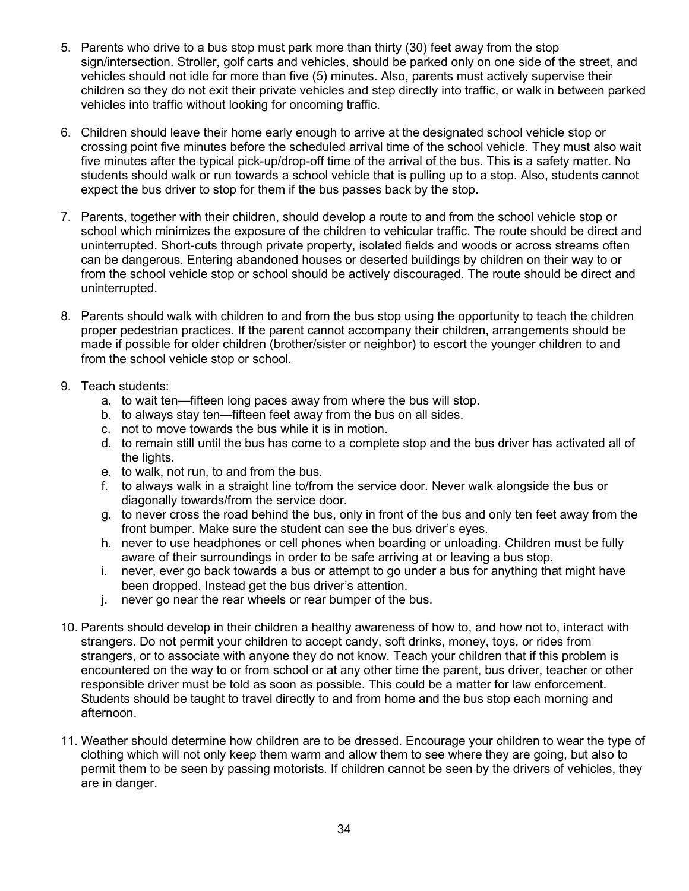5. Parents who drive to a bus stop must park more than thirty (30) feet away from the stop sign/intersection. Stroller, golf carts and vehicles, should be parked only on one side of the street, and vehicles should not idle for more than five (5) minutes. Also, parents must actively supervise their children so they do not exit their private vehicles and step directly into traffic, or walk in between parked vehicles into traffic without looking for oncoming traffic.

6. Children should leave their home early enough to arrive at the designated school vehicle stop or crossing point five minutes before the scheduled arrival time of the school vehicle. They must also wait five minutes after the typical pick-up/drop-off time of the arrival of the bus. This is a safety matter. No students should walk or run towards a school vehicle that is pulling up to a stop. Also, students cannot expect the bus driver to stop for them if the bus passes back by the stop.

7. Parents, together with their children, should develop a route to and from the school vehicle stop or school which minimizes the exposure of the children to vehicular traffic. The route should be direct and uninterrupted. Short-cuts through private property, isolated fields and woods or across streams often can be dangerous. Entering abandoned houses or deserted buildings by children on their way to or from the school vehicle stop or school should be actively discouraged. The route should be direct and uninterrupted.

8. Parents should walk with children to and from the bus stop using the opportunity to teach the children proper pedestrian practices. If the parent cannot accompany their children, arrangements should be made if possible for older children (brother/sister or neighbor) to escort the younger children to and from the school vehicle stop or school.

9. Teach students:
   a. to wait ten—fifteen long paces away from where the bus will stop.
   b. to always stay ten—fifteen feet away from the bus on all sides.
   c. not to move towards the bus while it is in motion.
   d. to remain still until the bus has come to a complete stop and the bus driver has activated all of the lights.
   e. to walk, not run, to and from the bus.
   f. to always walk in a straight line to/from the service door. Never walk alongside the bus or diagonally towards/from the service door.
   g. to never cross the road behind the bus, only in front of the bus and only ten feet away from the front bumper. Make sure the student can see the bus driver's eyes.
   h. never to use headphones or cell phones when boarding or unloading. Children must be fully aware of their surroundings in order to be safe arriving at or leaving a bus stop.
   i. never, ever go back towards a bus or attempt to go under a bus for anything that might have been dropped. Instead get the bus driver's attention.
   j. never go near the rear wheels or rear bumper of the bus.

10. Parents should develop in their children a healthy awareness of how to, and how not to, interact with strangers. Do not permit your children to accept candy, soft drinks, money, toys, or rides from strangers, or to associate with anyone they do not know. Teach your children that if this problem is encountered on the way to or from school or at any other time the parent, bus driver, teacher or other responsible driver must be told as soon as possible. This could be a matter for law enforcement. Students should be taught to travel directly to and from home and the bus stop each morning and afternoon.

11. Weather should determine how children are to be dressed. Encourage your children to wear the type of clothing which will not only keep them warm and allow them to see where they are going, but also to permit them to be seen by passing motorists. If children cannot be seen by the drivers of vehicles, they are in danger.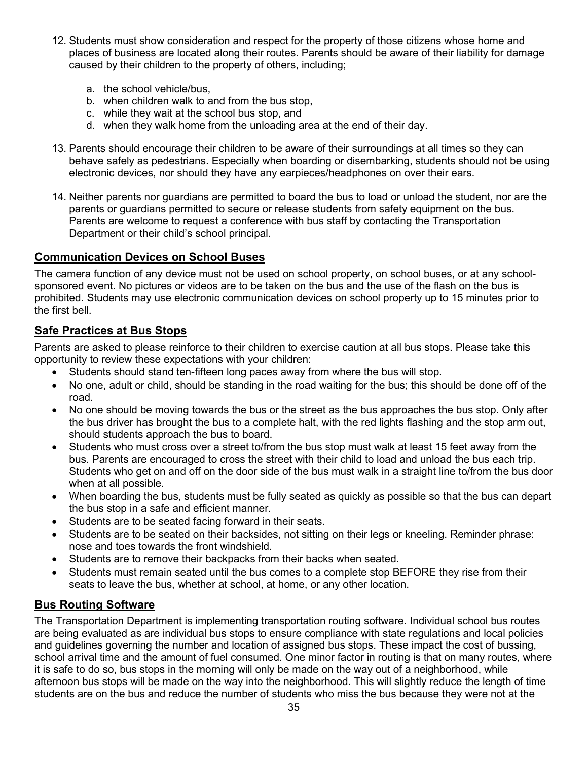12. Students must show consideration and respect for the property of those citizens whose home and places of business are located along their routes. Parents should be aware of their liability for damage caused by their children to the property of others, including;

    a. the school vehicle/bus,
    b. when children walk to and from the bus stop,
    c. while they wait at the school bus stop, and
    d. when they walk home from the unloading area at the end of their day.

13. Parents should encourage their children to be aware of their surroundings at all times so they can behave safely as pedestrians. Especially when boarding or disembarking, students should not be using electronic devices, nor should they have any earpieces/headphones on over their ears.

14. Neither parents nor guardians are permitted to board the bus to load or unload the student, nor are the parents or guardians permitted to secure or release students from safety equipment on the bus. Parents are welcome to request a conference with bus staff by contacting the Transportation Department or their child's school principal.

## Communication Devices on School Buses

The camera function of any device must not be used on school property, on school buses, or at any school-sponsored event. No pictures or videos are to be taken on the bus and the use of the flash on the bus is prohibited. Students may use electronic communication devices on school property up to 15 minutes prior to the first bell.

## Safe Practices at Bus Stops

Parents are asked to please reinforce to their children to exercise caution at all bus stops. Please take this opportunity to review these expectations with your children:

- Students should stand ten-fifteen long paces away from where the bus will stop.
- No one, adult or child, should be standing in the road waiting for the bus; this should be done off of the road.
- No one should be moving towards the bus or the street as the bus approaches the bus stop. Only after the bus driver has brought the bus to a complete halt, with the red lights flashing and the stop arm out, should students approach the bus to board.
- Students who must cross over a street to/from the bus stop must walk at least 15 feet away from the bus. Parents are encouraged to cross the street with their child to load and unload the bus each trip. Students who get on and off on the door side of the bus must walk in a straight line to/from the bus door when at all possible.
- When boarding the bus, students must be fully seated as quickly as possible so that the bus can depart the bus stop in a safe and efficient manner.
- Students are to be seated facing forward in their seats.
- Students are to be seated on their backsides, not sitting on their legs or kneeling. Reminder phrase: nose and toes towards the front windshield.
- Students are to remove their backpacks from their backs when seated.
- Students must remain seated until the bus comes to a complete stop BEFORE they rise from their seats to leave the bus, whether at school, at home, or any other location.

## Bus Routing Software

The Transportation Department is implementing transportation routing software. Individual school bus routes are being evaluated as are individual bus stops to ensure compliance with state regulations and local policies and guidelines governing the number and location of assigned bus stops. These impact the cost of bussing, school arrival time and the amount of fuel consumed. One minor factor in routing is that on many routes, where it is safe to do so, bus stops in the morning will only be made on the way out of a neighborhood, while afternoon bus stops will be made on the way into the neighborhood. This will slightly reduce the length of time students are on the bus and reduce the number of students who miss the bus because they were not at the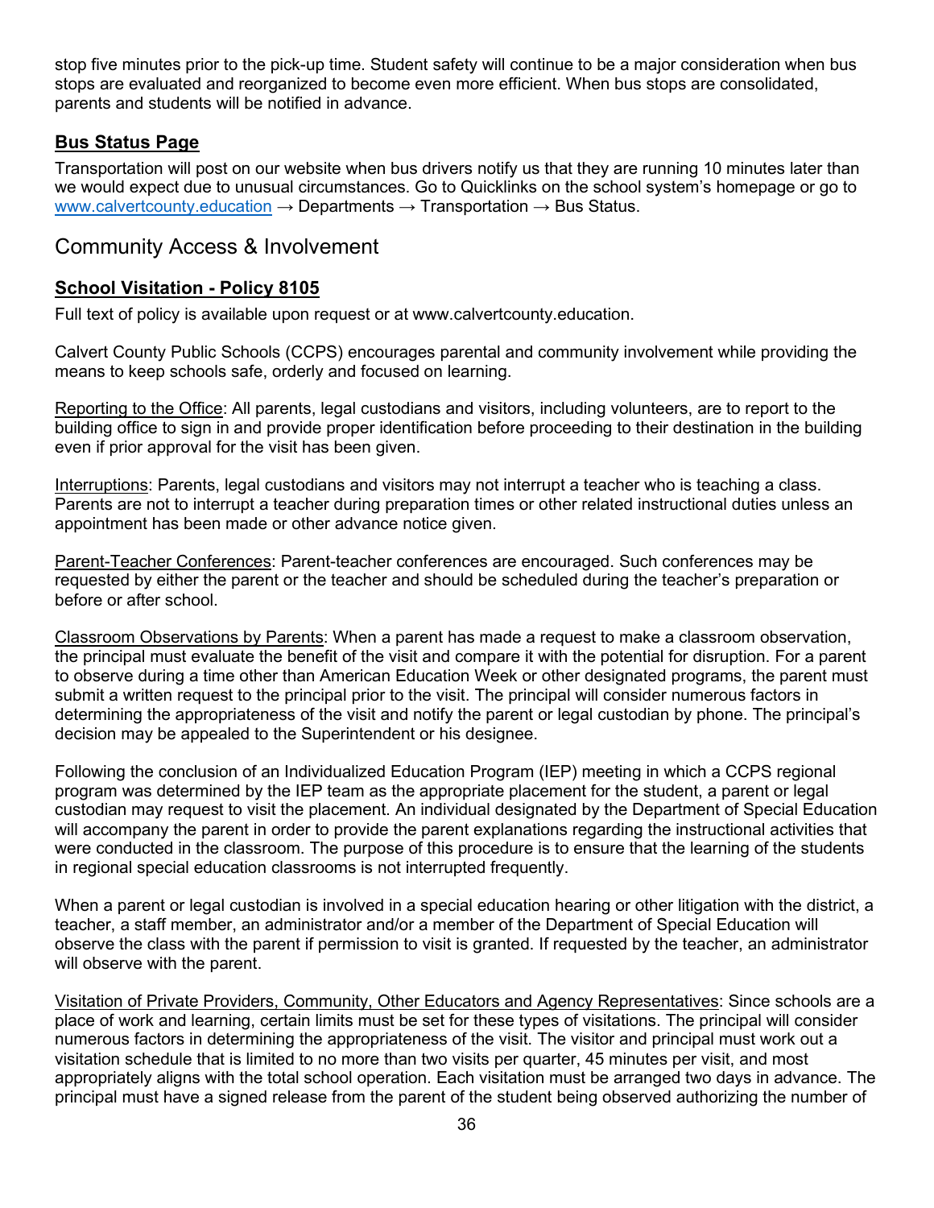stop five minutes prior to the pick-up time. Student safety will continue to be a major consideration when bus stops are evaluated and reorganized to become even more efficient. When bus stops are consolidated, parents and students will be notified in advance.

### Bus Status Page

Transportation will post on our website when bus drivers notify us that they are running 10 minutes later than we would expect due to unusual circumstances. Go to Quicklinks on the school system's homepage or go to [www.calvertcounty.education](http://www.calvertcounty.education) → Departments → Transportation → Bus Status.

## Community Access & Involvement

### School Visitation - Policy 8105

Full text of policy is available upon request or at www.calvertcounty.education.

Calvert County Public Schools (CCPS) encourages parental and community involvement while providing the means to keep schools safe, orderly and focused on learning.

Reporting to the Office: All parents, legal custodians and visitors, including volunteers, are to report to the building office to sign in and provide proper identification before proceeding to their destination in the building even if prior approval for the visit has been given.

Interruptions: Parents, legal custodians and visitors may not interrupt a teacher who is teaching a class. Parents are not to interrupt a teacher during preparation times or other related instructional duties unless an appointment has been made or other advance notice given.

Parent-Teacher Conferences: Parent-teacher conferences are encouraged. Such conferences may be requested by either the parent or the teacher and should be scheduled during the teacher's preparation or before or after school.

Classroom Observations by Parents: When a parent has made a request to make a classroom observation, the principal must evaluate the benefit of the visit and compare it with the potential for disruption. For a parent to observe during a time other than American Education Week or other designated programs, the parent must submit a written request to the principal prior to the visit. The principal will consider numerous factors in determining the appropriateness of the visit and notify the parent or legal custodian by phone. The principal's decision may be appealed to the Superintendent or his designee.

Following the conclusion of an Individualized Education Program (IEP) meeting in which a CCPS regional program was determined by the IEP team as the appropriate placement for the student, a parent or legal custodian may request to visit the placement. An individual designated by the Department of Special Education will accompany the parent in order to provide the parent explanations regarding the instructional activities that were conducted in the classroom. The purpose of this procedure is to ensure that the learning of the students in regional special education classrooms is not interrupted frequently.

When a parent or legal custodian is involved in a special education hearing or other litigation with the district, a teacher, a staff member, an administrator and/or a member of the Department of Special Education will observe the class with the parent if permission to visit is granted. If requested by the teacher, an administrator will observe with the parent.

Visitation of Private Providers, Community, Other Educators and Agency Representatives: Since schools are a place of work and learning, certain limits must be set for these types of visitations. The principal will consider numerous factors in determining the appropriateness of the visit. The visitor and principal must work out a visitation schedule that is limited to no more than two visits per quarter, 45 minutes per visit, and most appropriately aligns with the total school operation. Each visitation must be arranged two days in advance. The principal must have a signed release from the parent of the student being observed authorizing the number of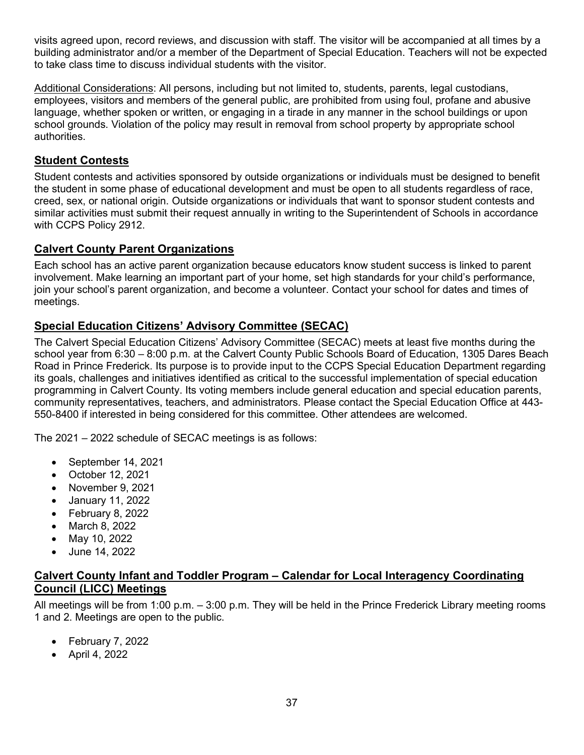visits agreed upon, record reviews, and discussion with staff. The visitor will be accompanied at all times by a building administrator and/or a member of the Department of Special Education. Teachers will not be expected to take class time to discuss individual students with the visitor.

Additional Considerations: All persons, including but not limited to, students, parents, legal custodians, employees, visitors and members of the general public, are prohibited from using foul, profane and abusive language, whether spoken or written, or engaging in a tirade in any manner in the school buildings or upon school grounds. Violation of the policy may result in removal from school property by appropriate school authorities.

## Student Contests

Student contests and activities sponsored by outside organizations or individuals must be designed to benefit the student in some phase of educational development and must be open to all students regardless of race, creed, sex, or national origin. Outside organizations or individuals that want to sponsor student contests and similar activities must submit their request annually in writing to the Superintendent of Schools in accordance with CCPS Policy 2912.

## Calvert County Parent Organizations

Each school has an active parent organization because educators know student success is linked to parent involvement. Make learning an important part of your home, set high standards for your child's performance, join your school's parent organization, and become a volunteer. Contact your school for dates and times of meetings.

## Special Education Citizens' Advisory Committee (SECAC)

The Calvert Special Education Citizens' Advisory Committee (SECAC) meets at least five months during the school year from 6:30 – 8:00 p.m. at the Calvert County Public Schools Board of Education, 1305 Dares Beach Road in Prince Frederick. Its purpose is to provide input to the CCPS Special Education Department regarding its goals, challenges and initiatives identified as critical to the successful implementation of special education programming in Calvert County. Its voting members include general education and special education parents, community representatives, teachers, and administrators. Please contact the Special Education Office at 443-550-8400 if interested in being considered for this committee. Other attendees are welcomed.

The 2021 – 2022 schedule of SECAC meetings is as follows:

- September 14, 2021
- October 12, 2021
- November 9, 2021
- January 11, 2022
- February 8, 2022
- March 8, 2022
- May 10, 2022
- June 14, 2022

## Calvert County Infant and Toddler Program – Calendar for Local Interagency Coordinating Council (LICC) Meetings

All meetings will be from 1:00 p.m. – 3:00 p.m. They will be held in the Prince Frederick Library meeting rooms 1 and 2. Meetings are open to the public.

- February 7, 2022
- April 4, 2022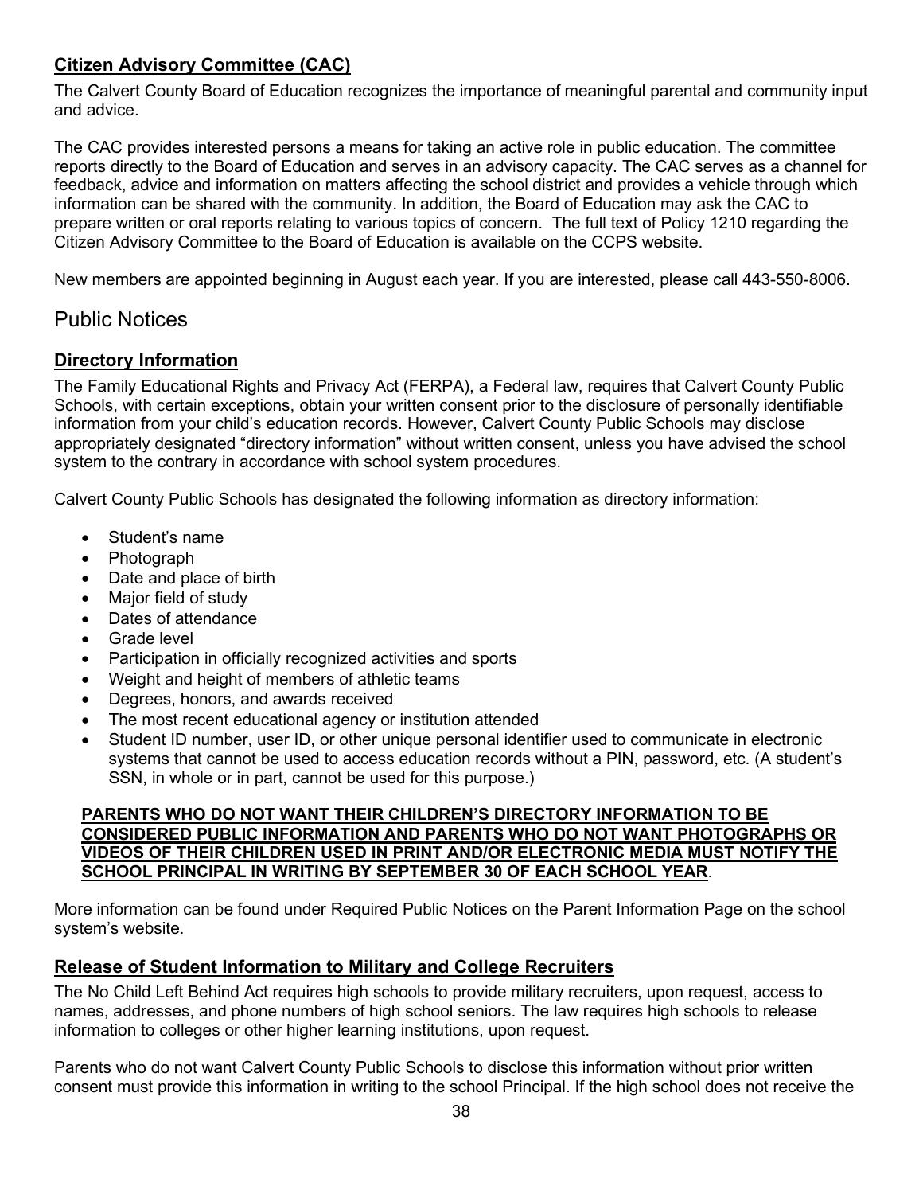## **Citizen Advisory Committee (CAC)**

The Calvert County Board of Education recognizes the importance of meaningful parental and community input and advice.

The CAC provides interested persons a means for taking an active role in public education. The committee reports directly to the Board of Education and serves in an advisory capacity. The CAC serves as a channel for feedback, advice and information on matters affecting the school district and provides a vehicle through which information can be shared with the community. In addition, the Board of Education may ask the CAC to prepare written or oral reports relating to various topics of concern. The full text of Policy 1210 regarding the Citizen Advisory Committee to the Board of Education is available on the CCPS website.

New members are appointed beginning in August each year. If you are interested, please call 443-550-8006.

# Public Notices

## **Directory Information**

The Family Educational Rights and Privacy Act (FERPA), a Federal law, requires that Calvert County Public Schools, with certain exceptions, obtain your written consent prior to the disclosure of personally identifiable information from your child's education records. However, Calvert County Public Schools may disclose appropriately designated "directory information" without written consent, unless you have advised the school system to the contrary in accordance with school system procedures.

Calvert County Public Schools has designated the following information as directory information:

- Student's name
- Photograph
- Date and place of birth
- Major field of study
- Dates of attendance
- Grade level
- Participation in officially recognized activities and sports
- Weight and height of members of athletic teams
- Degrees, honors, and awards received
- The most recent educational agency or institution attended
- Student ID number, user ID, or other unique personal identifier used to communicate in electronic systems that cannot be used to access education records without a PIN, password, etc. (A student's SSN, in whole or in part, cannot be used for this purpose.)

**PARENTS WHO DO NOT WANT THEIR CHILDREN'S DIRECTORY INFORMATION TO BE CONSIDERED PUBLIC INFORMATION AND PARENTS WHO DO NOT WANT PHOTOGRAPHS OR VIDEOS OF THEIR CHILDREN USED IN PRINT AND/OR ELECTRONIC MEDIA MUST NOTIFY THE SCHOOL PRINCIPAL IN WRITING BY SEPTEMBER 30 OF EACH SCHOOL YEAR**.

More information can be found under Required Public Notices on the Parent Information Page on the school system's website.

## **Release of Student Information to Military and College Recruiters**

The No Child Left Behind Act requires high schools to provide military recruiters, upon request, access to names, addresses, and phone numbers of high school seniors. The law requires high schools to release information to colleges or other higher learning institutions, upon request.

Parents who do not want Calvert County Public Schools to disclose this information without prior written consent must provide this information in writing to the school Principal. If the high school does not receive the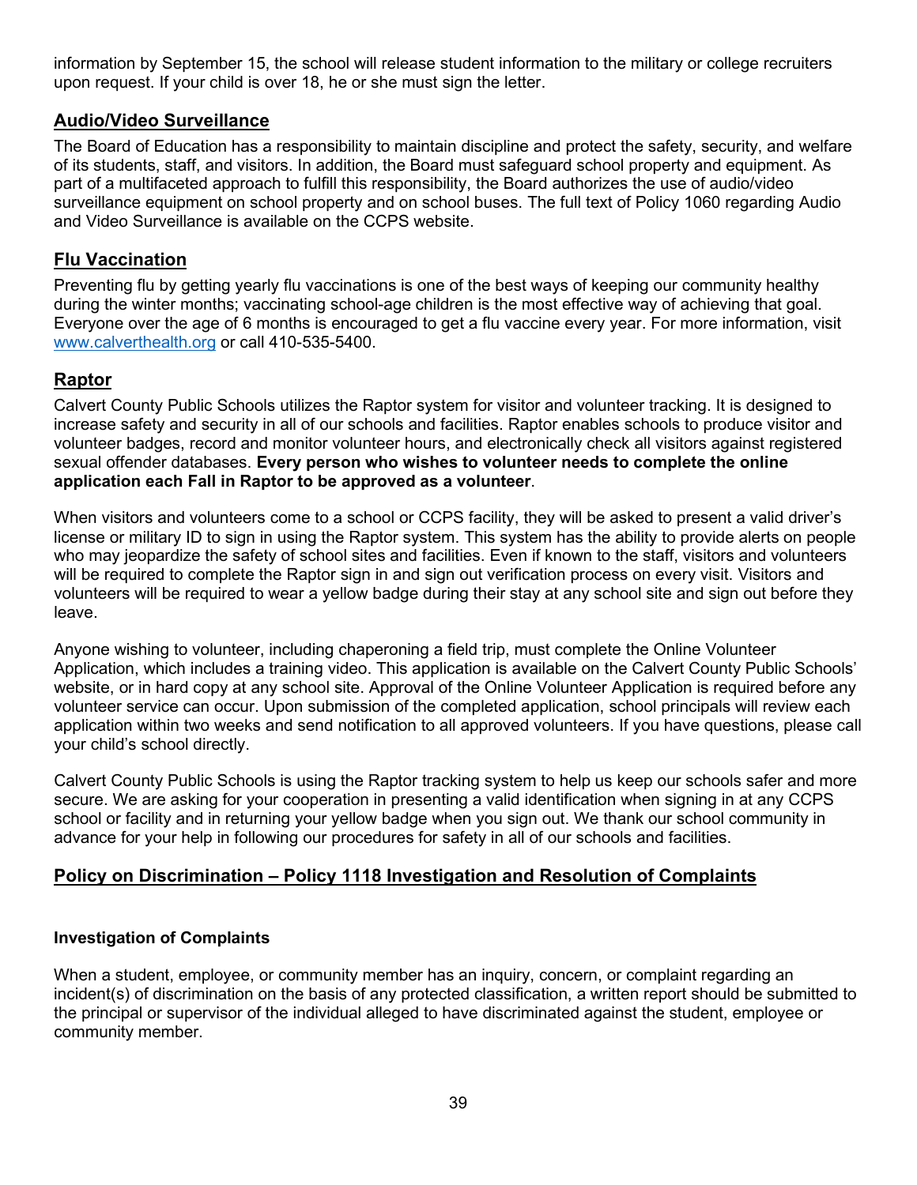information by September 15, the school will release student information to the military or college recruiters upon request. If your child is over 18, he or she must sign the letter.

## Audio/Video Surveillance

The Board of Education has a responsibility to maintain discipline and protect the safety, security, and welfare of its students, staff, and visitors. In addition, the Board must safeguard school property and equipment. As part of a multifaceted approach to fulfill this responsibility, the Board authorizes the use of audio/video surveillance equipment on school property and on school buses. The full text of Policy 1060 regarding Audio and Video Surveillance is available on the CCPS website.

## Flu Vaccination

Preventing flu by getting yearly flu vaccinations is one of the best ways of keeping our community healthy during the winter months; vaccinating school-age children is the most effective way of achieving that goal. Everyone over the age of 6 months is encouraged to get a flu vaccine every year. For more information, visit [www.calverthealth.org](http://www.calverthealth.org) or call 410-535-5400.

## Raptor

Calvert County Public Schools utilizes the Raptor system for visitor and volunteer tracking. It is designed to increase safety and security in all of our schools and facilities. Raptor enables schools to produce visitor and volunteer badges, record and monitor volunteer hours, and electronically check all visitors against registered sexual offender databases. **Every person who wishes to volunteer needs to complete the online application each Fall in Raptor to be approved as a volunteer**.

When visitors and volunteers come to a school or CCPS facility, they will be asked to present a valid driver's license or military ID to sign in using the Raptor system. This system has the ability to provide alerts on people who may jeopardize the safety of school sites and facilities. Even if known to the staff, visitors and volunteers will be required to complete the Raptor sign in and sign out verification process on every visit. Visitors and volunteers will be required to wear a yellow badge during their stay at any school site and sign out before they leave.

Anyone wishing to volunteer, including chaperoning a field trip, must complete the Online Volunteer Application, which includes a training video. This application is available on the Calvert County Public Schools' website, or in hard copy at any school site. Approval of the Online Volunteer Application is required before any volunteer service can occur. Upon submission of the completed application, school principals will review each application within two weeks and send notification to all approved volunteers. If you have questions, please call your child's school directly.

Calvert County Public Schools is using the Raptor tracking system to help us keep our schools safer and more secure. We are asking for your cooperation in presenting a valid identification when signing in at any CCPS school or facility and in returning your yellow badge when you sign out. We thank our school community in advance for your help in following our procedures for safety in all of our schools and facilities.

## Policy on Discrimination – Policy 1118 Investigation and Resolution of Complaints

### Investigation of Complaints

When a student, employee, or community member has an inquiry, concern, or complaint regarding an incident(s) of discrimination on the basis of any protected classification, a written report should be submitted to the principal or supervisor of the individual alleged to have discriminated against the student, employee or community member.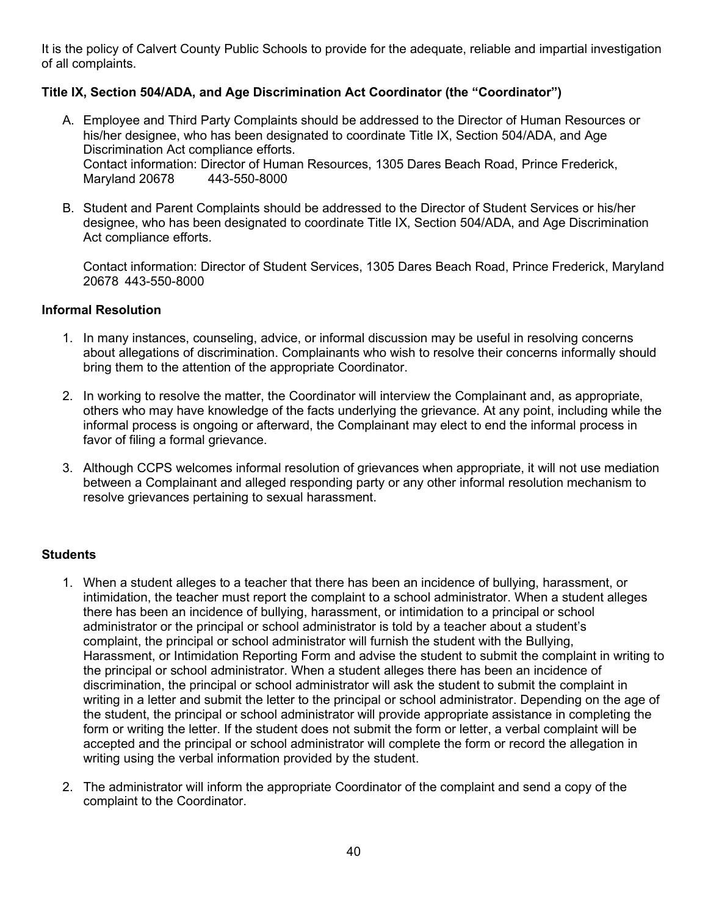It is the policy of Calvert County Public Schools to provide for the adequate, reliable and impartial investigation of all complaints.

**Title IX, Section 504/ADA, and Age Discrimination Act Coordinator (the "Coordinator")**

A. Employee and Third Party Complaints should be addressed to the Director of Human Resources or his/her designee, who has been designated to coordinate Title IX, Section 504/ADA, and Age Discrimination Act compliance efforts.
   Contact information: Director of Human Resources, 1305 Dares Beach Road, Prince Frederick, Maryland 20678 443-550-8000

B. Student and Parent Complaints should be addressed to the Director of Student Services or his/her designee, who has been designated to coordinate Title IX, Section 504/ADA, and Age Discrimination Act compliance efforts.

   Contact information: Director of Student Services, 1305 Dares Beach Road, Prince Frederick, Maryland 20678 443-550-8000

**Informal Resolution**

1. In many instances, counseling, advice, or informal discussion may be useful in resolving concerns about allegations of discrimination. Complainants who wish to resolve their concerns informally should bring them to the attention of the appropriate Coordinator.

2. In working to resolve the matter, the Coordinator will interview the Complainant and, as appropriate, others who may have knowledge of the facts underlying the grievance. At any point, including while the informal process is ongoing or afterward, the Complainant may elect to end the informal process in favor of filing a formal grievance.

3. Although CCPS welcomes informal resolution of grievances when appropriate, it will not use mediation between a Complainant and alleged responding party or any other informal resolution mechanism to resolve grievances pertaining to sexual harassment.

**Students**

1. When a student alleges to a teacher that there has been an incidence of bullying, harassment, or intimidation, the teacher must report the complaint to a school administrator. When a student alleges there has been an incidence of bullying, harassment, or intimidation to a principal or school administrator or the principal or school administrator is told by a teacher about a student's complaint, the principal or school administrator will furnish the student with the Bullying, Harassment, or Intimidation Reporting Form and advise the student to submit the complaint in writing to the principal or school administrator. When a student alleges there has been an incidence of discrimination, the principal or school administrator will ask the student to submit the complaint in writing in a letter and submit the letter to the principal or school administrator. Depending on the age of the student, the principal or school administrator will provide appropriate assistance in completing the form or writing the letter. If the student does not submit the form or letter, a verbal complaint will be accepted and the principal or school administrator will complete the form or record the allegation in writing using the verbal information provided by the student.

2. The administrator will inform the appropriate Coordinator of the complaint and send a copy of the complaint to the Coordinator.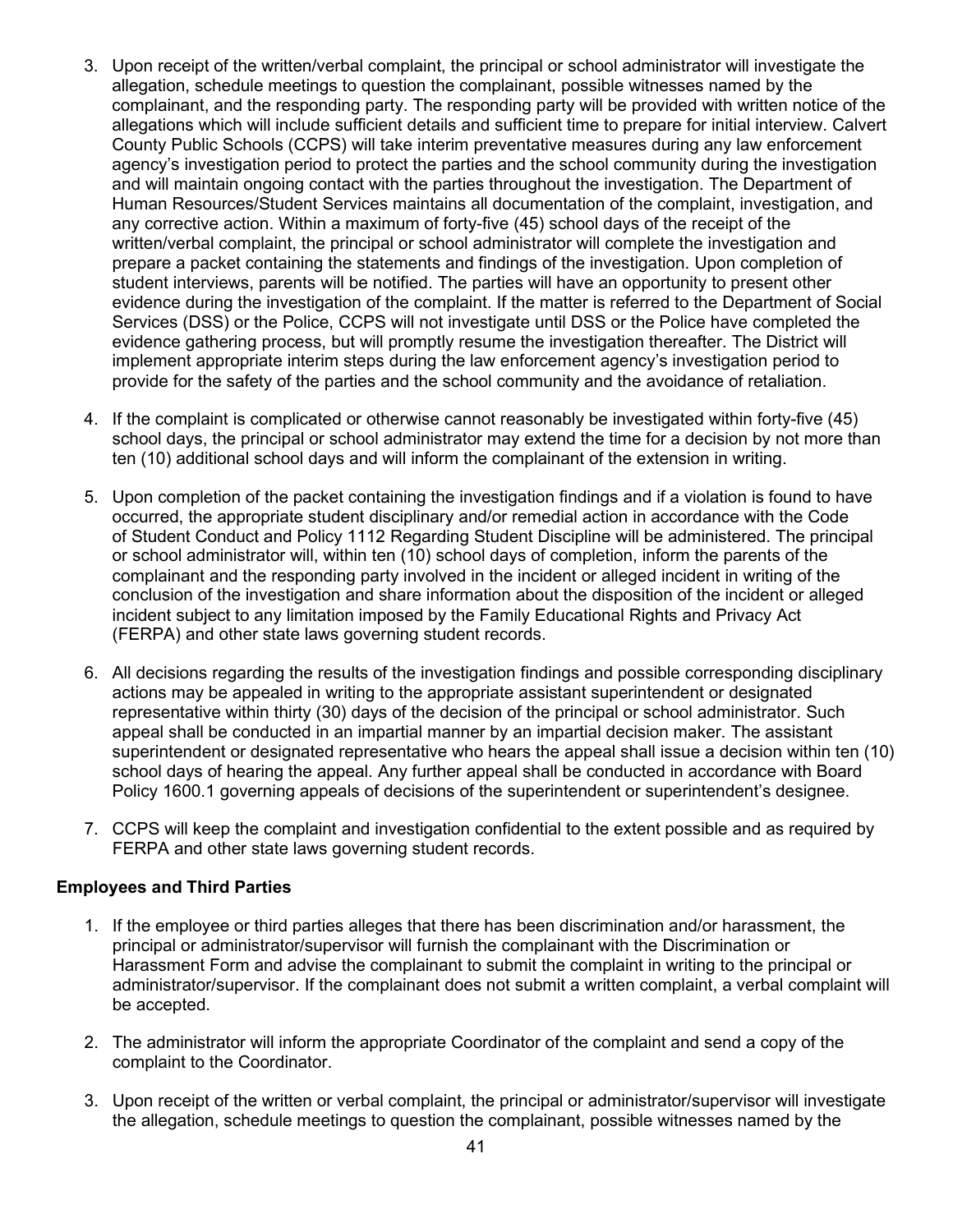3. Upon receipt of the written/verbal complaint, the principal or school administrator will investigate the allegation, schedule meetings to question the complainant, possible witnesses named by the complainant, and the responding party. The responding party will be provided with written notice of the allegations which will include sufficient details and sufficient time to prepare for initial interview. Calvert County Public Schools (CCPS) will take interim preventative measures during any law enforcement agency's investigation period to protect the parties and the school community during the investigation and will maintain ongoing contact with the parties throughout the investigation. The Department of Human Resources/Student Services maintains all documentation of the complaint, investigation, and any corrective action. Within a maximum of forty-five (45) school days of the receipt of the written/verbal complaint, the principal or school administrator will complete the investigation and prepare a packet containing the statements and findings of the investigation. Upon completion of student interviews, parents will be notified. The parties will have an opportunity to present other evidence during the investigation of the complaint. If the matter is referred to the Department of Social Services (DSS) or the Police, CCPS will not investigate until DSS or the Police have completed the evidence gathering process, but will promptly resume the investigation thereafter. The District will implement appropriate interim steps during the law enforcement agency's investigation period to provide for the safety of the parties and the school community and the avoidance of retaliation.

4. If the complaint is complicated or otherwise cannot reasonably be investigated within forty-five (45) school days, the principal or school administrator may extend the time for a decision by not more than ten (10) additional school days and will inform the complainant of the extension in writing.

5. Upon completion of the packet containing the investigation findings and if a violation is found to have occurred, the appropriate student disciplinary and/or remedial action in accordance with the Code of Student Conduct and Policy 1112 Regarding Student Discipline will be administered. The principal or school administrator will, within ten (10) school days of completion, inform the parents of the complainant and the responding party involved in the incident or alleged incident in writing of the conclusion of the investigation and share information about the disposition of the incident or alleged incident subject to any limitation imposed by the Family Educational Rights and Privacy Act (FERPA) and other state laws governing student records.

6. All decisions regarding the results of the investigation findings and possible corresponding disciplinary actions may be appealed in writing to the appropriate assistant superintendent or designated representative within thirty (30) days of the decision of the principal or school administrator. Such appeal shall be conducted in an impartial manner by an impartial decision maker. The assistant superintendent or designated representative who hears the appeal shall issue a decision within ten (10) school days of hearing the appeal. Any further appeal shall be conducted in accordance with Board Policy 1600.1 governing appeals of decisions of the superintendent or superintendent's designee.

7. CCPS will keep the complaint and investigation confidential to the extent possible and as required by FERPA and other state laws governing student records.

**Employees and Third Parties**

1. If the employee or third parties alleges that there has been discrimination and/or harassment, the principal or administrator/supervisor will furnish the complainant with the Discrimination or Harassment Form and advise the complainant to submit the complaint in writing to the principal or administrator/supervisor. If the complainant does not submit a written complaint, a verbal complaint will be accepted.

2. The administrator will inform the appropriate Coordinator of the complaint and send a copy of the complaint to the Coordinator.

3. Upon receipt of the written or verbal complaint, the principal or administrator/supervisor will investigate the allegation, schedule meetings to question the complainant, possible witnesses named by the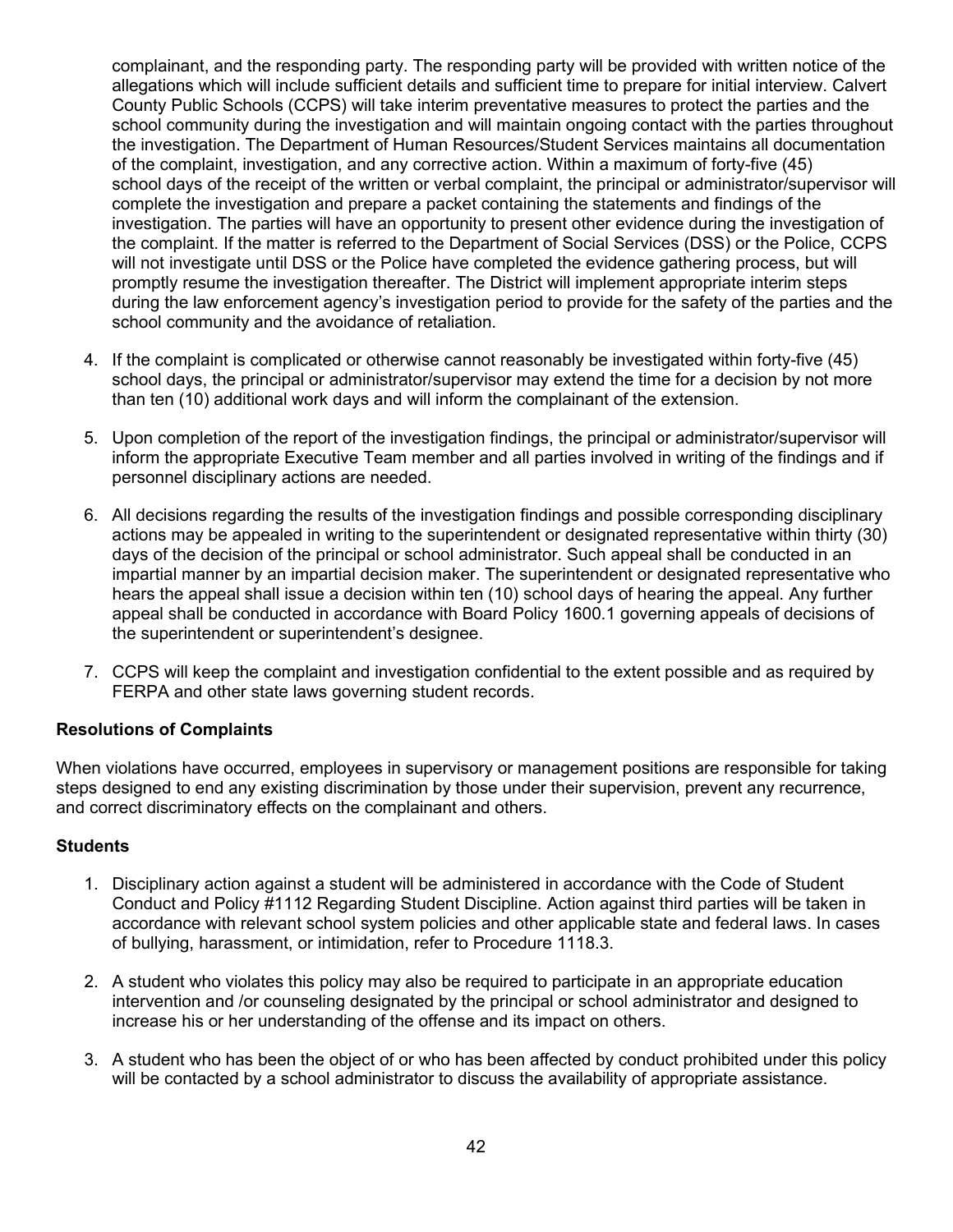complainant, and the responding party. The responding party will be provided with written notice of the allegations which will include sufficient details and sufficient time to prepare for initial interview. Calvert County Public Schools (CCPS) will take interim preventative measures to protect the parties and the school community during the investigation and will maintain ongoing contact with the parties throughout the investigation. The Department of Human Resources/Student Services maintains all documentation of the complaint, investigation, and any corrective action. Within a maximum of forty-five (45) school days of the receipt of the written or verbal complaint, the principal or administrator/supervisor will complete the investigation and prepare a packet containing the statements and findings of the investigation. The parties will have an opportunity to present other evidence during the investigation of the complaint. If the matter is referred to the Department of Social Services (DSS) or the Police, CCPS will not investigate until DSS or the Police have completed the evidence gathering process, but will promptly resume the investigation thereafter. The District will implement appropriate interim steps during the law enforcement agency's investigation period to provide for the safety of the parties and the school community and the avoidance of retaliation.

4. If the complaint is complicated or otherwise cannot reasonably be investigated within forty-five (45) school days, the principal or administrator/supervisor may extend the time for a decision by not more than ten (10) additional work days and will inform the complainant of the extension.

5. Upon completion of the report of the investigation findings, the principal or administrator/supervisor will inform the appropriate Executive Team member and all parties involved in writing of the findings and if personnel disciplinary actions are needed.

6. All decisions regarding the results of the investigation findings and possible corresponding disciplinary actions may be appealed in writing to the superintendent or designated representative within thirty (30) days of the decision of the principal or school administrator. Such appeal shall be conducted in an impartial manner by an impartial decision maker. The superintendent or designated representative who hears the appeal shall issue a decision within ten (10) school days of hearing the appeal. Any further appeal shall be conducted in accordance with Board Policy 1600.1 governing appeals of decisions of the superintendent or superintendent's designee.

7. CCPS will keep the complaint and investigation confidential to the extent possible and as required by FERPA and other state laws governing student records.

**Resolutions of Complaints**

When violations have occurred, employees in supervisory or management positions are responsible for taking steps designed to end any existing discrimination by those under their supervision, prevent any recurrence, and correct discriminatory effects on the complainant and others.

**Students**

1. Disciplinary action against a student will be administered in accordance with the Code of Student Conduct and Policy #1112 Regarding Student Discipline. Action against third parties will be taken in accordance with relevant school system policies and other applicable state and federal laws. In cases of bullying, harassment, or intimidation, refer to Procedure 1118.3.

2. A student who violates this policy may also be required to participate in an appropriate education intervention and /or counseling designated by the principal or school administrator and designed to increase his or her understanding of the offense and its impact on others.

3. A student who has been the object of or who has been affected by conduct prohibited under this policy will be contacted by a school administrator to discuss the availability of appropriate assistance.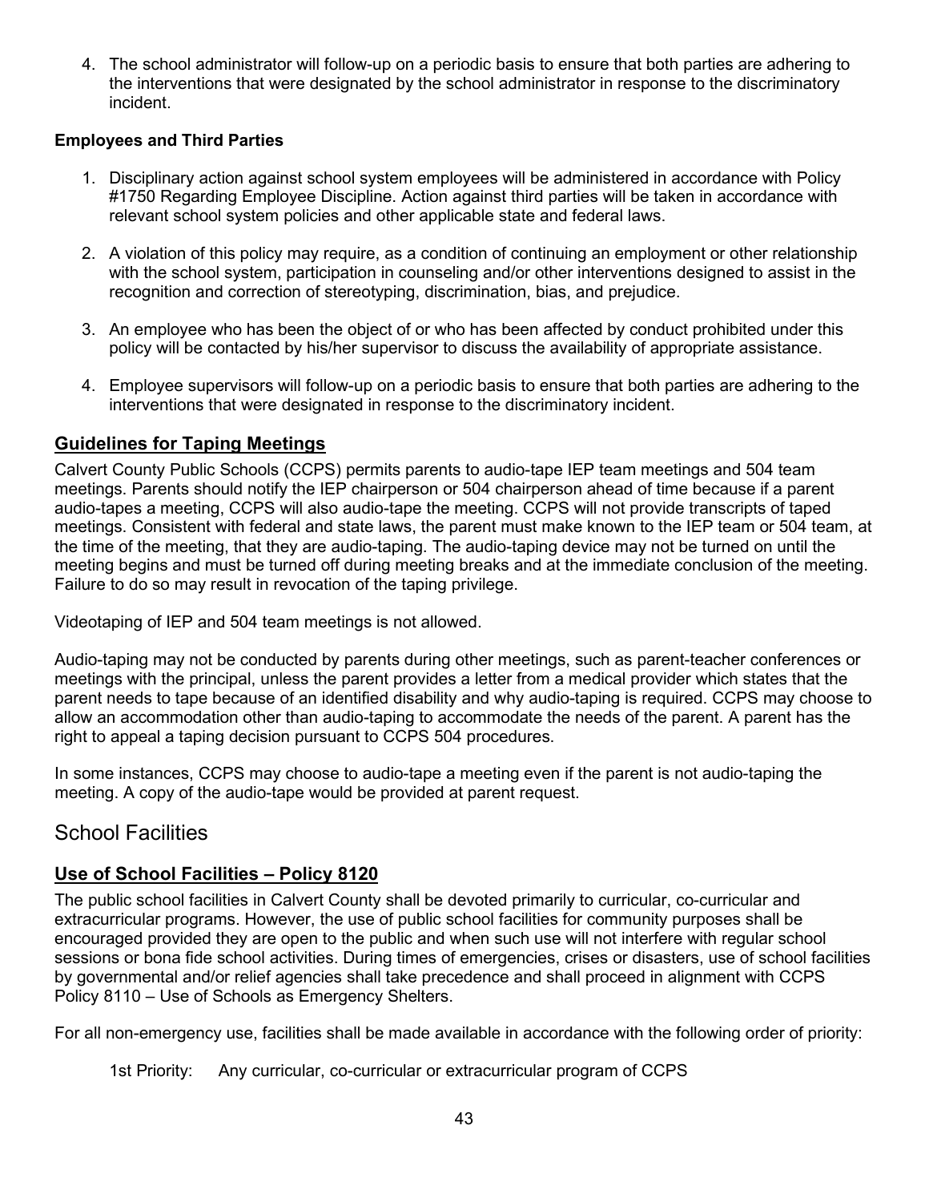4. The school administrator will follow-up on a periodic basis to ensure that both parties are adhering to the interventions that were designated by the school administrator in response to the discriminatory incident.

**Employees and Third Parties**

1. Disciplinary action against school system employees will be administered in accordance with Policy #1750 Regarding Employee Discipline. Action against third parties will be taken in accordance with relevant school system policies and other applicable state and federal laws.

2. A violation of this policy may require, as a condition of continuing an employment or other relationship with the school system, participation in counseling and/or other interventions designed to assist in the recognition and correction of stereotyping, discrimination, bias, and prejudice.

3. An employee who has been the object of or who has been affected by conduct prohibited under this policy will be contacted by his/her supervisor to discuss the availability of appropriate assistance.

4. Employee supervisors will follow-up on a periodic basis to ensure that both parties are adhering to the interventions that were designated in response to the discriminatory incident.

### **Guidelines for Taping Meetings**

Calvert County Public Schools (CCPS) permits parents to audio-tape IEP team meetings and 504 team meetings. Parents should notify the IEP chairperson or 504 chairperson ahead of time because if a parent audio-tapes a meeting, CCPS will also audio-tape the meeting. CCPS will not provide transcripts of taped meetings. Consistent with federal and state laws, the parent must make known to the IEP team or 504 team, at the time of the meeting, that they are audio-taping. The audio-taping device may not be turned on until the meeting begins and must be turned off during meeting breaks and at the immediate conclusion of the meeting. Failure to do so may result in revocation of the taping privilege.

Videotaping of IEP and 504 team meetings is not allowed.

Audio-taping may not be conducted by parents during other meetings, such as parent-teacher conferences or meetings with the principal, unless the parent provides a letter from a medical provider which states that the parent needs to tape because of an identified disability and why audio-taping is required. CCPS may choose to allow an accommodation other than audio-taping to accommodate the needs of the parent. A parent has the right to appeal a taping decision pursuant to CCPS 504 procedures.

In some instances, CCPS may choose to audio-tape a meeting even if the parent is not audio-taping the meeting. A copy of the audio-tape would be provided at parent request.

## School Facilities

### **Use of School Facilities – Policy 8120**

The public school facilities in Calvert County shall be devoted primarily to curricular, co-curricular and extracurricular programs. However, the use of public school facilities for community purposes shall be encouraged provided they are open to the public and when such use will not interfere with regular school sessions or bona fide school activities. During times of emergencies, crises or disasters, use of school facilities by governmental and/or relief agencies shall take precedence and shall proceed in alignment with CCPS Policy 8110 – Use of Schools as Emergency Shelters.

For all non-emergency use, facilities shall be made available in accordance with the following order of priority:

1st Priority: Any curricular, co-curricular or extracurricular program of CCPS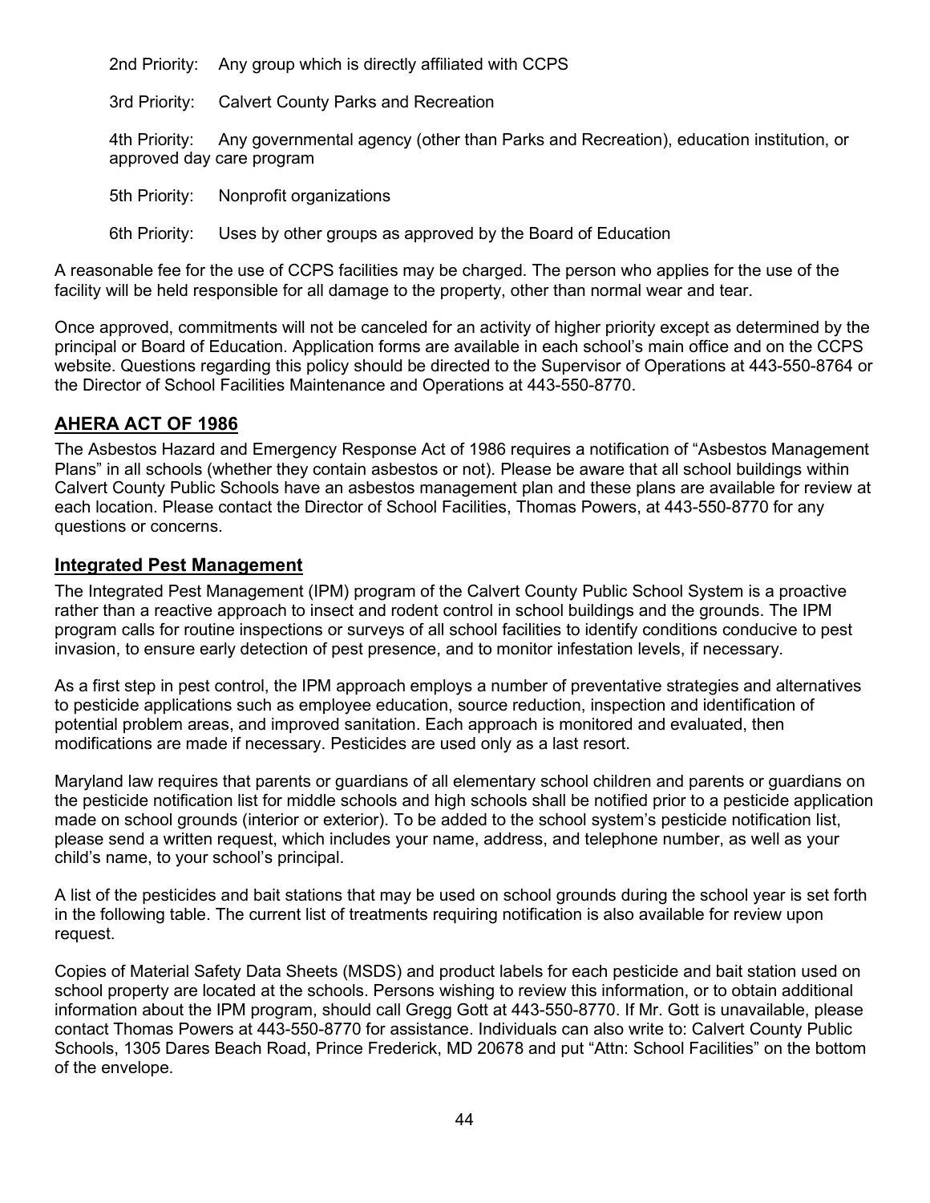2nd Priority: Any group which is directly affiliated with CCPS

3rd Priority: Calvert County Parks and Recreation

4th Priority: Any governmental agency (other than Parks and Recreation), education institution, or approved day care program

5th Priority: Nonprofit organizations

6th Priority: Uses by other groups as approved by the Board of Education

A reasonable fee for the use of CCPS facilities may be charged. The person who applies for the use of the facility will be held responsible for all damage to the property, other than normal wear and tear.

Once approved, commitments will not be canceled for an activity of higher priority except as determined by the principal or Board of Education. Application forms are available in each school's main office and on the CCPS website. Questions regarding this policy should be directed to the Supervisor of Operations at 443-550-8764 or the Director of School Facilities Maintenance and Operations at 443-550-8770.

## AHERA ACT OF 1986

The Asbestos Hazard and Emergency Response Act of 1986 requires a notification of "Asbestos Management Plans" in all schools (whether they contain asbestos or not). Please be aware that all school buildings within Calvert County Public Schools have an asbestos management plan and these plans are available for review at each location. Please contact the Director of School Facilities, Thomas Powers, at 443-550-8770 for any questions or concerns.

## Integrated Pest Management

The Integrated Pest Management (IPM) program of the Calvert County Public School System is a proactive rather than a reactive approach to insect and rodent control in school buildings and the grounds. The IPM program calls for routine inspections or surveys of all school facilities to identify conditions conducive to pest invasion, to ensure early detection of pest presence, and to monitor infestation levels, if necessary.

As a first step in pest control, the IPM approach employs a number of preventative strategies and alternatives to pesticide applications such as employee education, source reduction, inspection and identification of potential problem areas, and improved sanitation. Each approach is monitored and evaluated, then modifications are made if necessary. Pesticides are used only as a last resort.

Maryland law requires that parents or guardians of all elementary school children and parents or guardians on the pesticide notification list for middle schools and high schools shall be notified prior to a pesticide application made on school grounds (interior or exterior). To be added to the school system's pesticide notification list, please send a written request, which includes your name, address, and telephone number, as well as your child's name, to your school's principal.

A list of the pesticides and bait stations that may be used on school grounds during the school year is set forth in the following table. The current list of treatments requiring notification is also available for review upon request.

Copies of Material Safety Data Sheets (MSDS) and product labels for each pesticide and bait station used on school property are located at the schools. Persons wishing to review this information, or to obtain additional information about the IPM program, should call Gregg Gott at 443-550-8770. If Mr. Gott is unavailable, please contact Thomas Powers at 443-550-8770 for assistance. Individuals can also write to: Calvert County Public Schools, 1305 Dares Beach Road, Prince Frederick, MD 20678 and put "Attn: School Facilities" on the bottom of the envelope.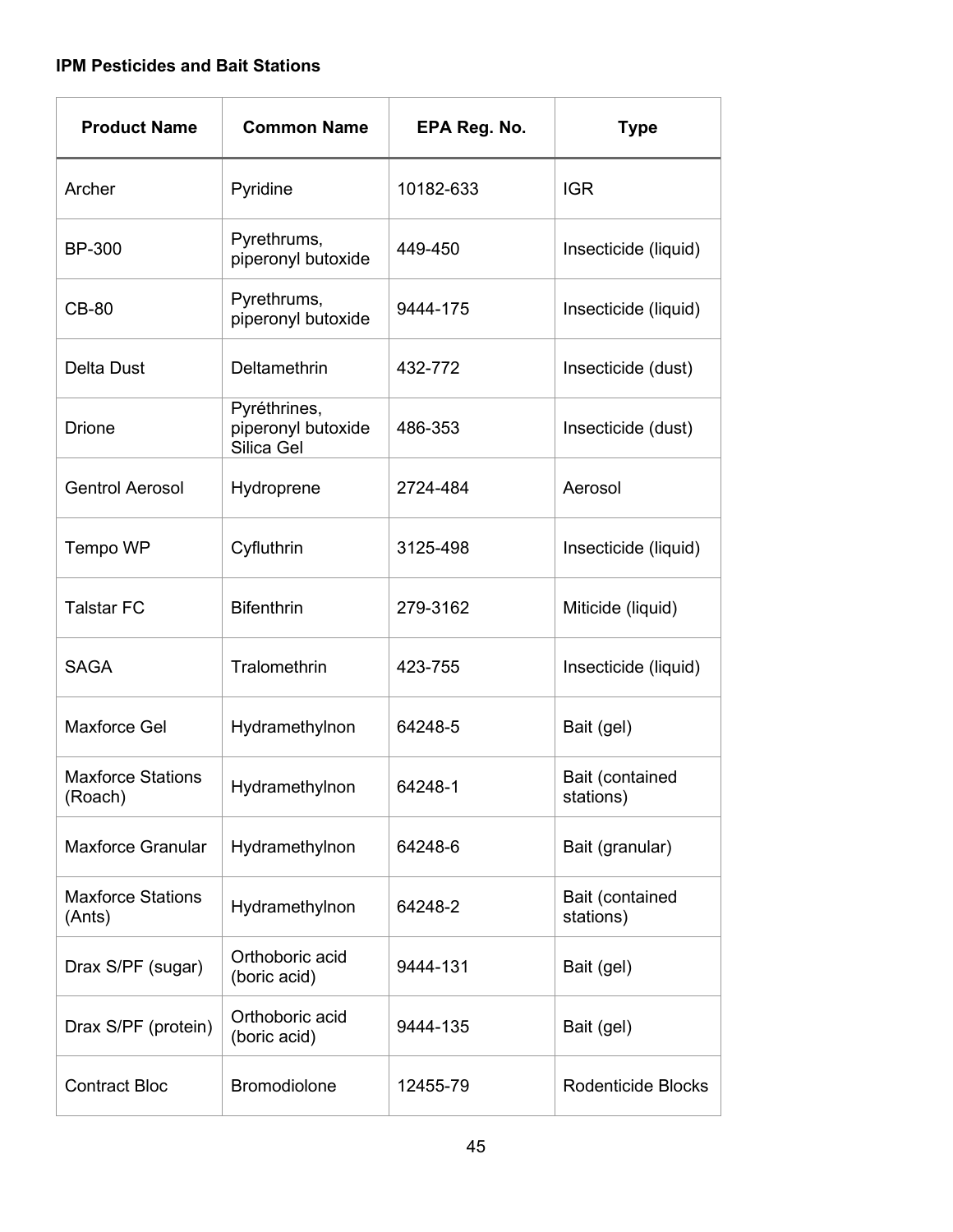**IPM Pesticides and Bait Stations**

| Product Name | Common Name | EPA Reg. No. | Type |
|---|---|---|---|
| Archer | Pyridine | 10182-633 | IGR |
| BP-300 | Pyrethrums, piperonyl butoxide | 449-450 | Insecticide (liquid) |
| CB-80 | Pyrethrums, piperonyl butoxide | 9444-175 | Insecticide (liquid) |
| Delta Dust | Deltamethrin | 432-772 | Insecticide (dust) |
| Drione | Pyréthrines, piperonyl butoxide Silica Gel | 486-353 | Insecticide (dust) |
| Gentrol Aerosol | Hydroprene | 2724-484 | Aerosol |
| Tempo WP | Cyfluthrin | 3125-498 | Insecticide (liquid) |
| Talstar FC | Bifenthrin | 279-3162 | Miticide (liquid) |
| SAGA | Tralomethrin | 423-755 | Insecticide (liquid) |
| Maxforce Gel | Hydramethylnon | 64248-5 | Bait (gel) |
| Maxforce Stations (Roach) | Hydramethylnon | 64248-1 | Bait (contained stations) |
| Maxforce Granular | Hydramethylnon | 64248-6 | Bait (granular) |
| Maxforce Stations (Ants) | Hydramethylnon | 64248-2 | Bait (contained stations) |
| Drax S/PF (sugar) | Orthoboric acid (boric acid) | 9444-131 | Bait (gel) |
| Drax S/PF (protein) | Orthoboric acid (boric acid) | 9444-135 | Bait (gel) |
| Contract Bloc | Bromodiolone | 12455-79 | Rodenticide Blocks |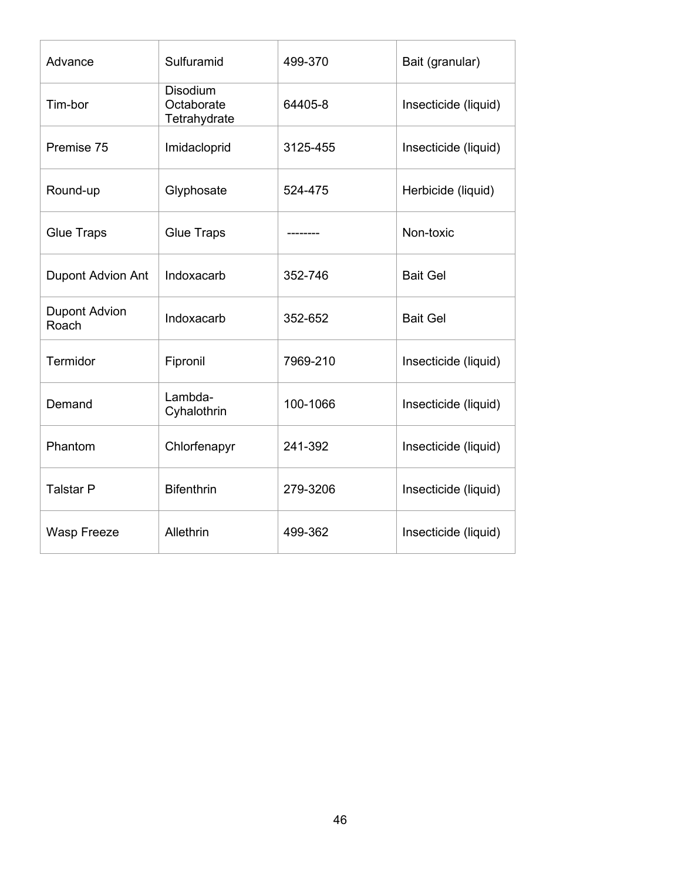| Advance | Sulfuramid | 499-370 | Bait (granular) |
|---|---|---|---|
| Tim-bor | Disodium Octaborate Tetrahydrate | 64405-8 | Insecticide (liquid) |
| Premise 75 | Imidacloprid | 3125-455 | Insecticide (liquid) |
| Round-up | Glyphosate | 524-475 | Herbicide (liquid) |
| Glue Traps | Glue Traps | -------- | Non-toxic |
| Dupont Advion Ant | Indoxacarb | 352-746 | Bait Gel |
| Dupont Advion Roach | Indoxacarb | 352-652 | Bait Gel |
| Termidor | Fipronil | 7969-210 | Insecticide (liquid) |
| Demand | Lambda-Cyhalothrin | 100-1066 | Insecticide (liquid) |
| Phantom | Chlorfenapyr | 241-392 | Insecticide (liquid) |
| Talstar P | Bifenthrin | 279-3206 | Insecticide (liquid) |
| Wasp Freeze | Allethrin | 499-362 | Insecticide (liquid) |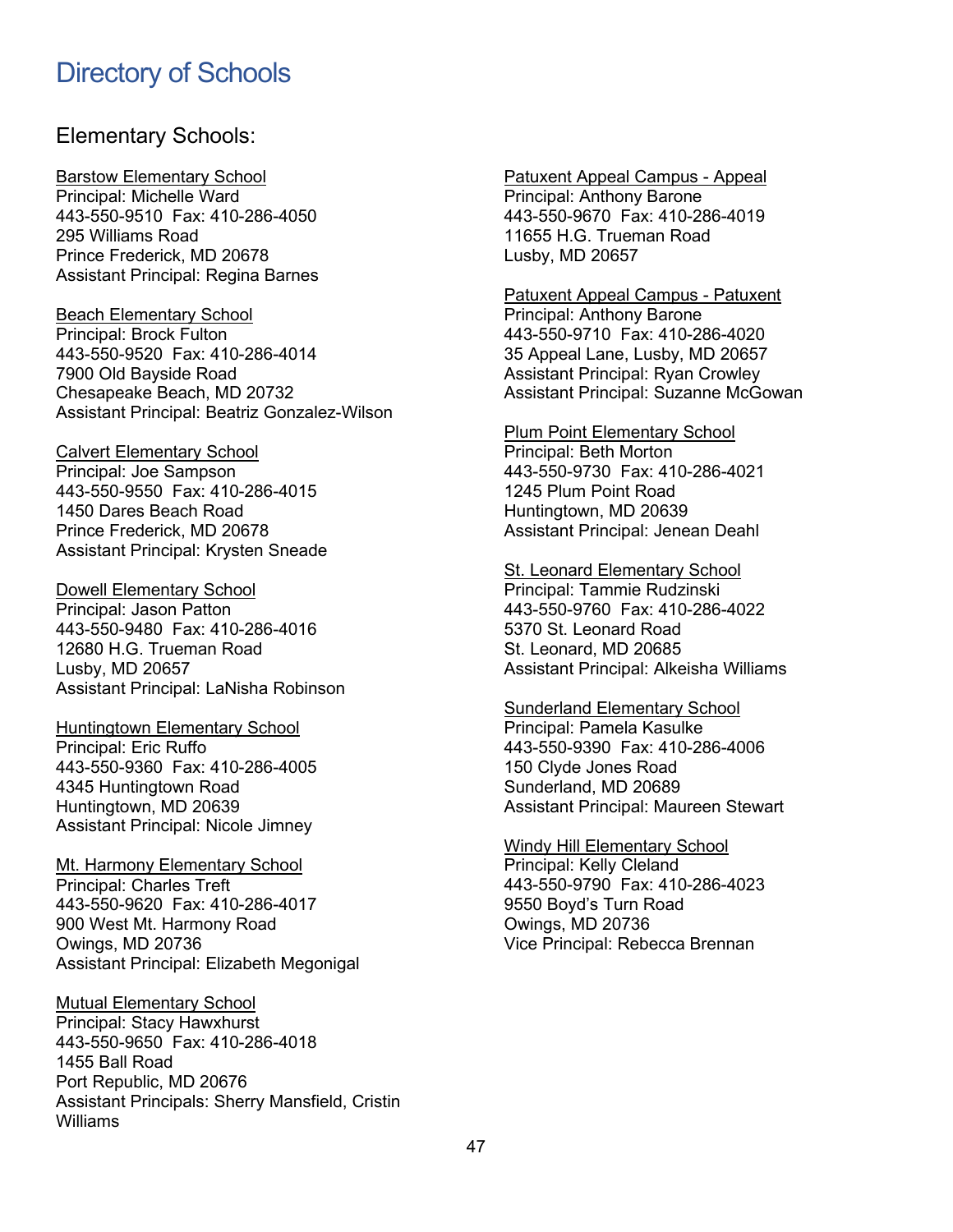# Directory of Schools

## Elementary Schools:

Barstow Elementary School
Principal: Michelle Ward
443-550-9510  Fax: 410-286-4050
295 Williams Road
Prince Frederick, MD 20678
Assistant Principal: Regina Barnes

Beach Elementary School
Principal: Brock Fulton
443-550-9520  Fax: 410-286-4014
7900 Old Bayside Road
Chesapeake Beach, MD 20732
Assistant Principal: Beatriz Gonzalez-Wilson

Calvert Elementary School
Principal: Joe Sampson
443-550-9550  Fax: 410-286-4015
1450 Dares Beach Road
Prince Frederick, MD 20678
Assistant Principal: Krysten Sneade

Dowell Elementary School
Principal: Jason Patton
443-550-9480  Fax: 410-286-4016
12680 H.G. Trueman Road
Lusby, MD 20657
Assistant Principal: LaNisha Robinson

Huntingtown Elementary School
Principal: Eric Ruffo
443-550-9360  Fax: 410-286-4005
4345 Huntingtown Road
Huntingtown, MD 20639
Assistant Principal: Nicole Jimney

Mt. Harmony Elementary School
Principal: Charles Treft
443-550-9620  Fax: 410-286-4017
900 West Mt. Harmony Road
Owings, MD 20736
Assistant Principal: Elizabeth Megonigal

Mutual Elementary School
Principal: Stacy Hawxhurst
443-550-9650  Fax: 410-286-4018
1455 Ball Road
Port Republic, MD 20676
Assistant Principals: Sherry Mansfield, Cristin Williams

Patuxent Appeal Campus - Appeal
Principal: Anthony Barone
443-550-9670  Fax: 410-286-4019
11655 H.G. Trueman Road
Lusby, MD 20657

Patuxent Appeal Campus - Patuxent
Principal: Anthony Barone
443-550-9710  Fax: 410-286-4020
35 Appeal Lane, Lusby, MD 20657
Assistant Principal: Ryan Crowley
Assistant Principal: Suzanne McGowan

Plum Point Elementary School
Principal: Beth Morton
443-550-9730  Fax: 410-286-4021
1245 Plum Point Road
Huntingtown, MD 20639
Assistant Principal: Jenean Deahl

St. Leonard Elementary School
Principal: Tammie Rudzinski
443-550-9760  Fax: 410-286-4022
5370 St. Leonard Road
St. Leonard, MD 20685
Assistant Principal: Alkeisha Williams

Sunderland Elementary School
Principal: Pamela Kasulke
443-550-9390  Fax: 410-286-4006
150 Clyde Jones Road
Sunderland, MD 20689
Assistant Principal: Maureen Stewart

Windy Hill Elementary School
Principal: Kelly Cleland
443-550-9790  Fax: 410-286-4023
9550 Boyd's Turn Road
Owings, MD 20736
Vice Principal: Rebecca Brennan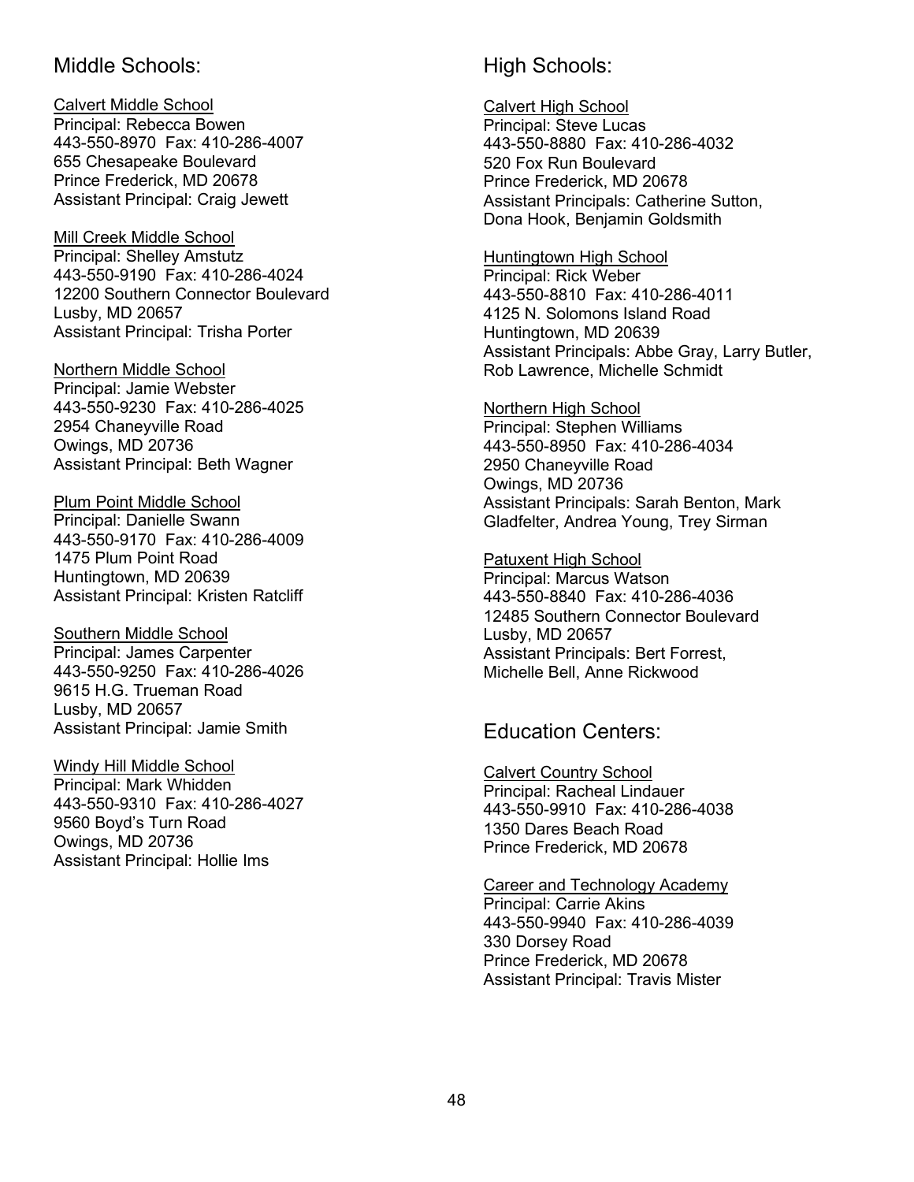## Middle Schools:

Calvert Middle School
Principal: Rebecca Bowen
443-550-8970 Fax: 410-286-4007
655 Chesapeake Boulevard
Prince Frederick, MD 20678
Assistant Principal: Craig Jewett

Mill Creek Middle School
Principal: Shelley Amstutz
443-550-9190 Fax: 410-286-4024
12200 Southern Connector Boulevard
Lusby, MD 20657
Assistant Principal: Trisha Porter

Northern Middle School
Principal: Jamie Webster
443-550-9230 Fax: 410-286-4025
2954 Chaneyville Road
Owings, MD 20736
Assistant Principal: Beth Wagner

Plum Point Middle School
Principal: Danielle Swann
443-550-9170 Fax: 410-286-4009
1475 Plum Point Road
Huntingtown, MD 20639
Assistant Principal: Kristen Ratcliff

Southern Middle School
Principal: James Carpenter
443-550-9250 Fax: 410-286-4026
9615 H.G. Trueman Road
Lusby, MD 20657
Assistant Principal: Jamie Smith

Windy Hill Middle School
Principal: Mark Whidden
443-550-9310 Fax: 410-286-4027
9560 Boyd's Turn Road
Owings, MD 20736
Assistant Principal: Hollie Ims

## High Schools:

Calvert High School
Principal: Steve Lucas
443-550-8880 Fax: 410-286-4032
520 Fox Run Boulevard
Prince Frederick, MD 20678
Assistant Principals: Catherine Sutton, Dona Hook, Benjamin Goldsmith

Huntingtown High School
Principal: Rick Weber
443-550-8810 Fax: 410-286-4011
4125 N. Solomons Island Road
Huntingtown, MD 20639
Assistant Principals: Abbe Gray, Larry Butler, Rob Lawrence, Michelle Schmidt

Northern High School
Principal: Stephen Williams
443-550-8950 Fax: 410-286-4034
2950 Chaneyville Road
Owings, MD 20736
Assistant Principals: Sarah Benton, Mark Gladfelter, Andrea Young, Trey Sirman

Patuxent High School
Principal: Marcus Watson
443-550-8840 Fax: 410-286-4036
12485 Southern Connector Boulevard
Lusby, MD 20657
Assistant Principals: Bert Forrest, Michelle Bell, Anne Rickwood

## Education Centers:

Calvert Country School
Principal: Racheal Lindauer
443-550-9910 Fax: 410-286-4038
1350 Dares Beach Road
Prince Frederick, MD 20678

Career and Technology Academy
Principal: Carrie Akins
443-550-9940 Fax: 410-286-4039
330 Dorsey Road
Prince Frederick, MD 20678
Assistant Principal: Travis Mister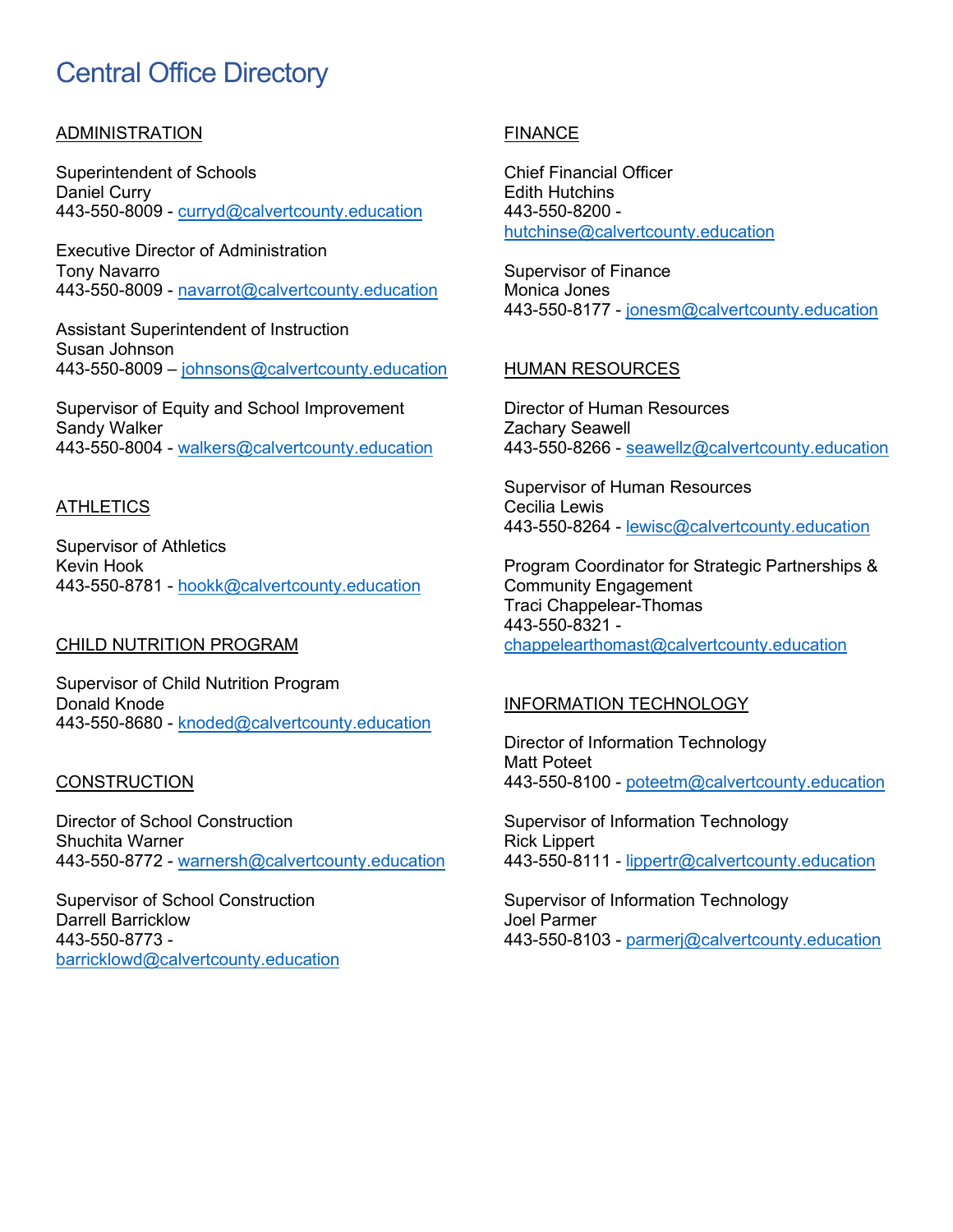# Central Office Directory

ADMINISTRATION

Superintendent of Schools
Daniel Curry
443-550-8009 - curryd@calvertcounty.education

Executive Director of Administration
Tony Navarro
443-550-8009 - navarrot@calvertcounty.education

Assistant Superintendent of Instruction
Susan Johnson
443-550-8009 – johnsons@calvertcounty.education

Supervisor of Equity and School Improvement
Sandy Walker
443-550-8004 - walkers@calvertcounty.education

ATHLETICS

Supervisor of Athletics
Kevin Hook
443-550-8781 - hookk@calvertcounty.education

CHILD NUTRITION PROGRAM

Supervisor of Child Nutrition Program
Donald Knode
443-550-8680 - knoded@calvertcounty.education

CONSTRUCTION

Director of School Construction
Shuchita Warner
443-550-8772 - warnersh@calvertcounty.education

Supervisor of School Construction
Darrell Barricklow
443-550-8773 - barricklowd@calvertcounty.education

FINANCE

Chief Financial Officer
Edith Hutchins
443-550-8200 - hutchinse@calvertcounty.education

Supervisor of Finance
Monica Jones
443-550-8177 - jonesm@calvertcounty.education

HUMAN RESOURCES

Director of Human Resources
Zachary Seawell
443-550-8266 - seawellz@calvertcounty.education

Supervisor of Human Resources
Cecilia Lewis
443-550-8264 - lewisc@calvertcounty.education

Program Coordinator for Strategic Partnerships & Community Engagement
Traci Chappelear-Thomas
443-550-8321 - chappelearthomast@calvertcounty.education

INFORMATION TECHNOLOGY

Director of Information Technology
Matt Poteet
443-550-8100 - poteetm@calvertcounty.education

Supervisor of Information Technology
Rick Lippert
443-550-8111 - lippertr@calvertcounty.education

Supervisor of Information Technology
Joel Parmer
443-550-8103 - parmerj@calvertcounty.education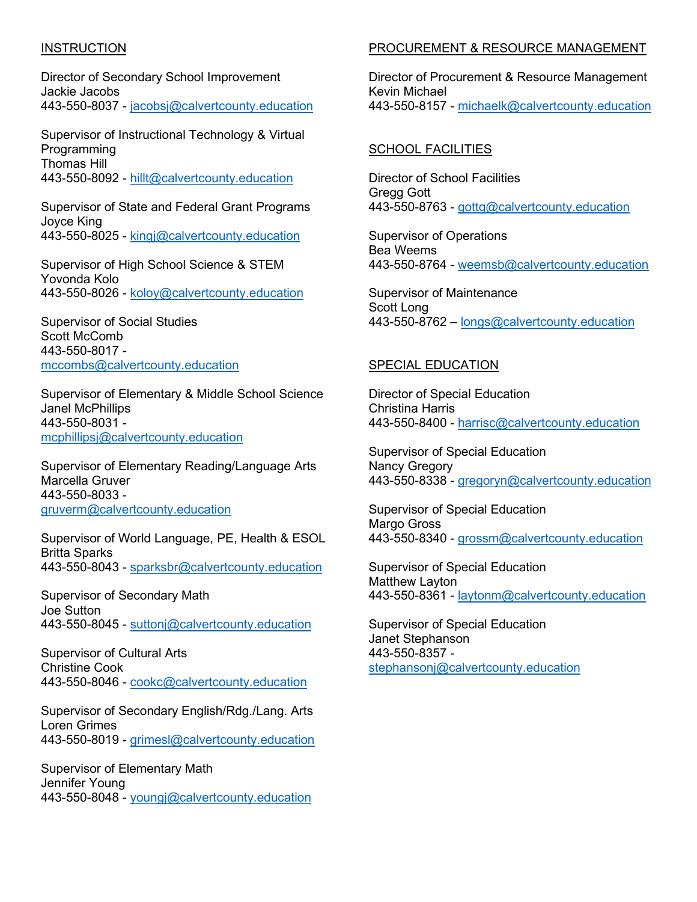## INSTRUCTION

Director of Secondary School Improvement
Jackie Jacobs
443-550-8037 - jacobsj@calvertcounty.education

Supervisor of Instructional Technology & Virtual Programming
Thomas Hill
443-550-8092 - hillt@calvertcounty.education

Supervisor of State and Federal Grant Programs
Joyce King
443-550-8025 - kingj@calvertcounty.education

Supervisor of High School Science & STEM
Yovonda Kolo
443-550-8026 - koloy@calvertcounty.education

Supervisor of Social Studies
Scott McComb
443-550-8017 - mccombs@calvertcounty.education

Supervisor of Elementary & Middle School Science
Janel McPhillips
443-550-8031 - mcphillipsj@calvertcounty.education

Supervisor of Elementary Reading/Language Arts
Marcella Gruver
443-550-8033 - gruverm@calvertcounty.education

Supervisor of World Language, PE, Health & ESOL
Britta Sparks
443-550-8043 - sparksbr@calvertcounty.education

Supervisor of Secondary Math
Joe Sutton
443-550-8045 - suttonj@calvertcounty.education

Supervisor of Cultural Arts
Christine Cook
443-550-8046 - cookc@calvertcounty.education

Supervisor of Secondary English/Rdg./Lang. Arts
Loren Grimes
443-550-8019 - grimesl@calvertcounty.education

Supervisor of Elementary Math
Jennifer Young
443-550-8048 - youngj@calvertcounty.education

## PROCUREMENT & RESOURCE MANAGEMENT

Director of Procurement & Resource Management
Kevin Michael
443-550-8157 - michaelk@calvertcounty.education

## SCHOOL FACILITIES

Director of School Facilities
Gregg Gott
443-550-8763 - gottg@calvertcounty.education

Supervisor of Operations
Bea Weems
443-550-8764 - weemsb@calvertcounty.education

Supervisor of Maintenance
Scott Long
443-550-8762 – longs@calvertcounty.education

## SPECIAL EDUCATION

Director of Special Education
Christina Harris
443-550-8400 - harrisc@calvertcounty.education

Supervisor of Special Education
Nancy Gregory
443-550-8338 - gregoryn@calvertcounty.education

Supervisor of Special Education
Margo Gross
443-550-8340 - grossm@calvertcounty.education

Supervisor of Special Education
Matthew Layton
443-550-8361 - laytonm@calvertcounty.education

Supervisor of Special Education
Janet Stephanson
443-550-8357 - stephansonj@calvertcounty.education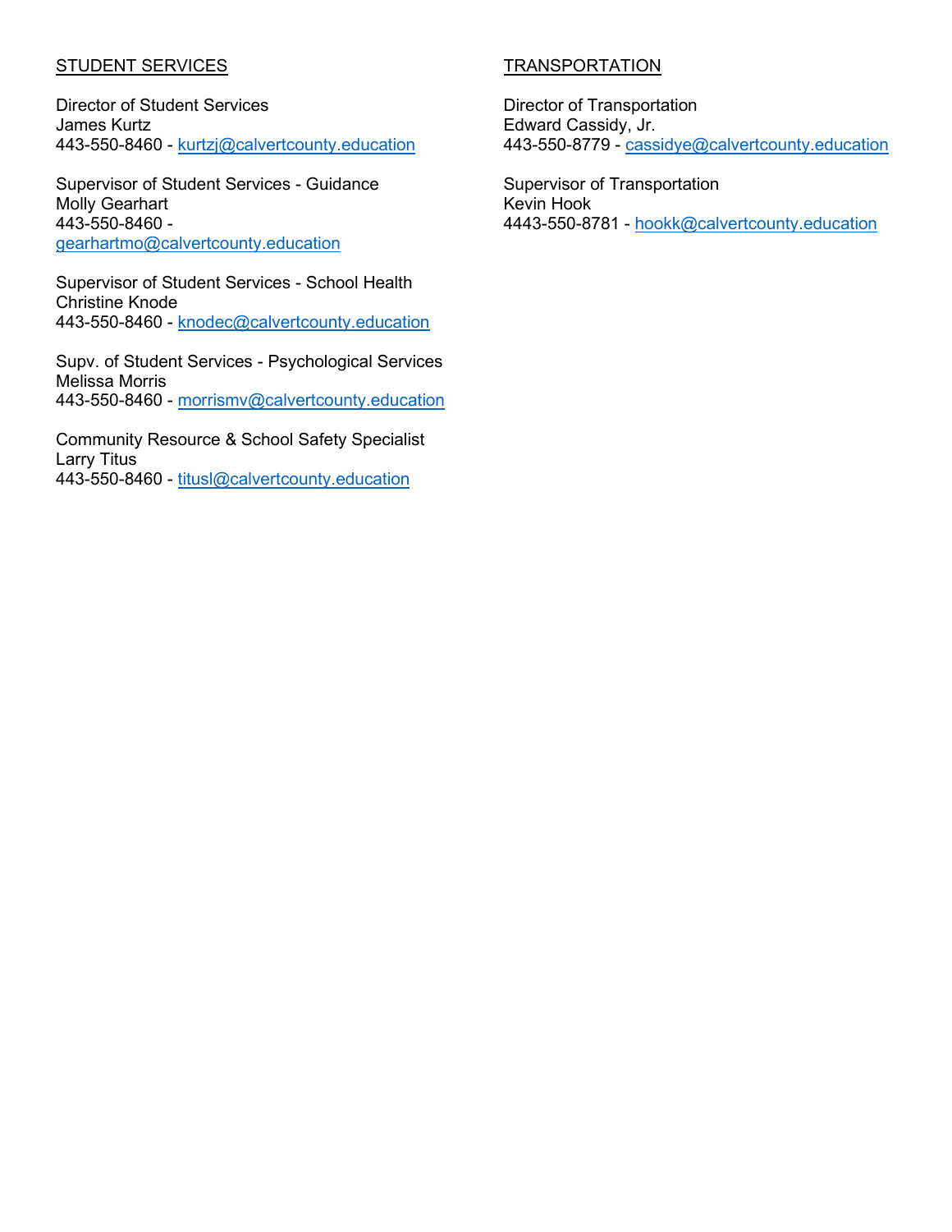STUDENT SERVICES

Director of Student Services
James Kurtz
443-550-8460 - kurtzj@calvertcounty.education

Supervisor of Student Services - Guidance
Molly Gearhart
443-550-8460 -
gearhartmo@calvertcounty.education

Supervisor of Student Services - School Health
Christine Knode
443-550-8460 - knodec@calvertcounty.education

Supv. of Student Services - Psychological Services
Melissa Morris
443-550-8460 - morrismv@calvertcounty.education

Community Resource & School Safety Specialist
Larry Titus
443-550-8460 - titusl@calvertcounty.education

TRANSPORTATION

Director of Transportation
Edward Cassidy, Jr.
443-550-8779 - cassidye@calvertcounty.education

Supervisor of Transportation
Kevin Hook
4443-550-8781 - hookk@calvertcounty.education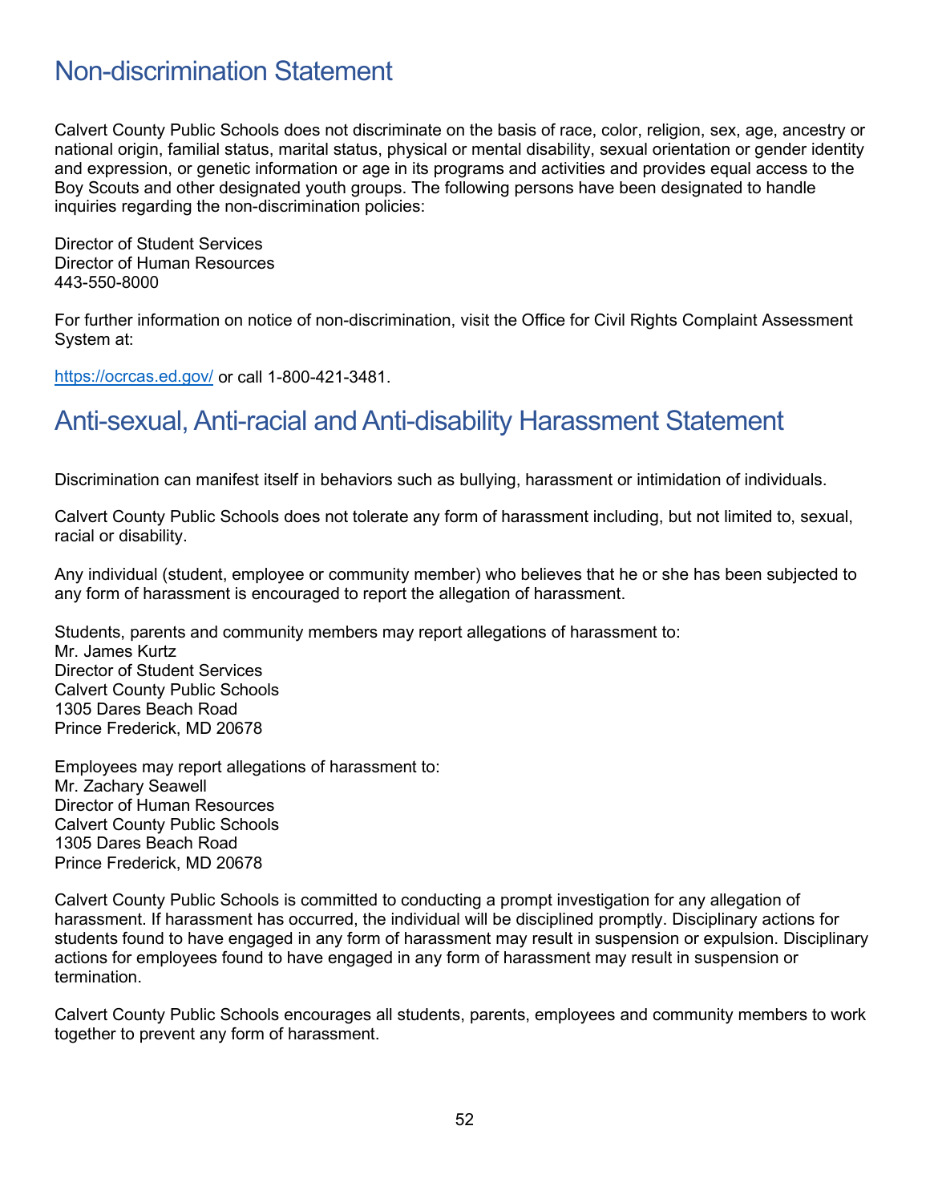# Non-discrimination Statement

Calvert County Public Schools does not discriminate on the basis of race, color, religion, sex, age, ancestry or national origin, familial status, marital status, physical or mental disability, sexual orientation or gender identity and expression, or genetic information or age in its programs and activities and provides equal access to the Boy Scouts and other designated youth groups. The following persons have been designated to handle inquiries regarding the non-discrimination policies:

Director of Student Services
Director of Human Resources
443-550-8000

For further information on notice of non-discrimination, visit the Office for Civil Rights Complaint Assessment System at:

https://ocrcas.ed.gov/ or call 1-800-421-3481.

# Anti-sexual, Anti-racial and Anti-disability Harassment Statement

Discrimination can manifest itself in behaviors such as bullying, harassment or intimidation of individuals.

Calvert County Public Schools does not tolerate any form of harassment including, but not limited to, sexual, racial or disability.

Any individual (student, employee or community member) who believes that he or she has been subjected to any form of harassment is encouraged to report the allegation of harassment.

Students, parents and community members may report allegations of harassment to:
Mr. James Kurtz
Director of Student Services
Calvert County Public Schools
1305 Dares Beach Road
Prince Frederick, MD 20678

Employees may report allegations of harassment to:
Mr. Zachary Seawell
Director of Human Resources
Calvert County Public Schools
1305 Dares Beach Road
Prince Frederick, MD 20678

Calvert County Public Schools is committed to conducting a prompt investigation for any allegation of harassment. If harassment has occurred, the individual will be disciplined promptly. Disciplinary actions for students found to have engaged in any form of harassment may result in suspension or expulsion. Disciplinary actions for employees found to have engaged in any form of harassment may result in suspension or termination.

Calvert County Public Schools encourages all students, parents, employees and community members to work together to prevent any form of harassment.